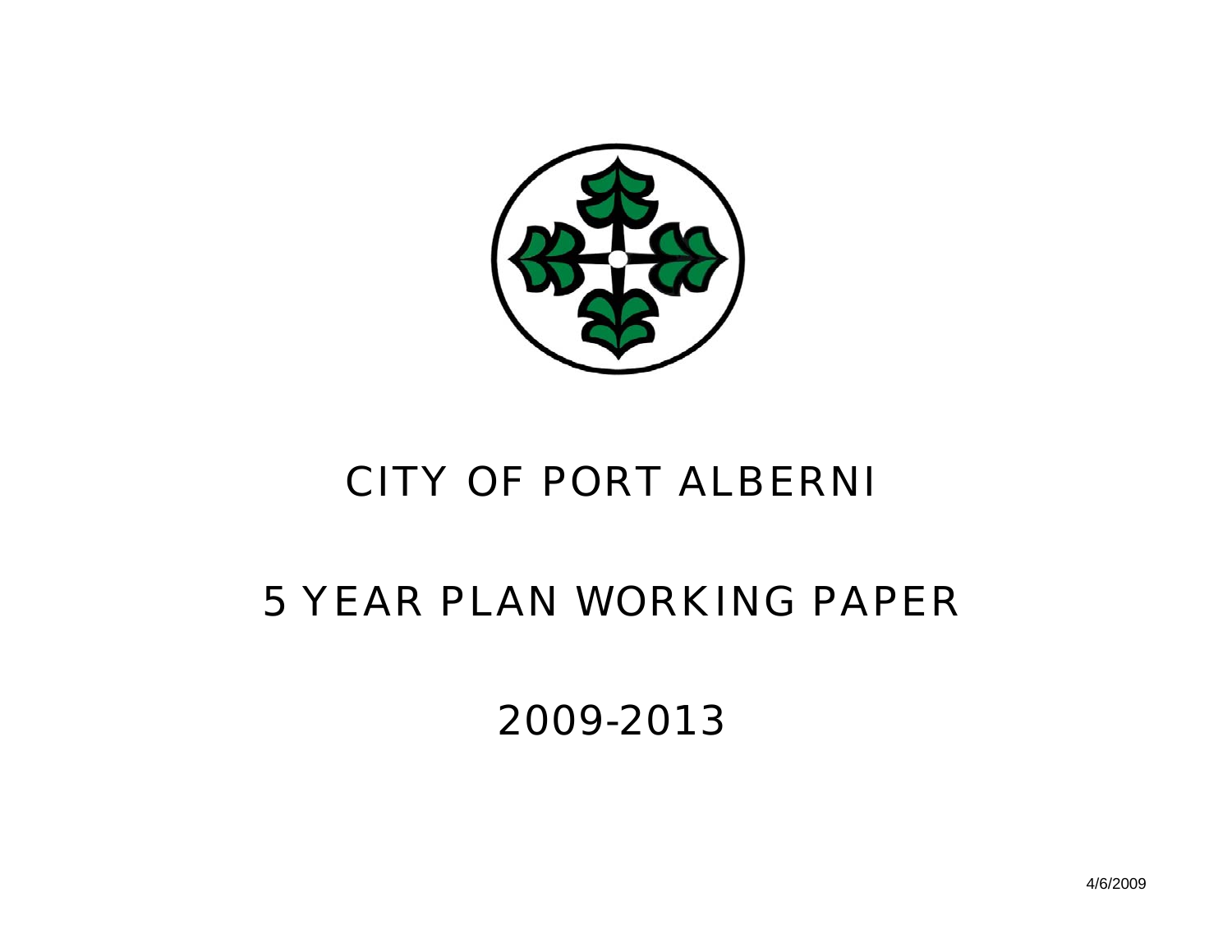# CITY OF PORT ALBERNI

# 5 YEAR PLAN WORKING PAPER

# 2009-2013

4/6/2009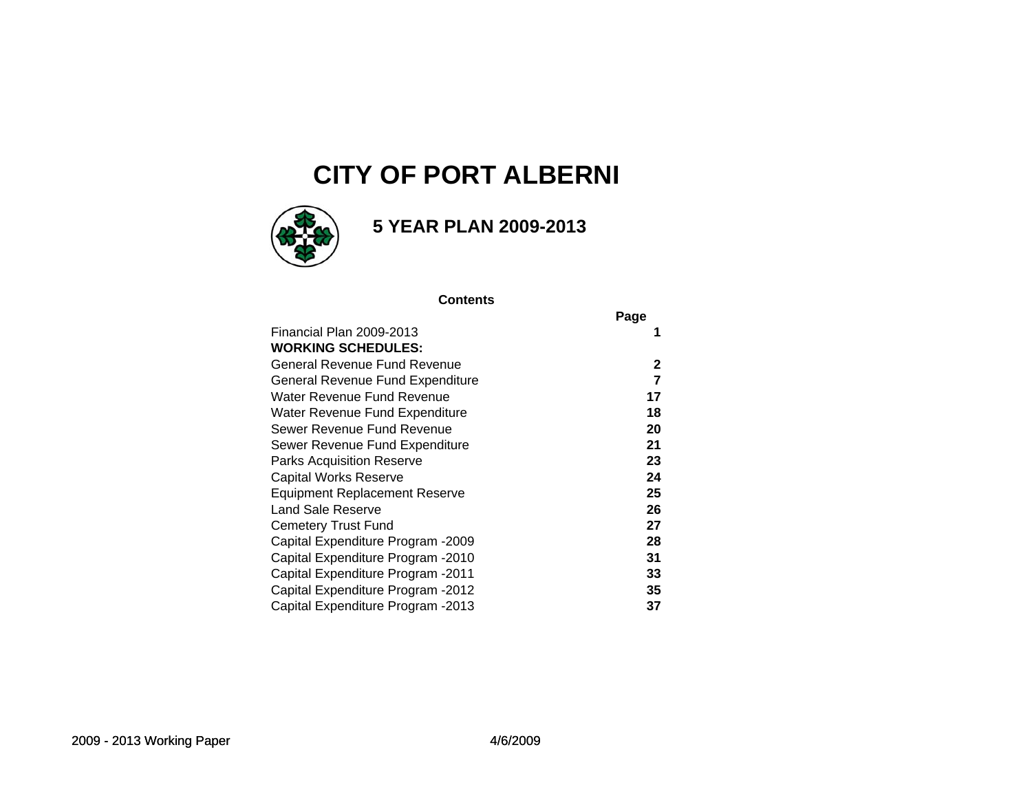# CITY OF PORT ALBERNI

## 5 YEAR PLAN 2009-2013

**Contents**

| | **Page** |
|---|---|
| Financial Plan 2009-2013 | **1** |
| **WORKING SCHEDULES:** | |
| General Revenue Fund Revenue | **2** |
| General Revenue Fund Expenditure | **7** |
| Water Revenue Fund Revenue | **17** |
| Water Revenue Fund Expenditure | **18** |
| Sewer Revenue Fund Revenue | **20** |
| Sewer Revenue Fund Expenditure | **21** |
| Parks Acquisition Reserve | **23** |
| Capital Works Reserve | **24** |
| Equipment Replacement Reserve | **25** |
| Land Sale Reserve | **26** |
| Cemetery Trust Fund | **27** |
| Capital Expenditure Program -2009 | **28** |
| Capital Expenditure Program -2010 | **31** |
| Capital Expenditure Program -2011 | **33** |
| Capital Expenditure Program -2012 | **35** |
| Capital Expenditure Program -2013 | **37** |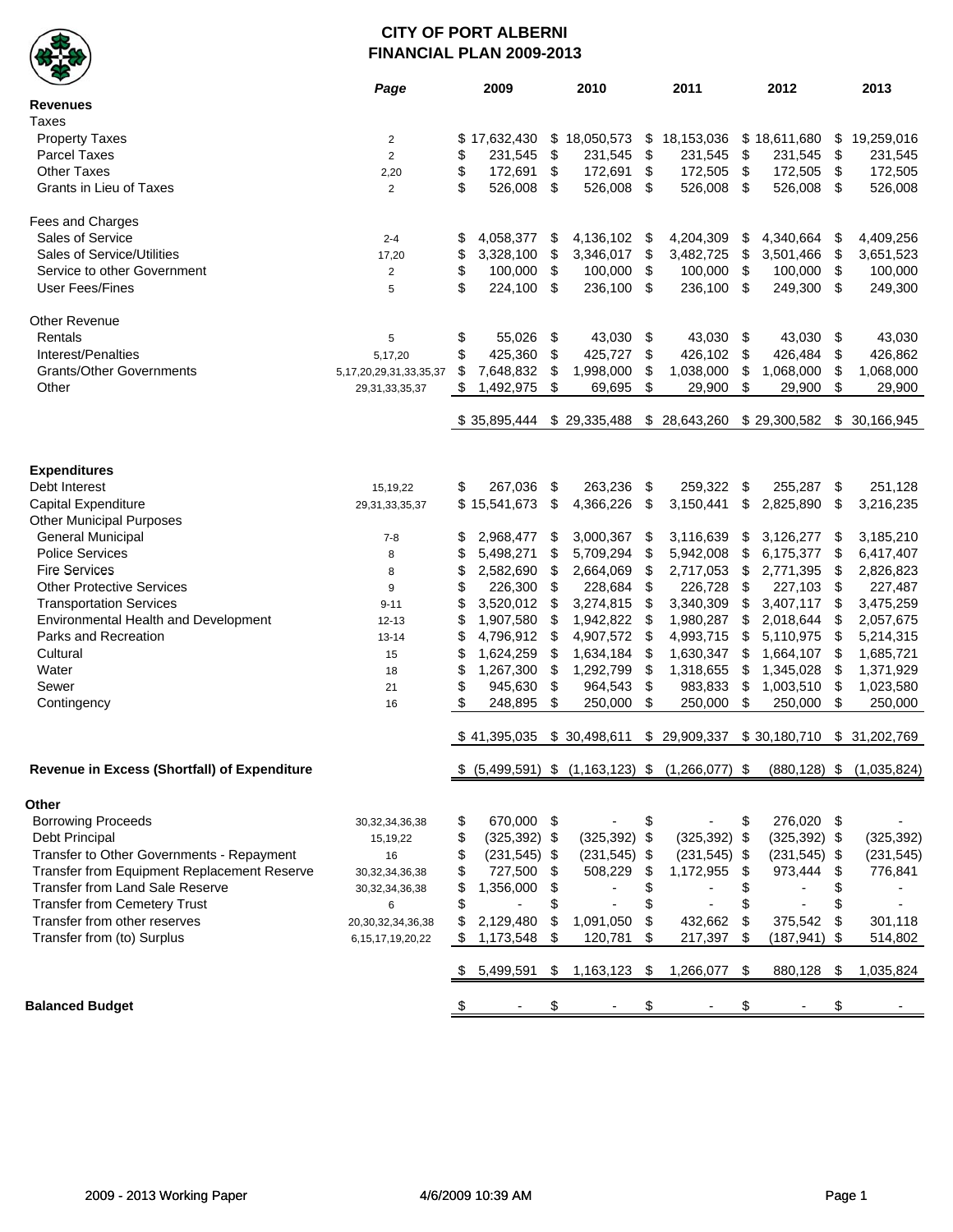# CITY OF PORT ALBERNI
## FINANCIAL PLAN 2009-2013

| | *Page* | 2009 | 2010 | 2011 | 2012 | 2013 |
|---|---|---|---|---|---|---|
| **Revenues** | | | | | | |
| Taxes | | | | | | |
| Property Taxes | 2 | $ 17,632,430 | $ 18,050,573 | $ 18,153,036 | $ 18,611,680 | $ 19,259,016 |
| Parcel Taxes | 2 | $ 231,545 | $ 231,545 | $ 231,545 | $ 231,545 | $ 231,545 |
| Other Taxes | 2,20 | $ 172,691 | $ 172,691 | $ 172,505 | $ 172,505 | $ 172,505 |
| Grants in Lieu of Taxes | 2 | $ 526,008 | $ 526,008 | $ 526,008 | $ 526,008 | $ 526,008 |
| Fees and Charges | | | | | | |
| Sales of Service | 2-4 | $ 4,058,377 | $ 4,136,102 | $ 4,204,309 | $ 4,340,664 | $ 4,409,256 |
| Sales of Service/Utilities | 17,20 | $ 3,328,100 | $ 3,346,017 | $ 3,482,725 | $ 3,501,466 | $ 3,651,523 |
| Service to other Government | 2 | $ 100,000 | $ 100,000 | $ 100,000 | $ 100,000 | $ 100,000 |
| User Fees/Fines | 5 | $ 224,100 | $ 236,100 | $ 236,100 | $ 249,300 | $ 249,300 |
| Other Revenue | | | | | | |
| Rentals | 5 | $ 55,026 | $ 43,030 | $ 43,030 | $ 43,030 | $ 43,030 |
| Interest/Penalties | 5,17,20 | $ 425,360 | $ 425,727 | $ 426,102 | $ 426,484 | $ 426,862 |
| Grants/Other Governments | 5,17,20,29,31,33,35,37 | $ 7,648,832 | $ 1,998,000 | $ 1,038,000 | $ 1,068,000 | $ 1,068,000 |
| Other | 29,31,33,35,37 | $ 1,492,975 | $ 69,695 | $ 29,900 | $ 29,900 | $ 29,900 |
| | | $ 35,895,444 | $ 29,335,488 | $ 28,643,260 | $ 29,300,582 | $ 30,166,945 |
| **Expenditures** | | | | | | |
| Debt Interest | 15,19,22 | $ 267,036 | $ 263,236 | $ 259,322 | $ 255,287 | $ 251,128 |
| Capital Expenditure | 29,31,33,35,37 | $ 15,541,673 | $ 4,366,226 | $ 3,150,441 | $ 2,825,890 | $ 3,216,235 |
| Other Municipal Purposes | | | | | | |
| General Municipal | 7-8 | $ 2,968,477 | $ 3,000,367 | $ 3,116,639 | $ 3,126,277 | $ 3,185,210 |
| Police Services | 8 | $ 5,498,271 | $ 5,709,294 | $ 5,942,008 | $ 6,175,377 | $ 6,417,407 |
| Fire Services | 8 | $ 2,582,690 | $ 2,664,069 | $ 2,717,053 | $ 2,771,395 | $ 2,826,823 |
| Other Protective Services | 9 | $ 226,300 | $ 228,684 | $ 226,728 | $ 227,103 | $ 227,487 |
| Transportation Services | 9-11 | $ 3,520,012 | $ 3,274,815 | $ 3,340,309 | $ 3,407,117 | $ 3,475,259 |
| Environmental Health and Development | 12-13 | $ 1,907,580 | $ 1,942,822 | $ 1,980,287 | $ 2,018,644 | $ 2,057,675 |
| Parks and Recreation | 13-14 | $ 4,796,912 | $ 4,907,572 | $ 4,993,715 | $ 5,110,975 | $ 5,214,315 |
| Cultural | 15 | $ 1,624,259 | $ 1,634,184 | $ 1,630,347 | $ 1,664,107 | $ 1,685,721 |
| Water | 18 | $ 1,267,300 | $ 1,292,799 | $ 1,318,655 | $ 1,345,028 | $ 1,371,929 |
| Sewer | 21 | $ 945,630 | $ 964,543 | $ 983,833 | $ 1,003,510 | $ 1,023,580 |
| Contingency | 16 | $ 248,895 | $ 250,000 | $ 250,000 | $ 250,000 | $ 250,000 |
| | | $ 41,395,035 | $ 30,498,611 | $ 29,909,337 | $ 30,180,710 | $ 31,202,769 |
| **Revenue in Excess (Shortfall) of Expenditure** | | $ (5,499,591) | $ (1,163,123) | $ (1,266,077) | $ (880,128) | $ (1,035,824) |
| **Other** | | | | | | |
| Borrowing Proceeds | 30,32,34,36,38 | $ 670,000 | $ - | $ - | $ 276,020 | $ - |
| Debt Principal | 15,19,22 | $ (325,392) | $ (325,392) | $ (325,392) | $ (325,392) | $ (325,392) |
| Transfer to Other Governments - Repayment | 16 | $ (231,545) | $ (231,545) | $ (231,545) | $ (231,545) | $ (231,545) |
| Transfer from Equipment Replacement Reserve | 30,32,34,36,38 | $ 727,500 | $ 508,229 | $ 1,172,955 | $ 973,444 | $ 776,841 |
| Transfer from Land Sale Reserve | 30,32,34,36,38 | $ 1,356,000 | $ - | $ - | $ - | $ - |
| Transfer from Cemetery Trust | 6 | $ - | $ - | $ - | $ - | $ - |
| Transfer from other reserves | 20,30,32,34,36,38 | $ 2,129,480 | $ 1,091,050 | $ 432,662 | $ 375,542 | $ 301,118 |
| Transfer from (to) Surplus | 6,15,17,19,20,22 | $ 1,173,548 | $ 120,781 | $ 217,397 | $ (187,941) | $ 514,802 |
| | | $ 5,499,591 | $ 1,163,123 | $ 1,266,077 | $ 880,128 | $ 1,035,824 |
| **Balanced Budget** | | $ - | $ - | $ - | $ - | $ - |

2009 - 2013 Working Paper 4/6/2009 10:39 AM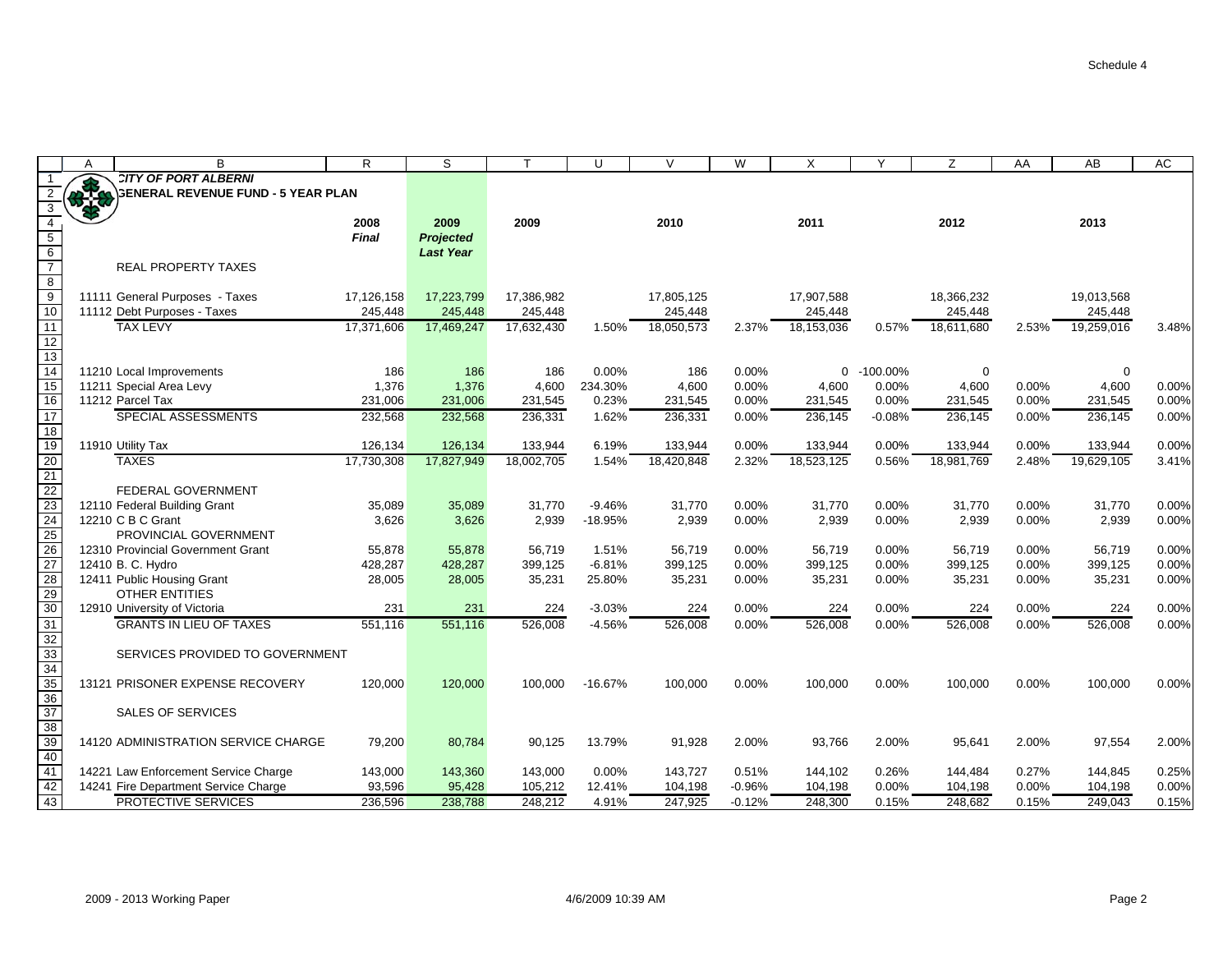Schedule 4

| | A | B | R | S | T | U | V | W | X | Y | Z | AA | AB | AC |
|---|---|---|---|---|---|---|---|---|---|---|---|---|---|---|
| 1 | | *CITY OF PORT ALBERNI* | | | | | | | | | | | | |
| 2 | | *GENERAL REVENUE FUND - 5 YEAR PLAN* | | | | | | | | | | | | |
| 3 | | | | | | | | | | | | | | |
| 4 | | | **2008** | **2009** | **2009** | | **2010** | | **2011** | | **2012** | | **2013** | |
| 5 | | | ***Final*** | ***Projected*** | | | | | | | | | | |
| 6 | | | | ***Last Year*** | | | | | | | | | | |
| 7 | | REAL PROPERTY TAXES | | | | | | | | | | | | |
| 8 | | | | | | | | | | | | | | |
| 9 | | 11111 General Purposes - Taxes | 17,126,158 | 17,223,799 | 17,386,982 | | 17,805,125 | | 17,907,588 | | 18,366,232 | | 19,013,568 | |
| 10 | | 11112 Debt Purposes - Taxes | 245,448 | 245,448 | 245,448 | | 245,448 | | 245,448 | | 245,448 | | 245,448 | |
| 11 | | TAX LEVY | 17,371,606 | 17,469,247 | 17,632,430 | 1.50% | 18,050,573 | 2.37% | 18,153,036 | 0.57% | 18,611,680 | 2.53% | 19,259,016 | 3.48% |
| 12 | | | | | | | | | | | | | | |
| 13 | | | | | | | | | | | | | | |
| 14 | | 11210 Local Improvements | 186 | 186 | 186 | 0.00% | 186 | 0.00% | 0 | -100.00% | 0 | | 0 | |
| 15 | | 11211 Special Area Levy | 1,376 | 1,376 | 4,600 | 234.30% | 4,600 | 0.00% | 4,600 | 0.00% | 4,600 | 0.00% | 4,600 | 0.00% |
| 16 | | 11212 Parcel Tax | 231,006 | 231,006 | 231,545 | 0.23% | 231,545 | 0.00% | 231,545 | 0.00% | 231,545 | 0.00% | 231,545 | 0.00% |
| 17 | | SPECIAL ASSESSMENTS | 232,568 | 232,568 | 236,331 | 1.62% | 236,331 | 0.00% | 236,145 | -0.08% | 236,145 | 0.00% | 236,145 | 0.00% |
| 18 | | | | | | | | | | | | | | |
| 19 | | 11910 Utility Tax | 126,134 | 126,134 | 133,944 | 6.19% | 133,944 | 0.00% | 133,944 | 0.00% | 133,944 | 0.00% | 133,944 | 0.00% |
| 20 | | TAXES | 17,730,308 | 17,827,949 | 18,002,705 | 1.54% | 18,420,848 | 2.32% | 18,523,125 | 0.56% | 18,981,769 | 2.48% | 19,629,105 | 3.41% |
| 21 | | | | | | | | | | | | | | |
| 22 | | FEDERAL GOVERNMENT | | | | | | | | | | | | |
| 23 | | 12110 Federal Building Grant | 35,089 | 35,089 | 31,770 | -9.46% | 31,770 | 0.00% | 31,770 | 0.00% | 31,770 | 0.00% | 31,770 | 0.00% |
| 24 | | 12210 C B C Grant | 3,626 | 3,626 | 2,939 | -18.95% | 2,939 | 0.00% | 2,939 | 0.00% | 2,939 | 0.00% | 2,939 | 0.00% |
| 25 | | PROVINCIAL GOVERNMENT | | | | | | | | | | | | |
| 26 | | 12310 Provincial Government Grant | 55,878 | 55,878 | 56,719 | 1.51% | 56,719 | 0.00% | 56,719 | 0.00% | 56,719 | 0.00% | 56,719 | 0.00% |
| 27 | | 12410 B. C. Hydro | 428,287 | 428,287 | 399,125 | -6.81% | 399,125 | 0.00% | 399,125 | 0.00% | 399,125 | 0.00% | 399,125 | 0.00% |
| 28 | | 12411 Public Housing Grant | 28,005 | 28,005 | 35,231 | 25.80% | 35,231 | 0.00% | 35,231 | 0.00% | 35,231 | 0.00% | 35,231 | 0.00% |
| 29 | | OTHER ENTITIES | | | | | | | | | | | | |
| 30 | | 12910 University of Victoria | 231 | 231 | 224 | -3.03% | 224 | 0.00% | 224 | 0.00% | 224 | 0.00% | 224 | 0.00% |
| 31 | | GRANTS IN LIEU OF TAXES | 551,116 | 551,116 | 526,008 | -4.56% | 526,008 | 0.00% | 526,008 | 0.00% | 526,008 | 0.00% | 526,008 | 0.00% |
| 32 | | | | | | | | | | | | | | |
| 33 | | SERVICES PROVIDED TO GOVERNMENT | | | | | | | | | | | | |
| 34 | | | | | | | | | | | | | | |
| 35 | | 13121 PRISONER EXPENSE RECOVERY | 120,000 | 120,000 | 100,000 | -16.67% | 100,000 | 0.00% | 100,000 | 0.00% | 100,000 | 0.00% | 100,000 | 0.00% |
| 36 | | | | | | | | | | | | | | |
| 37 | | SALES OF SERVICES | | | | | | | | | | | | |
| 38 | | | | | | | | | | | | | | |
| 39 | | 14120 ADMINISTRATION SERVICE CHARGE | 79,200 | 80,784 | 90,125 | 13.79% | 91,928 | 2.00% | 93,766 | 2.00% | 95,641 | 2.00% | 97,554 | 2.00% |
| 40 | | | | | | | | | | | | | | |
| 41 | | 14221 Law Enforcement Service Charge | 143,000 | 143,360 | 143,000 | 0.00% | 143,727 | 0.51% | 144,102 | 0.26% | 144,484 | 0.27% | 144,845 | 0.25% |
| 42 | | 14241 Fire Department Service Charge | 93,596 | 95,428 | 105,212 | 12.41% | 104,198 | -0.96% | 104,198 | 0.00% | 104,198 | 0.00% | 104,198 | 0.00% |
| 43 | | PROTECTIVE SERVICES | 236,596 | 238,788 | 248,212 | 4.91% | 247,925 | -0.12% | 248,300 | 0.15% | 248,682 | 0.15% | 249,043 | 0.15% |

2009 - 2013 Working Paper 4/6/2009 10:39 AM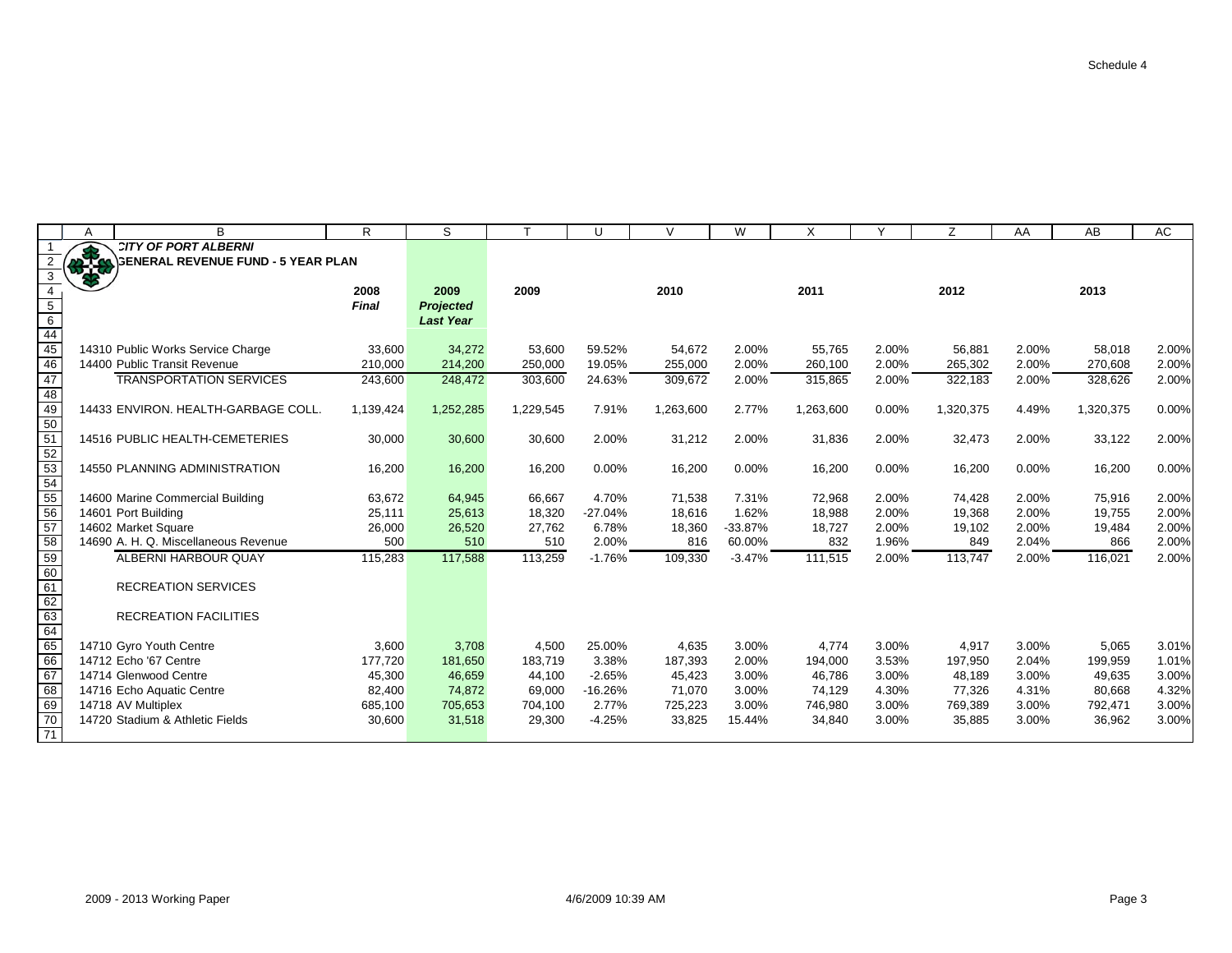Schedule 4

| | A | B | R | S | T | U | V | W | X | Y | Z | AA | AB | AC |
|---|---|---|---|---|---|---|---|---|---|---|---|---|---|---|
| 1 | | **CITY OF PORT ALBERNI** | | | | | | | | | | | | |
| 2 | | **GENERAL REVENUE FUND - 5 YEAR PLAN** | | | | | | | | | | | | |
| 3 | | | | | | | | | | | | | | |
| 4 | | | **2008** | **2009** | **2009** | | **2010** | | **2011** | | **2012** | | **2013** | |
| 5 | | | ***Final*** | ***Projected*** | | | | | | | | | | |
| 6 | | | | ***Last Year*** | | | | | | | | | | |
| 44 | | | | | | | | | | | | | | |
| 45 | | 14310 Public Works Service Charge | 33,600 | 34,272 | 53,600 | 59.52% | 54,672 | 2.00% | 55,765 | 2.00% | 56,881 | 2.00% | 58,018 | 2.00% |
| 46 | | 14400 Public Transit Revenue | 210,000 | 214,200 | 250,000 | 19.05% | 255,000 | 2.00% | 260,100 | 2.00% | 265,302 | 2.00% | 270,608 | 2.00% |
| 47 | | TRANSPORTATION SERVICES | 243,600 | 248,472 | 303,600 | 24.63% | 309,672 | 2.00% | 315,865 | 2.00% | 322,183 | 2.00% | 328,626 | 2.00% |
| 48 | | | | | | | | | | | | | | |
| 49 | | 14433 ENVIRON. HEALTH-GARBAGE COLL. | 1,139,424 | 1,252,285 | 1,229,545 | 7.91% | 1,263,600 | 2.77% | 1,263,600 | 0.00% | 1,320,375 | 4.49% | 1,320,375 | 0.00% |
| 50 | | | | | | | | | | | | | | |
| 51 | | 14516 PUBLIC HEALTH-CEMETERIES | 30,000 | 30,600 | 30,600 | 2.00% | 31,212 | 2.00% | 31,836 | 2.00% | 32,473 | 2.00% | 33,122 | 2.00% |
| 52 | | | | | | | | | | | | | | |
| 53 | | 14550 PLANNING ADMINISTRATION | 16,200 | 16,200 | 16,200 | 0.00% | 16,200 | 0.00% | 16,200 | 0.00% | 16,200 | 0.00% | 16,200 | 0.00% |
| 54 | | | | | | | | | | | | | | |
| 55 | | 14600 Marine Commercial Building | 63,672 | 64,945 | 66,667 | 4.70% | 71,538 | 7.31% | 72,968 | 2.00% | 74,428 | 2.00% | 75,916 | 2.00% |
| 56 | | 14601 Port Building | 25,111 | 25,613 | 18,320 | -27.04% | 18,616 | 1.62% | 18,988 | 2.00% | 19,368 | 2.00% | 19,755 | 2.00% |
| 57 | | 14602 Market Square | 26,000 | 26,520 | 27,762 | 6.78% | 18,360 | -33.87% | 18,727 | 2.00% | 19,102 | 2.00% | 19,484 | 2.00% |
| 58 | | 14690 A. H. Q. Miscellaneous Revenue | 500 | 510 | 510 | 2.00% | 816 | 60.00% | 832 | 1.96% | 849 | 2.04% | 866 | 2.00% |
| 59 | | ALBERNI HARBOUR QUAY | 115,283 | 117,588 | 113,259 | -1.76% | 109,330 | -3.47% | 111,515 | 2.00% | 113,747 | 2.00% | 116,021 | 2.00% |
| 60 | | | | | | | | | | | | | | |
| 61 | | RECREATION SERVICES | | | | | | | | | | | | |
| 62 | | | | | | | | | | | | | | |
| 63 | | RECREATION FACILITIES | | | | | | | | | | | | |
| 64 | | | | | | | | | | | | | | |
| 65 | | 14710 Gyro Youth Centre | 3,600 | 3,708 | 4,500 | 25.00% | 4,635 | 3.00% | 4,774 | 3.00% | 4,917 | 3.00% | 5,065 | 3.01% |
| 66 | | 14712 Echo '67 Centre | 177,720 | 181,650 | 183,719 | 3.38% | 187,393 | 2.00% | 194,000 | 3.53% | 197,950 | 2.04% | 199,959 | 1.01% |
| 67 | | 14714 Glenwood Centre | 45,300 | 46,659 | 44,100 | -2.65% | 45,423 | 3.00% | 46,786 | 3.00% | 48,189 | 3.00% | 49,635 | 3.00% |
| 68 | | 14716 Echo Aquatic Centre | 82,400 | 74,872 | 69,000 | -16.26% | 71,070 | 3.00% | 74,129 | 4.30% | 77,326 | 4.31% | 80,668 | 4.32% |
| 69 | | 14718 AV Multiplex | 685,100 | 705,653 | 704,100 | 2.77% | 725,223 | 3.00% | 746,980 | 3.00% | 769,389 | 3.00% | 792,471 | 3.00% |
| 70 | | 14720 Stadium & Athletic Fields | 30,600 | 31,518 | 29,300 | -4.25% | 33,825 | 15.44% | 34,840 | 3.00% | 35,885 | 3.00% | 36,962 | 3.00% |
| 71 | | | | | | | | | | | | | | |

2009 - 2013 Working Paper 4/6/2009 10:39 AM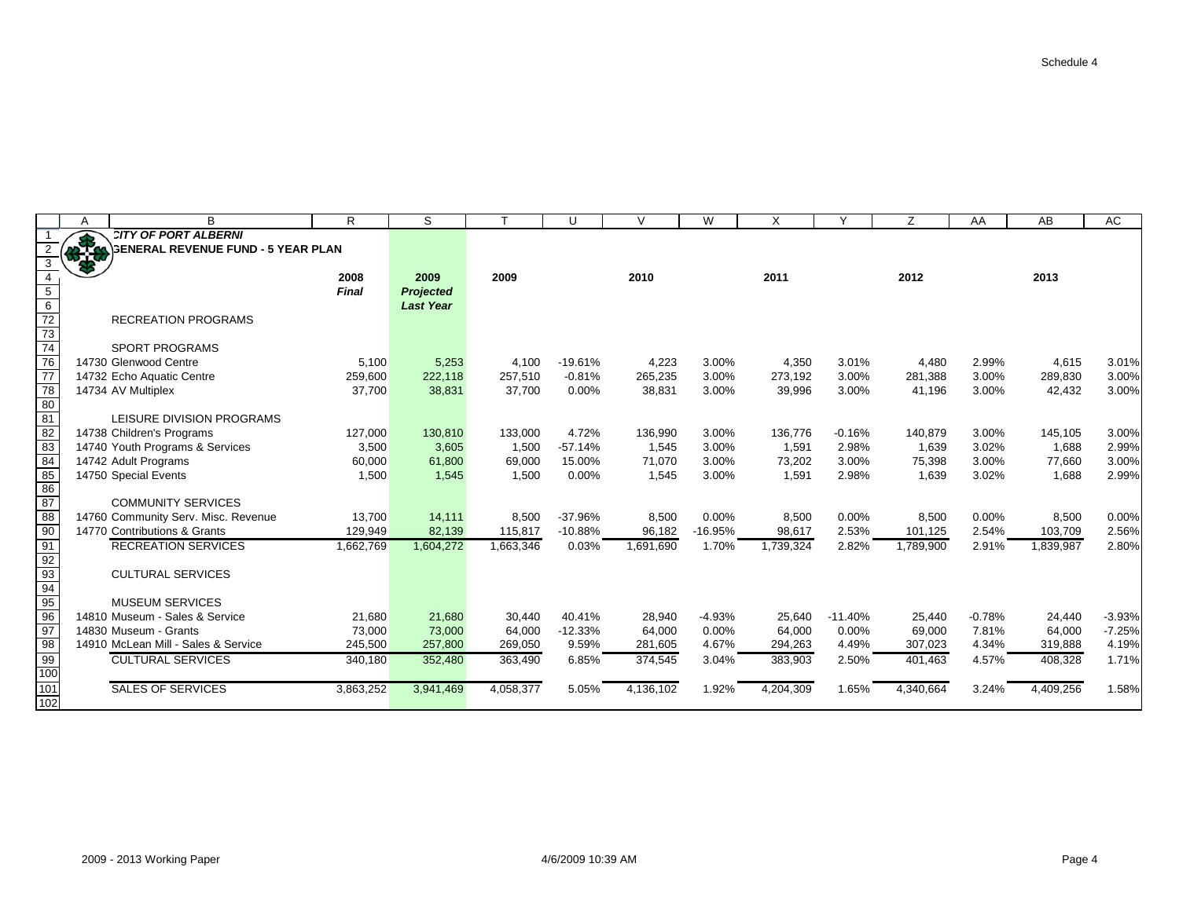CITY OF PORT ALBERNI

GENERAL REVENUE FUND - 5 YEAR PLAN

| | 2008 *Final* | 2009 *Projected Last Year* | 2009 | | 2010 | | 2011 | | 2012 | | 2013 | |
|---|---|---|---|---|---|---|---|---|---|---|---|---|
| RECREATION PROGRAMS | | | | | | | | | | | | |
| SPORT PROGRAMS | | | | | | | | | | | | |
| 14730 Glenwood Centre | 5,100 | 5,253 | 4,100 | -19.61% | 4,223 | 3.00% | 4,350 | 3.01% | 4,480 | 2.99% | 4,615 | 3.01% |
| 14732 Echo Aquatic Centre | 259,600 | 222,118 | 257,510 | -0.81% | 265,235 | 3.00% | 273,192 | 3.00% | 281,388 | 3.00% | 289,830 | 3.00% |
| 14734 AV Multiplex | 37,700 | 38,831 | 37,700 | 0.00% | 38,831 | 3.00% | 39,996 | 3.00% | 41,196 | 3.00% | 42,432 | 3.00% |
| LEISURE DIVISION PROGRAMS | | | | | | | | | | | | |
| 14738 Children's Programs | 127,000 | 130,810 | 133,000 | 4.72% | 136,990 | 3.00% | 136,776 | -0.16% | 140,879 | 3.00% | 145,105 | 3.00% |
| 14740 Youth Programs & Services | 3,500 | 3,605 | 1,500 | -57.14% | 1,545 | 3.00% | 1,591 | 2.98% | 1,639 | 3.02% | 1,688 | 2.99% |
| 14742 Adult Programs | 60,000 | 61,800 | 69,000 | 15.00% | 71,070 | 3.00% | 73,202 | 3.00% | 75,398 | 3.00% | 77,660 | 3.00% |
| 14750 Special Events | 1,500 | 1,545 | 1,500 | 0.00% | 1,545 | 3.00% | 1,591 | 2.98% | 1,639 | 3.02% | 1,688 | 2.99% |
| COMMUNITY SERVICES | | | | | | | | | | | | |
| 14760 Community Serv. Misc. Revenue | 13,700 | 14,111 | 8,500 | -37.96% | 8,500 | 0.00% | 8,500 | 0.00% | 8,500 | 0.00% | 8,500 | 0.00% |
| 14770 Contributions & Grants | 129,949 | 82,139 | 115,817 | -10.88% | 96,182 | -16.95% | 98,617 | 2.53% | 101,125 | 2.54% | 103,709 | 2.56% |
| RECREATION SERVICES | 1,662,769 | 1,604,272 | 1,663,346 | 0.03% | 1,691,690 | 1.70% | 1,739,324 | 2.82% | 1,789,900 | 2.91% | 1,839,987 | 2.80% |
| CULTURAL SERVICES | | | | | | | | | | | | |
| MUSEUM SERVICES | | | | | | | | | | | | |
| 14810 Museum - Sales & Service | 21,680 | 21,680 | 30,440 | 40.41% | 28,940 | -4.93% | 25,640 | -11.40% | 25,440 | -0.78% | 24,440 | -3.93% |
| 14830 Museum - Grants | 73,000 | 73,000 | 64,000 | -12.33% | 64,000 | 0.00% | 64,000 | 0.00% | 69,000 | 7.81% | 64,000 | -7.25% |
| 14910 McLean Mill - Sales & Service | 245,500 | 257,800 | 269,050 | 9.59% | 281,605 | 4.67% | 294,263 | 4.49% | 307,023 | 4.34% | 319,888 | 4.19% |
| CULTURAL SERVICES | 340,180 | 352,480 | 363,490 | 6.85% | 374,545 | 3.04% | 383,903 | 2.50% | 401,463 | 4.57% | 408,328 | 1.71% |
| SALES OF SERVICES | 3,863,252 | 3,941,469 | 4,058,377 | 5.05% | 4,136,102 | 1.92% | 4,204,309 | 1.65% | 4,340,664 | 3.24% | 4,409,256 | 1.58% |

2009 - 2013 Working Paper 4/6/2009 10:39 AM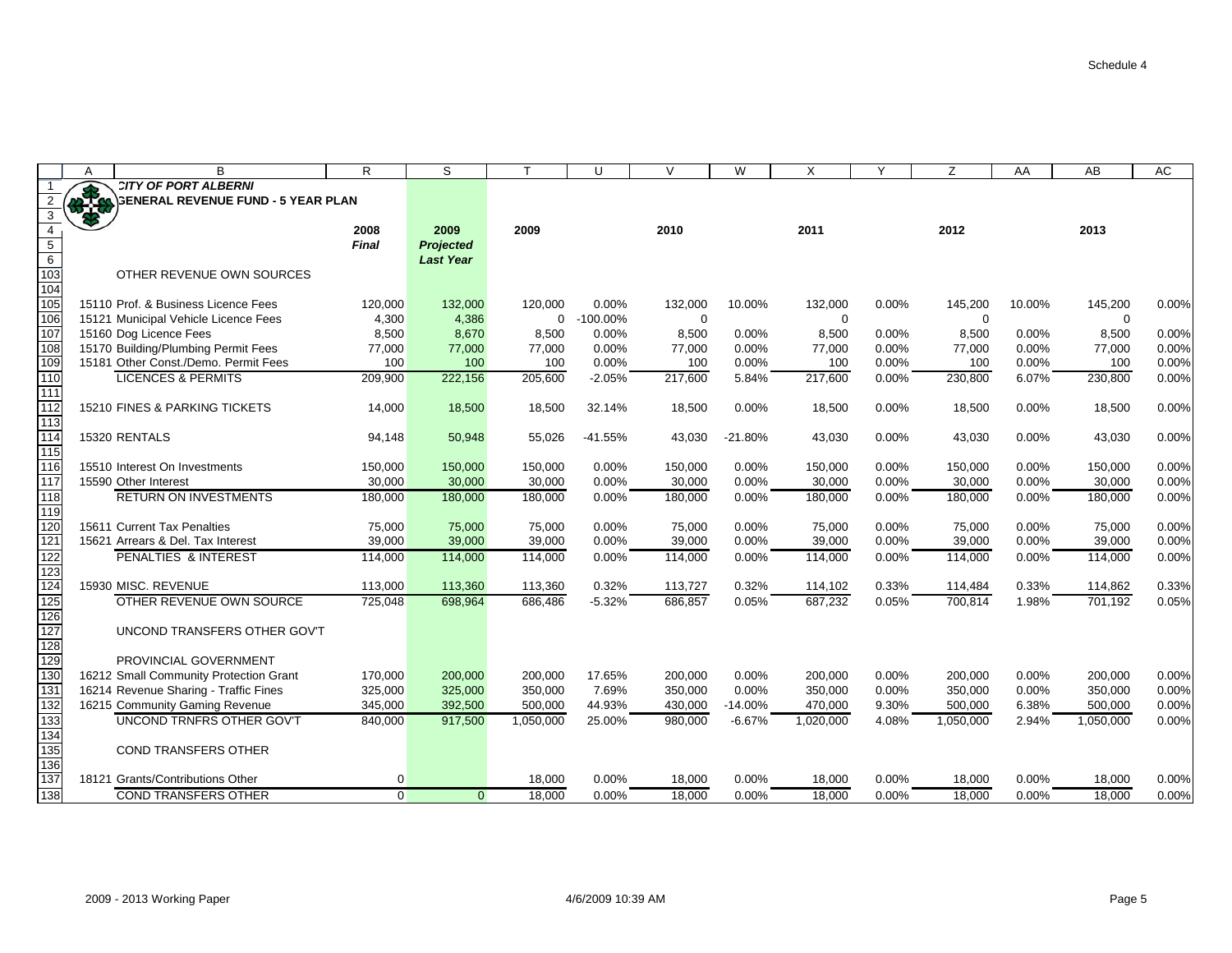Schedule 4

**CITY OF PORT ALBERNI**
**GENERAL REVENUE FUND - 5 YEAR PLAN**

| | B | R | S | T | U | V | W | X | Y | Z | AA | AB | AC |
|---|---|---|---|---|---|---|---|---|---|---|---|---|---|
| | | 2008 Final | 2009 Projected Last Year | 2009 | | 2010 | | 2011 | | 2012 | | 2013 | |
| 103 | OTHER REVENUE OWN SOURCES | | | | | | | | | | | | |
| 105 | 15110 Prof. & Business Licence Fees | 120,000 | 132,000 | 120,000 | 0.00% | 132,000 | 10.00% | 132,000 | 0.00% | 145,200 | 10.00% | 145,200 | 0.00% |
| 106 | 15121 Municipal Vehicle Licence Fees | 4,300 | 4,386 | 0 | -100.00% | 0 | | 0 | | 0 | | 0 | |
| 107 | 15160 Dog Licence Fees | 8,500 | 8,670 | 8,500 | 0.00% | 8,500 | 0.00% | 8,500 | 0.00% | 8,500 | 0.00% | 8,500 | 0.00% |
| 108 | 15170 Building/Plumbing Permit Fees | 77,000 | 77,000 | 77,000 | 0.00% | 77,000 | 0.00% | 77,000 | 0.00% | 77,000 | 0.00% | 77,000 | 0.00% |
| 109 | 15181 Other Const./Demo. Permit Fees | 100 | 100 | 100 | 0.00% | 100 | 0.00% | 100 | 0.00% | 100 | 0.00% | 100 | 0.00% |
| 110 | LICENCES & PERMITS | 209,900 | 222,156 | 205,600 | -2.05% | 217,600 | 5.84% | 217,600 | 0.00% | 230,800 | 6.07% | 230,800 | 0.00% |
| 112 | 15210 FINES & PARKING TICKETS | 14,000 | 18,500 | 18,500 | 32.14% | 18,500 | 0.00% | 18,500 | 0.00% | 18,500 | 0.00% | 18,500 | 0.00% |
| 114 | 15320 RENTALS | 94,148 | 50,948 | 55,026 | -41.55% | 43,030 | -21.80% | 43,030 | 0.00% | 43,030 | 0.00% | 43,030 | 0.00% |
| 116 | 15510 Interest On Investments | 150,000 | 150,000 | 150,000 | 0.00% | 150,000 | 0.00% | 150,000 | 0.00% | 150,000 | 0.00% | 150,000 | 0.00% |
| 117 | 15590 Other Interest | 30,000 | 30,000 | 30,000 | 0.00% | 30,000 | 0.00% | 30,000 | 0.00% | 30,000 | 0.00% | 30,000 | 0.00% |
| 118 | RETURN ON INVESTMENTS | 180,000 | 180,000 | 180,000 | 0.00% | 180,000 | 0.00% | 180,000 | 0.00% | 180,000 | 0.00% | 180,000 | 0.00% |
| 120 | 15611 Current Tax Penalties | 75,000 | 75,000 | 75,000 | 0.00% | 75,000 | 0.00% | 75,000 | 0.00% | 75,000 | 0.00% | 75,000 | 0.00% |
| 121 | 15621 Arrears & Del. Tax Interest | 39,000 | 39,000 | 39,000 | 0.00% | 39,000 | 0.00% | 39,000 | 0.00% | 39,000 | 0.00% | 39,000 | 0.00% |
| 122 | PENALTIES & INTEREST | 114,000 | 114,000 | 114,000 | 0.00% | 114,000 | 0.00% | 114,000 | 0.00% | 114,000 | 0.00% | 114,000 | 0.00% |
| 124 | 15930 MISC. REVENUE | 113,000 | 113,360 | 113,360 | 0.32% | 113,727 | 0.32% | 114,102 | 0.33% | 114,484 | 0.33% | 114,862 | 0.33% |
| 125 | OTHER REVENUE OWN SOURCE | 725,048 | 698,964 | 686,486 | -5.32% | 686,857 | 0.05% | 687,232 | 0.05% | 700,814 | 1.98% | 701,192 | 0.05% |
| 127 | UNCOND TRANSFERS OTHER GOV'T | | | | | | | | | | | | |
| 129 | PROVINCIAL GOVERNMENT | | | | | | | | | | | | |
| 130 | 16212 Small Community Protection Grant | 170,000 | 200,000 | 200,000 | 17.65% | 200,000 | 0.00% | 200,000 | 0.00% | 200,000 | 0.00% | 200,000 | 0.00% |
| 131 | 16214 Revenue Sharing - Traffic Fines | 325,000 | 325,000 | 350,000 | 7.69% | 350,000 | 0.00% | 350,000 | 0.00% | 350,000 | 0.00% | 350,000 | 0.00% |
| 132 | 16215 Community Gaming Revenue | 345,000 | 392,500 | 500,000 | 44.93% | 430,000 | -14.00% | 470,000 | 9.30% | 500,000 | 6.38% | 500,000 | 0.00% |
| 133 | UNCOND TRNFRS OTHER GOV'T | 840,000 | 917,500 | 1,050,000 | 25.00% | 980,000 | -6.67% | 1,020,000 | 4.08% | 1,050,000 | 2.94% | 1,050,000 | 0.00% |
| 135 | COND TRANSFERS OTHER | | | | | | | | | | | | |
| 137 | 18121 Grants/Contributions Other | 0 | | 18,000 | 0.00% | 18,000 | 0.00% | 18,000 | 0.00% | 18,000 | 0.00% | 18,000 | 0.00% |
| 138 | COND TRANSFERS OTHER | 0 | 0 | 18,000 | 0.00% | 18,000 | 0.00% | 18,000 | 0.00% | 18,000 | 0.00% | 18,000 | 0.00% |

2009 - 2013 Working Paper 4/6/2009 10:39 AM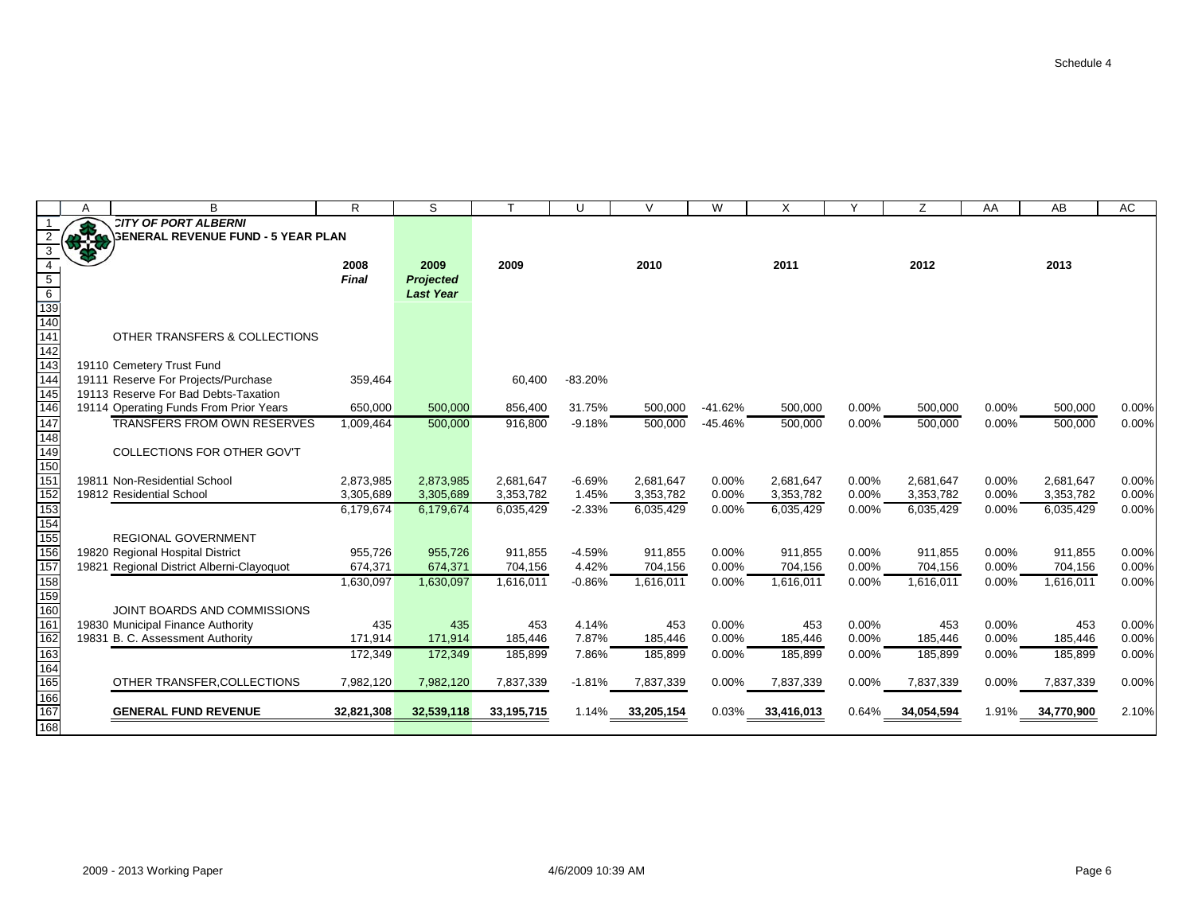Schedule 4

## CITY OF PORT ALBERNI
## GENERAL REVENUE FUND - 5 YEAR PLAN

| | 2008 Final | 2009 Projected Last Year | 2009 | | 2010 | | 2011 | | 2012 | | 2013 | |
|---|---|---|---|---|---|---|---|---|---|---|---|---|
| **OTHER TRANSFERS & COLLECTIONS** | | | | | | | | | | | | |
| 19110 Cemetery Trust Fund | | | | | | | | | | | | |
| 19111 Reserve For Projects/Purchase | 359,464 | | 60,400 | -83.20% | | | | | | | | |
| 19113 Reserve For Bad Debts-Taxation | | | | | | | | | | | | |
| 19114 Operating Funds From Prior Years | 650,000 | 500,000 | 856,400 | 31.75% | 500,000 | -41.62% | 500,000 | 0.00% | 500,000 | 0.00% | 500,000 | 0.00% |
| TRANSFERS FROM OWN RESERVES | 1,009,464 | 500,000 | 916,800 | -9.18% | 500,000 | -45.46% | 500,000 | 0.00% | 500,000 | 0.00% | 500,000 | 0.00% |
| **COLLECTIONS FOR OTHER GOV'T** | | | | | | | | | | | | |
| 19811 Non-Residential School | 2,873,985 | 2,873,985 | 2,681,647 | -6.69% | 2,681,647 | 0.00% | 2,681,647 | 0.00% | 2,681,647 | 0.00% | 2,681,647 | 0.00% |
| 19812 Residential School | 3,305,689 | 3,305,689 | 3,353,782 | 1.45% | 3,353,782 | 0.00% | 3,353,782 | 0.00% | 3,353,782 | 0.00% | 3,353,782 | 0.00% |
| | 6,179,674 | 6,179,674 | 6,035,429 | -2.33% | 6,035,429 | 0.00% | 6,035,429 | 0.00% | 6,035,429 | 0.00% | 6,035,429 | 0.00% |
| **REGIONAL GOVERNMENT** | | | | | | | | | | | | |
| 19820 Regional Hospital District | 955,726 | 955,726 | 911,855 | -4.59% | 911,855 | 0.00% | 911,855 | 0.00% | 911,855 | 0.00% | 911,855 | 0.00% |
| 19821 Regional District Alberni-Clayoquot | 674,371 | 674,371 | 704,156 | 4.42% | 704,156 | 0.00% | 704,156 | 0.00% | 704,156 | 0.00% | 704,156 | 0.00% |
| | 1,630,097 | 1,630,097 | 1,616,011 | -0.86% | 1,616,011 | 0.00% | 1,616,011 | 0.00% | 1,616,011 | 0.00% | 1,616,011 | 0.00% |
| **JOINT BOARDS AND COMMISSIONS** | | | | | | | | | | | | |
| 19830 Municipal Finance Authority | 435 | 435 | 453 | 4.14% | 453 | 0.00% | 453 | 0.00% | 453 | 0.00% | 453 | 0.00% |
| 19831 B. C. Assessment Authority | 171,914 | 171,914 | 185,446 | 7.87% | 185,446 | 0.00% | 185,446 | 0.00% | 185,446 | 0.00% | 185,446 | 0.00% |
| | 172,349 | 172,349 | 185,899 | 7.86% | 185,899 | 0.00% | 185,899 | 0.00% | 185,899 | 0.00% | 185,899 | 0.00% |
| OTHER TRANSFER,COLLECTIONS | 7,982,120 | 7,982,120 | 7,837,339 | -1.81% | 7,837,339 | 0.00% | 7,837,339 | 0.00% | 7,837,339 | 0.00% | 7,837,339 | 0.00% |
| **GENERAL FUND REVENUE** | **32,821,308** | **32,539,118** | **33,195,715** | 1.14% | **33,205,154** | 0.03% | **33,416,013** | 0.64% | **34,054,594** | 1.91% | **34,770,900** | 2.10% |

2009 - 2013 Working Paper 4/6/2009 10:39 AM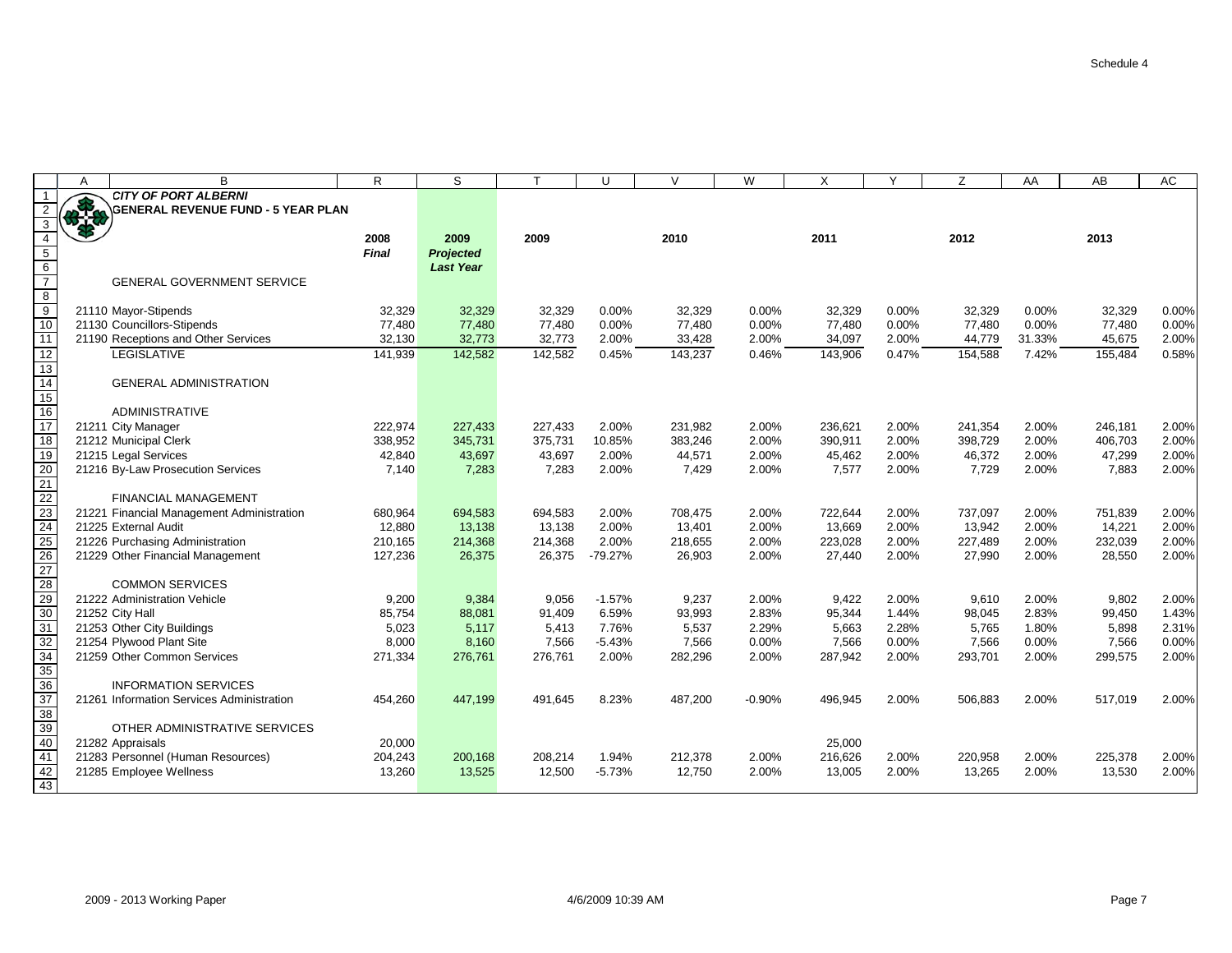Schedule 4

| | A | B | R | S | T | U | V | W | X | Y | Z | AA | AB | AC |
|---|---|---|---|---|---|---|---|---|---|---|---|---|---|---|
| 1 | | *CITY OF PORT ALBERNI* | | | | | | | | | | | | |
| 2 | | **GENERAL REVENUE FUND - 5 YEAR PLAN** | | | | | | | | | | | | |
| 3 | | | | | | | | | | | | | | |
| 4 | | | **2008** | **2009** | **2009** | | **2010** | | **2011** | | **2012** | | **2013** | |
| 5 | | | ***Final*** | ***Projected*** | | | | | | | | | | |
| 6 | | | | ***Last Year*** | | | | | | | | | | |
| 7 | | GENERAL GOVERNMENT SERVICE | | | | | | | | | | | | |
| 8 | | | | | | | | | | | | | | |
| 9 | | 21110 Mayor-Stipends | 32,329 | 32,329 | 32,329 | 0.00% | 32,329 | 0.00% | 32,329 | 0.00% | 32,329 | 0.00% | 32,329 | 0.00% |
| 10 | | 21130 Councillors-Stipends | 77,480 | 77,480 | 77,480 | 0.00% | 77,480 | 0.00% | 77,480 | 0.00% | 77,480 | 0.00% | 77,480 | 0.00% |
| 11 | | 21190 Receptions and Other Services | 32,130 | 32,773 | 32,773 | 2.00% | 33,428 | 2.00% | 34,097 | 2.00% | 44,779 | 31.33% | 45,675 | 2.00% |
| 12 | | LEGISLATIVE | 141,939 | 142,582 | 142,582 | 0.45% | 143,237 | 0.46% | 143,906 | 0.47% | 154,588 | 7.42% | 155,484 | 0.58% |
| 13 | | | | | | | | | | | | | | |
| 14 | | GENERAL ADMINISTRATION | | | | | | | | | | | | |
| 15 | | | | | | | | | | | | | | |
| 16 | | ADMINISTRATIVE | | | | | | | | | | | | |
| 17 | | 21211 City Manager | 222,974 | 227,433 | 227,433 | 2.00% | 231,982 | 2.00% | 236,621 | 2.00% | 241,354 | 2.00% | 246,181 | 2.00% |
| 18 | | 21212 Municipal Clerk | 338,952 | 345,731 | 375,731 | 10.85% | 383,246 | 2.00% | 390,911 | 2.00% | 398,729 | 2.00% | 406,703 | 2.00% |
| 19 | | 21215 Legal Services | 42,840 | 43,697 | 43,697 | 2.00% | 44,571 | 2.00% | 45,462 | 2.00% | 46,372 | 2.00% | 47,299 | 2.00% |
| 20 | | 21216 By-Law Prosecution Services | 7,140 | 7,283 | 7,283 | 2.00% | 7,429 | 2.00% | 7,577 | 2.00% | 7,729 | 2.00% | 7,883 | 2.00% |
| 21 | | | | | | | | | | | | | | |
| 22 | | FINANCIAL MANAGEMENT | | | | | | | | | | | | |
| 23 | | 21221 Financial Management Administration | 680,964 | 694,583 | 694,583 | 2.00% | 708,475 | 2.00% | 722,644 | 2.00% | 737,097 | 2.00% | 751,839 | 2.00% |
| 24 | | 21225 External Audit | 12,880 | 13,138 | 13,138 | 2.00% | 13,401 | 2.00% | 13,669 | 2.00% | 13,942 | 2.00% | 14,221 | 2.00% |
| 25 | | 21226 Purchasing Administration | 210,165 | 214,368 | 214,368 | 2.00% | 218,655 | 2.00% | 223,028 | 2.00% | 227,489 | 2.00% | 232,039 | 2.00% |
| 26 | | 21229 Other Financial Management | 127,236 | 26,375 | 26,375 | -79.27% | 26,903 | 2.00% | 27,440 | 2.00% | 27,990 | 2.00% | 28,550 | 2.00% |
| 27 | | | | | | | | | | | | | | |
| 28 | | COMMON SERVICES | | | | | | | | | | | | |
| 29 | | 21222 Administration Vehicle | 9,200 | 9,384 | 9,056 | -1.57% | 9,237 | 2.00% | 9,422 | 2.00% | 9,610 | 2.00% | 9,802 | 2.00% |
| 30 | | 21252 City Hall | 85,754 | 88,081 | 91,409 | 6.59% | 93,993 | 2.83% | 95,344 | 1.44% | 98,045 | 2.83% | 99,450 | 1.43% |
| 31 | | 21253 Other City Buildings | 5,023 | 5,117 | 5,413 | 7.76% | 5,537 | 2.29% | 5,663 | 2.28% | 5,765 | 1.80% | 5,898 | 2.31% |
| 32 | | 21254 Plywood Plant Site | 8,000 | 8,160 | 7,566 | -5.43% | 7,566 | 0.00% | 7,566 | 0.00% | 7,566 | 0.00% | 7,566 | 0.00% |
| 34 | | 21259 Other Common Services | 271,334 | 276,761 | 276,761 | 2.00% | 282,296 | 2.00% | 287,942 | 2.00% | 293,701 | 2.00% | 299,575 | 2.00% |
| 35 | | | | | | | | | | | | | | |
| 36 | | INFORMATION SERVICES | | | | | | | | | | | | |
| 37 | | 21261 Information Services Administration | 454,260 | 447,199 | 491,645 | 8.23% | 487,200 | -0.90% | 496,945 | 2.00% | 506,883 | 2.00% | 517,019 | 2.00% |
| 38 | | | | | | | | | | | | | | |
| 39 | | OTHER ADMINISTRATIVE SERVICES | | | | | | | | | | | | |
| 40 | | 21282 Appraisals | 20,000 | | | | | | 25,000 | | | | | |
| 41 | | 21283 Personnel (Human Resources) | 204,243 | 200,168 | 208,214 | 1.94% | 212,378 | 2.00% | 216,626 | 2.00% | 220,958 | 2.00% | 225,378 | 2.00% |
| 42 | | 21285 Employee Wellness | 13,260 | 13,525 | 12,500 | -5.73% | 12,750 | 2.00% | 13,005 | 2.00% | 13,265 | 2.00% | 13,530 | 2.00% |
| 43 | | | | | | | | | | | | | | |

2009 - 2013 Working Paper — 4/6/2009 10:39 AM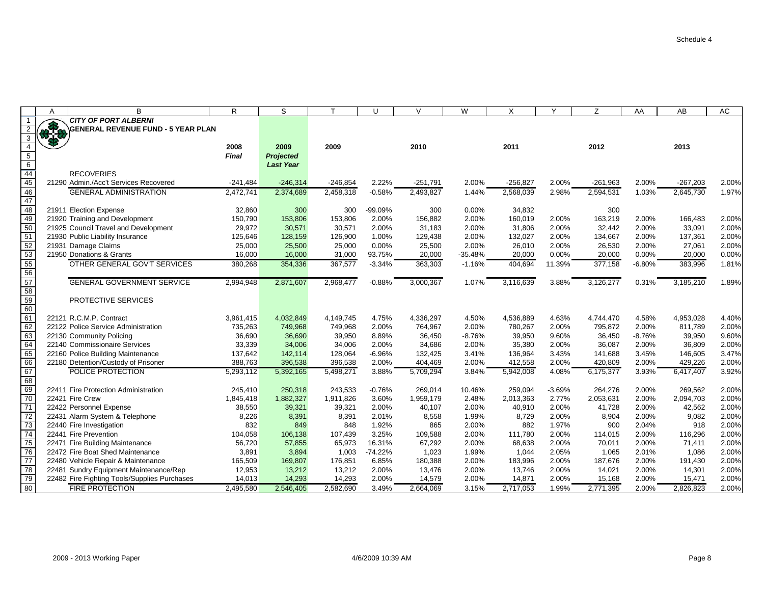Schedule 4

**CITY OF PORT ALBERNI**
**GENERAL REVENUE FUND - 5 YEAR PLAN**

| | 2008 Final | 2009 Projected Last Year | 2009 | | 2010 | | 2011 | | 2012 | | 2013 | |
|---|---|---|---|---|---|---|---|---|---|---|---|---|
| **RECOVERIES** | | | | | | | | | | | | |
| 21290 Admin./Acc't Services Recovered | -241,484 | -246,314 | -246,854 | 2.22% | -251,791 | 2.00% | -256,827 | 2.00% | -261,963 | 2.00% | -267,203 | 2.00% |
| GENERAL ADMINISTRATION | 2,472,741 | 2,374,689 | 2,458,318 | -0.58% | 2,493,827 | 1.44% | 2,568,039 | 2.98% | 2,594,531 | 1.03% | 2,645,730 | 1.97% |
| | | | | | | | | | | | | |
| 21911 Election Expense | 32,860 | 300 | 300 | -99.09% | 300 | 0.00% | 34,832 | | 300 | | | |
| 21920 Training and Development | 150,790 | 153,806 | 153,806 | 2.00% | 156,882 | 2.00% | 160,019 | 2.00% | 163,219 | 2.00% | 166,483 | 2.00% |
| 21925 Council Travel and Development | 29,972 | 30,571 | 30,571 | 2.00% | 31,183 | 2.00% | 31,806 | 2.00% | 32,442 | 2.00% | 33,091 | 2.00% |
| 21930 Public Liability Insurance | 125,646 | 128,159 | 126,900 | 1.00% | 129,438 | 2.00% | 132,027 | 2.00% | 134,667 | 2.00% | 137,361 | 2.00% |
| 21931 Damage Claims | 25,000 | 25,500 | 25,000 | 0.00% | 25,500 | 2.00% | 26,010 | 2.00% | 26,530 | 2.00% | 27,061 | 2.00% |
| 21950 Donations & Grants | 16,000 | 16,000 | 31,000 | 93.75% | 20,000 | -35.48% | 20,000 | 0.00% | 20,000 | 0.00% | 20,000 | 0.00% |
| OTHER GENERAL GOV'T SERVICES | 380,268 | 354,336 | 367,577 | -3.34% | 363,303 | -1.16% | 404,694 | 11.39% | 377,158 | -6.80% | 383,996 | 1.81% |
| | | | | | | | | | | | | |
| GENERAL GOVERNMENT SERVICE | 2,994,948 | 2,871,607 | 2,968,477 | -0.88% | 3,000,367 | 1.07% | 3,116,639 | 3.88% | 3,126,277 | 0.31% | 3,185,210 | 1.89% |
| | | | | | | | | | | | | |
| **PROTECTIVE SERVICES** | | | | | | | | | | | | |
| | | | | | | | | | | | | |
| 22121 R.C.M.P. Contract | 3,961,415 | 4,032,849 | 4,149,745 | 4.75% | 4,336,297 | 4.50% | 4,536,889 | 4.63% | 4,744,470 | 4.58% | 4,953,028 | 4.40% |
| 22122 Police Service Administration | 735,263 | 749,968 | 749,968 | 2.00% | 764,967 | 2.00% | 780,267 | 2.00% | 795,872 | 2.00% | 811,789 | 2.00% |
| 22130 Community Policing | 36,690 | 36,690 | 39,950 | 8.89% | 36,450 | -8.76% | 39,950 | 9.60% | 36,450 | -8.76% | 39,950 | 9.60% |
| 22140 Commissionaire Services | 33,339 | 34,006 | 34,006 | 2.00% | 34,686 | 2.00% | 35,380 | 2.00% | 36,087 | 2.00% | 36,809 | 2.00% |
| 22160 Police Building Maintenance | 137,642 | 142,114 | 128,064 | -6.96% | 132,425 | 3.41% | 136,964 | 3.43% | 141,688 | 3.45% | 146,605 | 3.47% |
| 22180 Detention/Custody of Prisoner | 388,763 | 396,538 | 396,538 | 2.00% | 404,469 | 2.00% | 412,558 | 2.00% | 420,809 | 2.00% | 429,226 | 2.00% |
| POLICE PROTECTION | 5,293,112 | 5,392,165 | 5,498,271 | 3.88% | 5,709,294 | 3.84% | 5,942,008 | 4.08% | 6,175,377 | 3.93% | 6,417,407 | 3.92% |
| | | | | | | | | | | | | |
| 22411 Fire Protection Administration | 245,410 | 250,318 | 243,533 | -0.76% | 269,014 | 10.46% | 259,094 | -3.69% | 264,276 | 2.00% | 269,562 | 2.00% |
| 22421 Fire Crew | 1,845,418 | 1,882,327 | 1,911,826 | 3.60% | 1,959,179 | 2.48% | 2,013,363 | 2.77% | 2,053,631 | 2.00% | 2,094,703 | 2.00% |
| 22422 Personnel Expense | 38,550 | 39,321 | 39,321 | 2.00% | 40,107 | 2.00% | 40,910 | 2.00% | 41,728 | 2.00% | 42,562 | 2.00% |
| 22431 Alarm System & Telephone | 8,226 | 8,391 | 8,391 | 2.01% | 8,558 | 1.99% | 8,729 | 2.00% | 8,904 | 2.00% | 9,082 | 2.00% |
| 22440 Fire Investigation | 832 | 849 | 848 | 1.92% | 865 | 2.00% | 882 | 1.97% | 900 | 2.04% | 918 | 2.00% |
| 22441 Fire Prevention | 104,058 | 106,138 | 107,439 | 3.25% | 109,588 | 2.00% | 111,780 | 2.00% | 114,015 | 2.00% | 116,296 | 2.00% |
| 22471 Fire Building Maintenance | 56,720 | 57,855 | 65,973 | 16.31% | 67,292 | 2.00% | 68,638 | 2.00% | 70,011 | 2.00% | 71,411 | 2.00% |
| 22472 Fire Boat Shed Maintenance | 3,891 | 3,894 | 1,003 | -74.22% | 1,023 | 1.99% | 1,044 | 2.05% | 1,065 | 2.01% | 1,086 | 2.00% |
| 22480 Vehicle Repair & Maintenance | 165,509 | 169,807 | 176,851 | 6.85% | 180,388 | 2.00% | 183,996 | 2.00% | 187,676 | 2.00% | 191,430 | 2.00% |
| 22481 Sundry Equipment Maintenance/Rep | 12,953 | 13,212 | 13,212 | 2.00% | 13,476 | 2.00% | 13,746 | 2.00% | 14,021 | 2.00% | 14,301 | 2.00% |
| 22482 Fire Fighting Tools/Supplies Purchases | 14,013 | 14,293 | 14,293 | 2.00% | 14,579 | 2.00% | 14,871 | 2.00% | 15,168 | 2.00% | 15,471 | 2.00% |
| FIRE PROTECTION | 2,495,580 | 2,546,405 | 2,582,690 | 3.49% | 2,664,069 | 3.15% | 2,717,053 | 1.99% | 2,771,395 | 2.00% | 2,826,823 | 2.00% |

2009 - 2013 Working Paper 4/6/2009 10:39 AM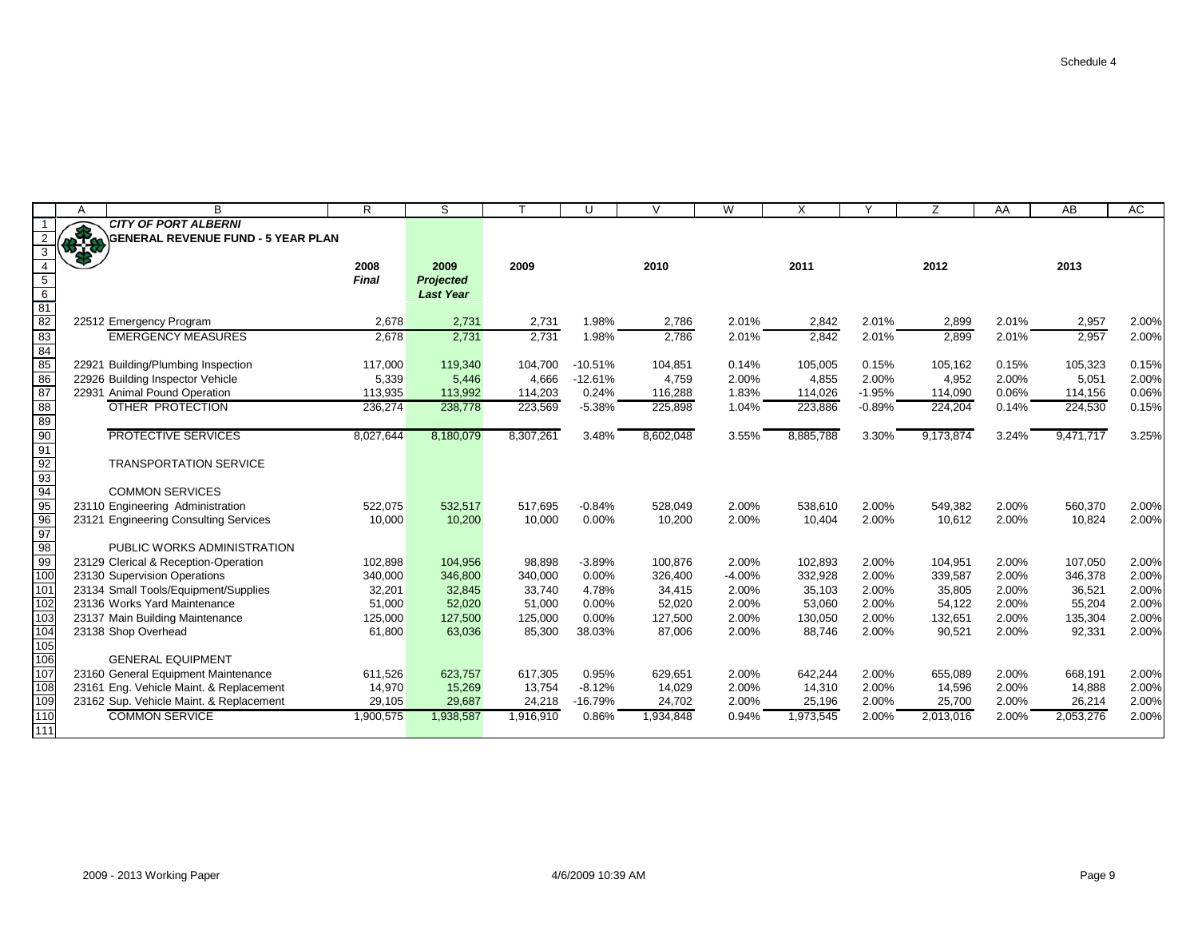Schedule 4

| | A | B | R | S | T | U | V | W | X | Y | Z | AA | AB | AC |
|---|---|---|---|---|---|---|---|---|---|---|---|---|---|---|
| 1 | | ***CITY OF PORT ALBERNI*** | | | | | | | | | | | | |
| 2 | | **GENERAL REVENUE FUND - 5 YEAR PLAN** | | | | | | | | | | | | |
| 3 | | | | | | | | | | | | | | |
| 4 | | | **2008** | **2009** | **2009** | | **2010** | | **2011** | | **2012** | | **2013** | |
| 5 | | | ***Final*** | ***Projected*** | | | | | | | | | | |
| 6 | | | | ***Last Year*** | | | | | | | | | | |
| 81 | | | | | | | | | | | | | | |
| 82 | | 22512 Emergency Program | 2,678 | 2,731 | 2,731 | 1.98% | 2,786 | 2.01% | 2,842 | 2.01% | 2,899 | 2.01% | 2,957 | 2.00% |
| 83 | | EMERGENCY MEASURES | 2,678 | 2,731 | 2,731 | 1.98% | 2,786 | 2.01% | 2,842 | 2.01% | 2,899 | 2.01% | 2,957 | 2.00% |
| 84 | | | | | | | | | | | | | | |
| 85 | | 22921 Building/Plumbing Inspection | 117,000 | 119,340 | 104,700 | -10.51% | 104,851 | 0.14% | 105,005 | 0.15% | 105,162 | 0.15% | 105,323 | 0.15% |
| 86 | | 22926 Building Inspector Vehicle | 5,339 | 5,446 | 4,666 | -12.61% | 4,759 | 2.00% | 4,855 | 2.00% | 4,952 | 2.00% | 5,051 | 2.00% |
| 87 | | 22931 Animal Pound Operation | 113,935 | 113,992 | 114,203 | 0.24% | 116,288 | 1.83% | 114,026 | -1.95% | 114,090 | 0.06% | 114,156 | 0.06% |
| 88 | | OTHER PROTECTION | 236,274 | 238,778 | 223,569 | -5.38% | 225,898 | 1.04% | 223,886 | -0.89% | 224,204 | 0.14% | 224,530 | 0.15% |
| 89 | | | | | | | | | | | | | | |
| 90 | | PROTECTIVE SERVICES | 8,027,644 | 8,180,079 | 8,307,261 | 3.48% | 8,602,048 | 3.55% | 8,885,788 | 3.30% | 9,173,874 | 3.24% | 9,471,717 | 3.25% |
| 91 | | | | | | | | | | | | | | |
| 92 | | TRANSPORTATION SERVICE | | | | | | | | | | | | |
| 93 | | | | | | | | | | | | | | |
| 94 | | COMMON SERVICES | | | | | | | | | | | | |
| 95 | | 23110 Engineering Administration | 522,075 | 532,517 | 517,695 | -0.84% | 528,049 | 2.00% | 538,610 | 2.00% | 549,382 | 2.00% | 560,370 | 2.00% |
| 96 | | 23121 Engineering Consulting Services | 10,000 | 10,200 | 10,000 | 0.00% | 10,200 | 2.00% | 10,404 | 2.00% | 10,612 | 2.00% | 10,824 | 2.00% |
| 97 | | | | | | | | | | | | | | |
| 98 | | PUBLIC WORKS ADMINISTRATION | | | | | | | | | | | | |
| 99 | | 23129 Clerical & Reception-Operation | 102,898 | 104,956 | 98,898 | -3.89% | 100,876 | 2.00% | 102,893 | 2.00% | 104,951 | 2.00% | 107,050 | 2.00% |
| 100 | | 23130 Supervision Operations | 340,000 | 346,800 | 340,000 | 0.00% | 326,400 | -4.00% | 332,928 | 2.00% | 339,587 | 2.00% | 346,378 | 2.00% |
| 101 | | 23134 Small Tools/Equipment/Supplies | 32,201 | 32,845 | 33,740 | 4.78% | 34,415 | 2.00% | 35,103 | 2.00% | 35,805 | 2.00% | 36,521 | 2.00% |
| 102 | | 23136 Works Yard Maintenance | 51,000 | 52,020 | 51,000 | 0.00% | 52,020 | 2.00% | 53,060 | 2.00% | 54,122 | 2.00% | 55,204 | 2.00% |
| 103 | | 23137 Main Building Maintenance | 125,000 | 127,500 | 125,000 | 0.00% | 127,500 | 2.00% | 130,050 | 2.00% | 132,651 | 2.00% | 135,304 | 2.00% |
| 104 | | 23138 Shop Overhead | 61,800 | 63,036 | 85,300 | 38.03% | 87,006 | 2.00% | 88,746 | 2.00% | 90,521 | 2.00% | 92,331 | 2.00% |
| 105 | | | | | | | | | | | | | | |
| 106 | | GENERAL EQUIPMENT | | | | | | | | | | | | |
| 107 | | 23160 General Equipment Maintenance | 611,526 | 623,757 | 617,305 | 0.95% | 629,651 | 2.00% | 642,244 | 2.00% | 655,089 | 2.00% | 668,191 | 2.00% |
| 108 | | 23161 Eng. Vehicle Maint. & Replacement | 14,970 | 15,269 | 13,754 | -8.12% | 14,029 | 2.00% | 14,310 | 2.00% | 14,596 | 2.00% | 14,888 | 2.00% |
| 109 | | 23162 Sup. Vehicle Maint. & Replacement | 29,105 | 29,687 | 24,218 | -16.79% | 24,702 | 2.00% | 25,196 | 2.00% | 25,700 | 2.00% | 26,214 | 2.00% |
| 110 | | COMMON SERVICE | 1,900,575 | 1,938,587 | 1,916,910 | 0.86% | 1,934,848 | 0.94% | 1,973,545 | 2.00% | 2,013,016 | 2.00% | 2,053,276 | 2.00% |
| 111 | | | | | | | | | | | | | | |

2009 - 2013 Working Paper 4/6/2009 10:39 AM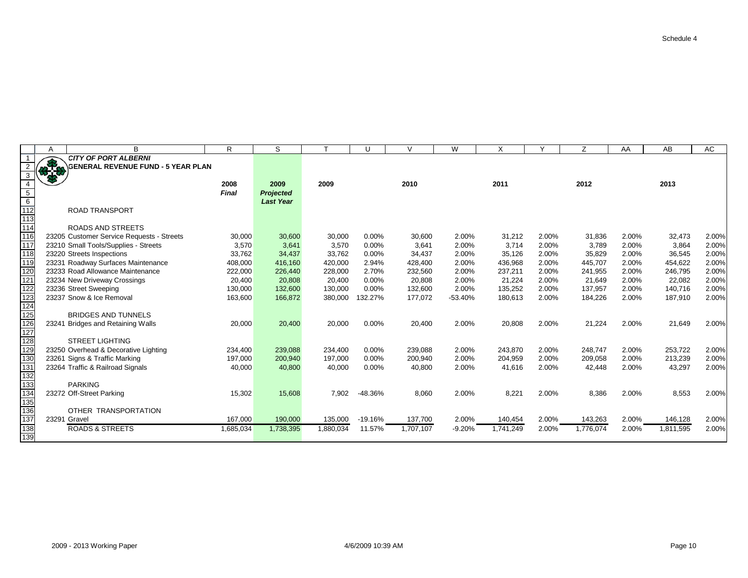Schedule 4

**CITY OF PORT ALBERNI**
**GENERAL REVENUE FUND - 5 YEAR PLAN**

| | 2008 *Final* | 2009 *Projected Last Year* | 2009 | | 2010 | | 2011 | | 2012 | | 2013 | |
|---|---|---|---|---|---|---|---|---|---|---|---|---|
| ROAD TRANSPORT | | | | | | | | | | | | |
| | | | | | | | | | | | | |
| ROADS AND STREETS | | | | | | | | | | | | |
| 23205 Customer Service Requests - Streets | 30,000 | 30,600 | 30,000 | 0.00% | 30,600 | 2.00% | 31,212 | 2.00% | 31,836 | 2.00% | 32,473 | 2.00% |
| 23210 Small Tools/Supplies - Streets | 3,570 | 3,641 | 3,570 | 0.00% | 3,641 | 2.00% | 3,714 | 2.00% | 3,789 | 2.00% | 3,864 | 2.00% |
| 23220 Streets Inspections | 33,762 | 34,437 | 33,762 | 0.00% | 34,437 | 2.00% | 35,126 | 2.00% | 35,829 | 2.00% | 36,545 | 2.00% |
| 23231 Roadway Surfaces Maintenance | 408,000 | 416,160 | 420,000 | 2.94% | 428,400 | 2.00% | 436,968 | 2.00% | 445,707 | 2.00% | 454,622 | 2.00% |
| 23233 Road Allowance Maintenance | 222,000 | 226,440 | 228,000 | 2.70% | 232,560 | 2.00% | 237,211 | 2.00% | 241,955 | 2.00% | 246,795 | 2.00% |
| 23234 New Driveway Crossings | 20,400 | 20,808 | 20,400 | 0.00% | 20,808 | 2.00% | 21,224 | 2.00% | 21,649 | 2.00% | 22,082 | 2.00% |
| 23236 Street Sweeping | 130,000 | 132,600 | 130,000 | 0.00% | 132,600 | 2.00% | 135,252 | 2.00% | 137,957 | 2.00% | 140,716 | 2.00% |
| 23237 Snow & Ice Removal | 163,600 | 166,872 | 380,000 | 132.27% | 177,072 | -53.40% | 180,613 | 2.00% | 184,226 | 2.00% | 187,910 | 2.00% |
| | | | | | | | | | | | | |
| BRIDGES AND TUNNELS | | | | | | | | | | | | |
| 23241 Bridges and Retaining Walls | 20,000 | 20,400 | 20,000 | 0.00% | 20,400 | 2.00% | 20,808 | 2.00% | 21,224 | 2.00% | 21,649 | 2.00% |
| | | | | | | | | | | | | |
| STREET LIGHTING | | | | | | | | | | | | |
| 23250 Overhead & Decorative Lighting | 234,400 | 239,088 | 234,400 | 0.00% | 239,088 | 2.00% | 243,870 | 2.00% | 248,747 | 2.00% | 253,722 | 2.00% |
| 23261 Signs & Traffic Marking | 197,000 | 200,940 | 197,000 | 0.00% | 200,940 | 2.00% | 204,959 | 2.00% | 209,058 | 2.00% | 213,239 | 2.00% |
| 23264 Traffic & Railroad Signals | 40,000 | 40,800 | 40,000 | 0.00% | 40,800 | 2.00% | 41,616 | 2.00% | 42,448 | 2.00% | 43,297 | 2.00% |
| | | | | | | | | | | | | |
| PARKING | | | | | | | | | | | | |
| 23272 Off-Street Parking | 15,302 | 15,608 | 7,902 | -48.36% | 8,060 | 2.00% | 8,221 | 2.00% | 8,386 | 2.00% | 8,553 | 2.00% |
| | | | | | | | | | | | | |
| OTHER TRANSPORTATION | | | | | | | | | | | | |
| 23291 Gravel | 167,000 | 190,000 | 135,000 | -19.16% | 137,700 | 2.00% | 140,454 | 2.00% | 143,263 | 2.00% | 146,128 | 2.00% |
| ROADS & STREETS | 1,685,034 | 1,738,395 | 1,880,034 | 11.57% | 1,707,107 | -9.20% | 1,741,249 | 2.00% | 1,776,074 | 2.00% | 1,811,595 | 2.00% |

2009 - 2013 Working Paper 4/6/2009 10:39 AM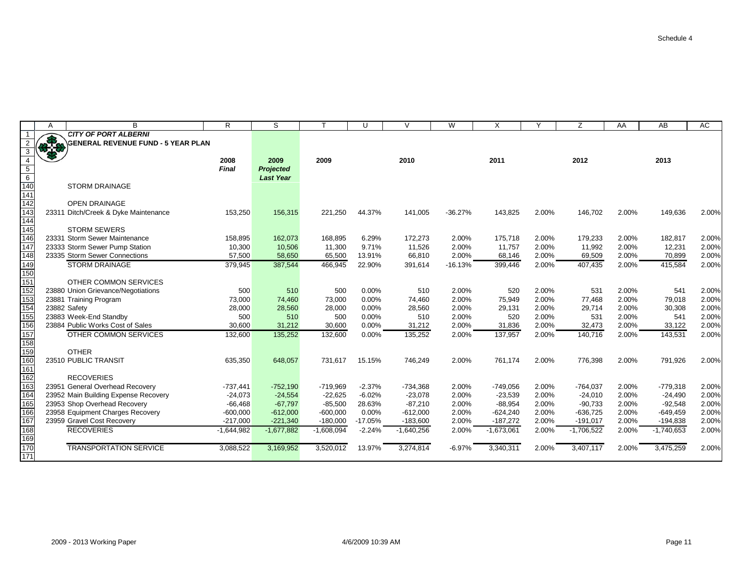Schedule 4

**CITY OF PORT ALBERNI**
**GENERAL REVENUE FUND - 5 YEAR PLAN**

| | 2008 Final | 2009 Projected Last Year | 2009 | | 2010 | | 2011 | | 2012 | | 2013 | |
|---|---|---|---|---|---|---|---|---|---|---|---|---|
| STORM DRAINAGE | | | | | | | | | | | | |
| | | | | | | | | | | | | |
| OPEN DRAINAGE | | | | | | | | | | | | |
| 23311 Ditch/Creek & Dyke Maintenance | 153,250 | 156,315 | 221,250 | 44.37% | 141,005 | -36.27% | 143,825 | 2.00% | 146,702 | 2.00% | 149,636 | 2.00% |
| | | | | | | | | | | | | |
| STORM SEWERS | | | | | | | | | | | | |
| 23331 Storm Sewer Maintenance | 158,895 | 162,073 | 168,895 | 6.29% | 172,273 | 2.00% | 175,718 | 2.00% | 179,233 | 2.00% | 182,817 | 2.00% |
| 23333 Storm Sewer Pump Station | 10,300 | 10,506 | 11,300 | 9.71% | 11,526 | 2.00% | 11,757 | 2.00% | 11,992 | 2.00% | 12,231 | 2.00% |
| 23335 Storm Sewer Connections | 57,500 | 58,650 | 65,500 | 13.91% | 66,810 | 2.00% | 68,146 | 2.00% | 69,509 | 2.00% | 70,899 | 2.00% |
| STORM DRAINAGE | 379,945 | 387,544 | 466,945 | 22.90% | 391,614 | -16.13% | 399,446 | 2.00% | 407,435 | 2.00% | 415,584 | 2.00% |
| | | | | | | | | | | | | |
| OTHER COMMON SERVICES | | | | | | | | | | | | |
| 23880 Union Grievance/Negotiations | 500 | 510 | 500 | 0.00% | 510 | 2.00% | 520 | 2.00% | 531 | 2.00% | 541 | 2.00% |
| 23881 Training Program | 73,000 | 74,460 | 73,000 | 0.00% | 74,460 | 2.00% | 75,949 | 2.00% | 77,468 | 2.00% | 79,018 | 2.00% |
| 23882 Safety | 28,000 | 28,560 | 28,000 | 0.00% | 28,560 | 2.00% | 29,131 | 2.00% | 29,714 | 2.00% | 30,308 | 2.00% |
| 23883 Week-End Standby | 500 | 510 | 500 | 0.00% | 510 | 2.00% | 520 | 2.00% | 531 | 2.00% | 541 | 2.00% |
| 23884 Public Works Cost of Sales | 30,600 | 31,212 | 30,600 | 0.00% | 31,212 | 2.00% | 31,836 | 2.00% | 32,473 | 2.00% | 33,122 | 2.00% |
| OTHER COMMON SERVICES | 132,600 | 135,252 | 132,600 | 0.00% | 135,252 | 2.00% | 137,957 | 2.00% | 140,716 | 2.00% | 143,531 | 2.00% |
| | | | | | | | | | | | | |
| OTHER | | | | | | | | | | | | |
| 23510 PUBLIC TRANSIT | 635,350 | 648,057 | 731,617 | 15.15% | 746,249 | 2.00% | 761,174 | 2.00% | 776,398 | 2.00% | 791,926 | 2.00% |
| | | | | | | | | | | | | |
| RECOVERIES | | | | | | | | | | | | |
| 23951 General Overhead Recovery | -737,441 | -752,190 | -719,969 | -2.37% | -734,368 | 2.00% | -749,056 | 2.00% | -764,037 | 2.00% | -779,318 | 2.00% |
| 23952 Main Building Expense Recovery | -24,073 | -24,554 | -22,625 | -6.02% | -23,078 | 2.00% | -23,539 | 2.00% | -24,010 | 2.00% | -24,490 | 2.00% |
| 23953 Shop Overhead Recovery | -66,468 | -67,797 | -85,500 | 28.63% | -87,210 | 2.00% | -88,954 | 2.00% | -90,733 | 2.00% | -92,548 | 2.00% |
| 23958 Equipment Charges Recovery | -600,000 | -612,000 | -600,000 | 0.00% | -612,000 | 2.00% | -624,240 | 2.00% | -636,725 | 2.00% | -649,459 | 2.00% |
| 23959 Gravel Cost Recovery | -217,000 | -221,340 | -180,000 | -17.05% | -183,600 | 2.00% | -187,272 | 2.00% | -191,017 | 2.00% | -194,838 | 2.00% |
| RECOVERIES | -1,644,982 | -1,677,882 | -1,608,094 | -2.24% | -1,640,256 | 2.00% | -1,673,061 | 2.00% | -1,706,522 | 2.00% | -1,740,653 | 2.00% |
| | | | | | | | | | | | | |
| TRANSPORTATION SERVICE | 3,088,522 | 3,169,952 | 3,520,012 | 13.97% | 3,274,814 | -6.97% | 3,340,311 | 2.00% | 3,407,117 | 2.00% | 3,475,259 | 2.00% |

2009 - 2013 Working Paper — 4/6/2009 10:39 AM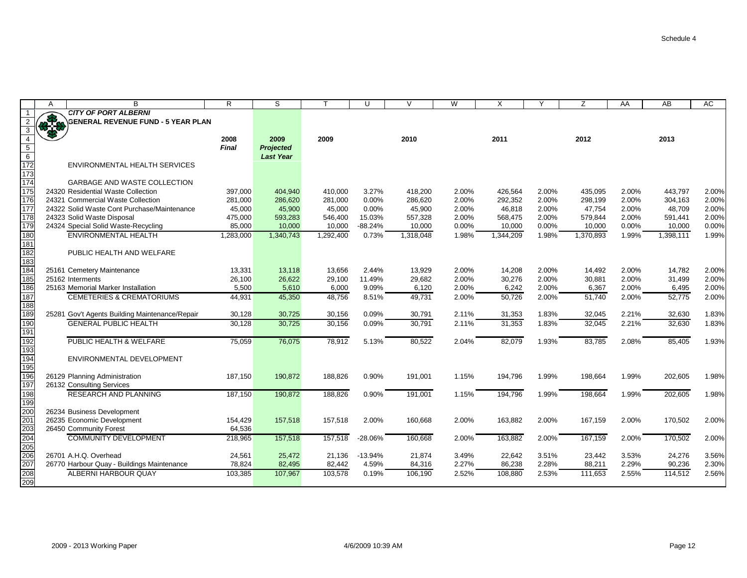Schedule 4

**CITY OF PORT ALBERNI**
**GENERAL REVENUE FUND - 5 YEAR PLAN**

| | 2008 Final | 2009 Projected Last Year | 2009 | | 2010 | | 2011 | | 2012 | | 2013 | |
|---|---|---|---|---|---|---|---|---|---|---|---|---|
| ENVIRONMENTAL HEALTH SERVICES | | | | | | | | | | | | |
| GARBAGE AND WASTE COLLECTION | | | | | | | | | | | | |
| 24320 Residential Waste Collection | 397,000 | 404,940 | 410,000 | 3.27% | 418,200 | 2.00% | 426,564 | 2.00% | 435,095 | 2.00% | 443,797 | 2.00% |
| 24321 Commercial Waste Collection | 281,000 | 286,620 | 281,000 | 0.00% | 286,620 | 2.00% | 292,352 | 2.00% | 298,199 | 2.00% | 304,163 | 2.00% |
| 24322 Solid Waste Cont Purchase/Maintenance | 45,000 | 45,900 | 45,000 | 0.00% | 45,900 | 2.00% | 46,818 | 2.00% | 47,754 | 2.00% | 48,709 | 2.00% |
| 24323 Solid Waste Disposal | 475,000 | 593,283 | 546,400 | 15.03% | 557,328 | 2.00% | 568,475 | 2.00% | 579,844 | 2.00% | 591,441 | 2.00% |
| 24324 Special Solid Waste-Recycling | 85,000 | 10,000 | 10,000 | -88.24% | 10,000 | 0.00% | 10,000 | 0.00% | 10,000 | 0.00% | 10,000 | 0.00% |
| ENVIRONMENTAL HEALTH | 1,283,000 | 1,340,743 | 1,292,400 | 0.73% | 1,318,048 | 1.98% | 1,344,209 | 1.98% | 1,370,893 | 1.99% | 1,398,111 | 1.99% |
| PUBLIC HEALTH AND WELFARE | | | | | | | | | | | | |
| 25161 Cemetery Maintenance | 13,331 | 13,118 | 13,656 | 2.44% | 13,929 | 2.00% | 14,208 | 2.00% | 14,492 | 2.00% | 14,782 | 2.00% |
| 25162 Interments | 26,100 | 26,622 | 29,100 | 11.49% | 29,682 | 2.00% | 30,276 | 2.00% | 30,881 | 2.00% | 31,499 | 2.00% |
| 25163 Memorial Marker Installation | 5,500 | 5,610 | 6,000 | 9.09% | 6,120 | 2.00% | 6,242 | 2.00% | 6,367 | 2.00% | 6,495 | 2.00% |
| CEMETERIES & CREMATORIUMS | 44,931 | 45,350 | 48,756 | 8.51% | 49,731 | 2.00% | 50,726 | 2.00% | 51,740 | 2.00% | 52,775 | 2.00% |
| 25281 Gov't Agents Building Maintenance/Repair | 30,128 | 30,725 | 30,156 | 0.09% | 30,791 | 2.11% | 31,353 | 1.83% | 32,045 | 2.21% | 32,630 | 1.83% |
| GENERAL PUBLIC HEALTH | 30,128 | 30,725 | 30,156 | 0.09% | 30,791 | 2.11% | 31,353 | 1.83% | 32,045 | 2.21% | 32,630 | 1.83% |
| PUBLIC HEALTH & WELFARE | 75,059 | 76,075 | 78,912 | 5.13% | 80,522 | 2.04% | 82,079 | 1.93% | 83,785 | 2.08% | 85,405 | 1.93% |
| ENVIRONMENTAL DEVELOPMENT | | | | | | | | | | | | |
| 26129 Planning Administration | 187,150 | 190,872 | 188,826 | 0.90% | 191,001 | 1.15% | 194,796 | 1.99% | 198,664 | 1.99% | 202,605 | 1.98% |
| 26132 Consulting Services | | | | | | | | | | | | |
| RESEARCH AND PLANNING | 187,150 | 190,872 | 188,826 | 0.90% | 191,001 | 1.15% | 194,796 | 1.99% | 198,664 | 1.99% | 202,605 | 1.98% |
| 26234 Business Development | | | | | | | | | | | | |
| 26235 Economic Development | 154,429 | 157,518 | 157,518 | 2.00% | 160,668 | 2.00% | 163,882 | 2.00% | 167,159 | 2.00% | 170,502 | 2.00% |
| 26450 Community Forest | 64,536 | | | | | | | | | | | |
| COMMUNITY DEVELOPMENT | 218,965 | 157,518 | 157,518 | -28.06% | 160,668 | 2.00% | 163,882 | 2.00% | 167,159 | 2.00% | 170,502 | 2.00% |
| 26701 A.H.Q. Overhead | 24,561 | 25,472 | 21,136 | -13.94% | 21,874 | 3.49% | 22,642 | 3.51% | 23,442 | 3.53% | 24,276 | 3.56% |
| 26770 Harbour Quay - Buildings Maintenance | 78,824 | 82,495 | 82,442 | 4.59% | 84,316 | 2.27% | 86,238 | 2.28% | 88,211 | 2.29% | 90,236 | 2.30% |
| ALBERNI HARBOUR QUAY | 103,385 | 107,967 | 103,578 | 0.19% | 106,190 | 2.52% | 108,880 | 2.53% | 111,653 | 2.55% | 114,512 | 2.56% |

2009 - 2013 Working Paper 4/6/2009 10:39 AM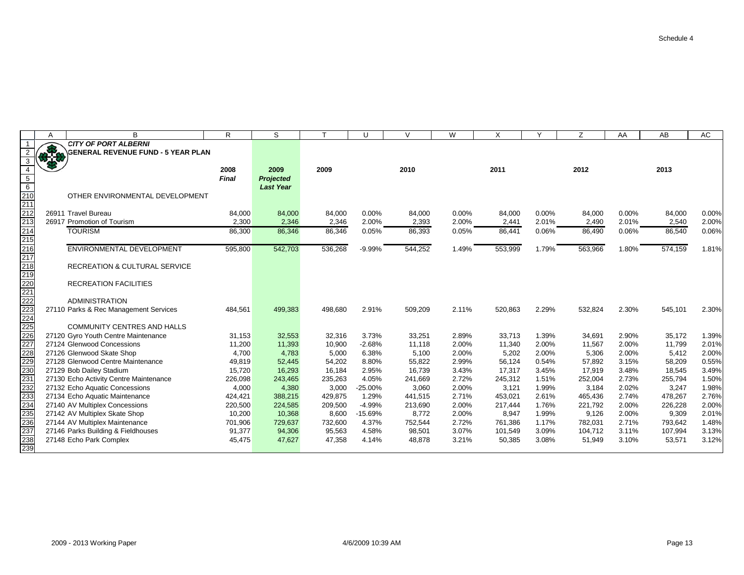Schedule 4

**CITY OF PORT ALBERNI**
**GENERAL REVENUE FUND - 5 YEAR PLAN**

| | 2008 Final | 2009 Projected Last Year | 2009 | | 2010 | | 2011 | | 2012 | | 2013 | |
|---|---|---|---|---|---|---|---|---|---|---|---|---|
| OTHER ENVIRONMENTAL DEVELOPMENT | | | | | | | | | | | | |
| 26911 Travel Bureau | 84,000 | 84,000 | 84,000 | 0.00% | 84,000 | 0.00% | 84,000 | 0.00% | 84,000 | 0.00% | 84,000 | 0.00% |
| 26917 Promotion of Tourism | 2,300 | 2,346 | 2,346 | 2.00% | 2,393 | 2.00% | 2,441 | 2.01% | 2,490 | 2.01% | 2,540 | 2.00% |
| TOURISM | 86,300 | 86,346 | 86,346 | 0.05% | 86,393 | 0.05% | 86,441 | 0.06% | 86,490 | 0.06% | 86,540 | 0.06% |
| ENVIRONMENTAL DEVELOPMENT | 595,800 | 542,703 | 536,268 | -9.99% | 544,252 | 1.49% | 553,999 | 1.79% | 563,966 | 1.80% | 574,159 | 1.81% |
| RECREATION & CULTURAL SERVICE | | | | | | | | | | | | |
| RECREATION FACILITIES | | | | | | | | | | | | |
| ADMINISTRATION | | | | | | | | | | | | |
| 27110 Parks & Rec Management Services | 484,561 | 499,383 | 498,680 | 2.91% | 509,209 | 2.11% | 520,863 | 2.29% | 532,824 | 2.30% | 545,101 | 2.30% |
| COMMUNITY CENTRES AND HALLS | | | | | | | | | | | | |
| 27120 Gyro Youth Centre Maintenance | 31,153 | 32,553 | 32,316 | 3.73% | 33,251 | 2.89% | 33,713 | 1.39% | 34,691 | 2.90% | 35,172 | 1.39% |
| 27124 Glenwood Concessions | 11,200 | 11,393 | 10,900 | -2.68% | 11,118 | 2.00% | 11,340 | 2.00% | 11,567 | 2.00% | 11,799 | 2.01% |
| 27126 Glenwood Skate Shop | 4,700 | 4,783 | 5,000 | 6.38% | 5,100 | 2.00% | 5,202 | 2.00% | 5,306 | 2.00% | 5,412 | 2.00% |
| 27128 Glenwood Centre Maintenance | 49,819 | 52,445 | 54,202 | 8.80% | 55,822 | 2.99% | 56,124 | 0.54% | 57,892 | 3.15% | 58,209 | 0.55% |
| 27129 Bob Dailey Stadium | 15,720 | 16,293 | 16,184 | 2.95% | 16,739 | 3.43% | 17,317 | 3.45% | 17,919 | 3.48% | 18,545 | 3.49% |
| 27130 Echo Activity Centre Maintenance | 226,098 | 243,465 | 235,263 | 4.05% | 241,669 | 2.72% | 245,312 | 1.51% | 252,004 | 2.73% | 255,794 | 1.50% |
| 27132 Echo Aquatic Concessions | 4,000 | 4,380 | 3,000 | -25.00% | 3,060 | 2.00% | 3,121 | 1.99% | 3,184 | 2.02% | 3,247 | 1.98% |
| 27134 Echo Aquatic Maintenance | 424,421 | 388,215 | 429,875 | 1.29% | 441,515 | 2.71% | 453,021 | 2.61% | 465,436 | 2.74% | 478,267 | 2.76% |
| 27140 AV Multiplex Concessions | 220,500 | 224,585 | 209,500 | -4.99% | 213,690 | 2.00% | 217,444 | 1.76% | 221,792 | 2.00% | 226,228 | 2.00% |
| 27142 AV Multiplex Skate Shop | 10,200 | 10,368 | 8,600 | -15.69% | 8,772 | 2.00% | 8,947 | 1.99% | 9,126 | 2.00% | 9,309 | 2.01% |
| 27144 AV Multiplex Maintenance | 701,906 | 729,637 | 732,600 | 4.37% | 752,544 | 2.72% | 761,386 | 1.17% | 782,031 | 2.71% | 793,642 | 1.48% |
| 27146 Parks Building & Fieldhouses | 91,377 | 94,306 | 95,563 | 4.58% | 98,501 | 3.07% | 101,549 | 3.09% | 104,712 | 3.11% | 107,994 | 3.13% |
| 27148 Echo Park Complex | 45,475 | 47,627 | 47,358 | 4.14% | 48,878 | 3.21% | 50,385 | 3.08% | 51,949 | 3.10% | 53,571 | 3.12% |

2009 - 2013 Working Paper 4/6/2009 10:39 AM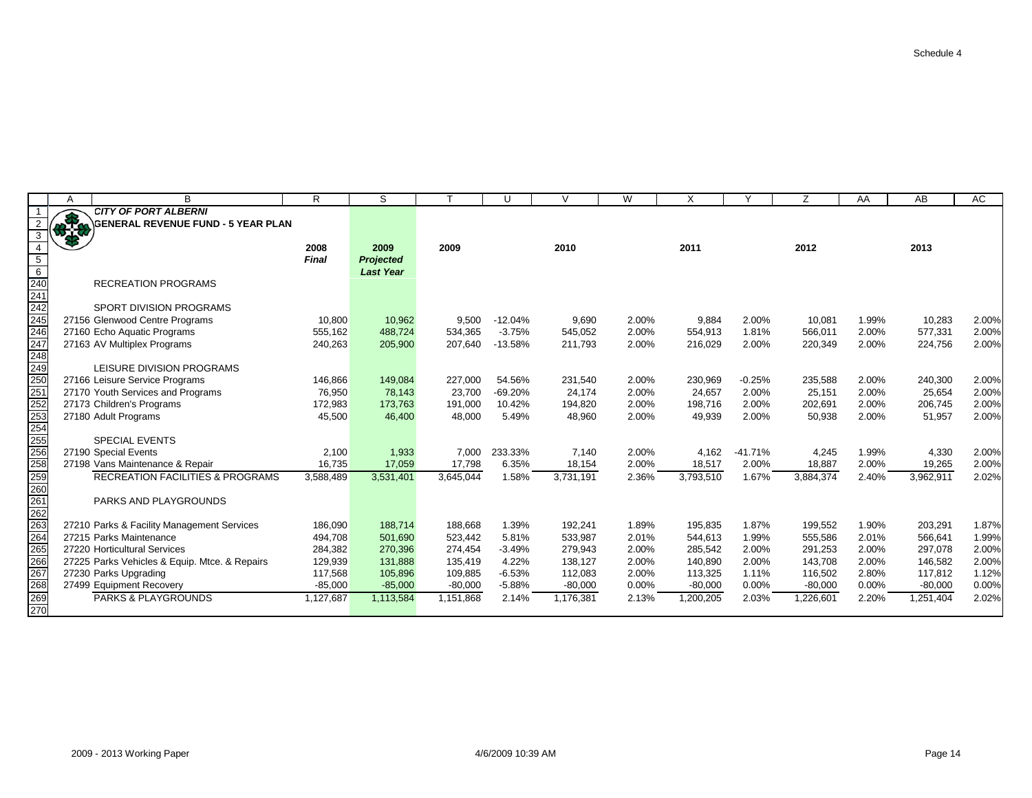Schedule 4

| | A | B | R | S | T | U | V | W | X | Y | Z | AA | AB | AC |
|---|---|---|---|---|---|---|---|---|---|---|---|---|---|---|
| 1 | | ***CITY OF PORT ALBERNI*** | | | | | | | | | | | | |
| 2 | | **GENERAL REVENUE FUND - 5 YEAR PLAN** | | | | | | | | | | | | |
| 3 | | | | | | | | | | | | | | |
| 4 | | | **2008** | **2009** | **2009** | | **2010** | | **2011** | | **2012** | | **2013** | |
| 5 | | | ***Final*** | ***Projected*** | | | | | | | | | | |
| 6 | | | | ***Last Year*** | | | | | | | | | | |
| 240 | | RECREATION PROGRAMS | | | | | | | | | | | | |
| 241 | | | | | | | | | | | | | | |
| 242 | | SPORT DIVISION PROGRAMS | | | | | | | | | | | | |
| 245 | | 27156 Glenwood Centre Programs | 10,800 | 10,962 | 9,500 | -12.04% | 9,690 | 2.00% | 9,884 | 2.00% | 10,081 | 1.99% | 10,283 | 2.00% |
| 246 | | 27160 Echo Aquatic Programs | 555,162 | 488,724 | 534,365 | -3.75% | 545,052 | 2.00% | 554,913 | 1.81% | 566,011 | 2.00% | 577,331 | 2.00% |
| 247 | | 27163 AV Multiplex Programs | 240,263 | 205,900 | 207,640 | -13.58% | 211,793 | 2.00% | 216,029 | 2.00% | 220,349 | 2.00% | 224,756 | 2.00% |
| 248 | | | | | | | | | | | | | | |
| 249 | | LEISURE DIVISION PROGRAMS | | | | | | | | | | | | |
| 250 | | 27166 Leisure Service Programs | 146,866 | 149,084 | 227,000 | 54.56% | 231,540 | 2.00% | 230,969 | -0.25% | 235,588 | 2.00% | 240,300 | 2.00% |
| 251 | | 27170 Youth Services and Programs | 76,950 | 78,143 | 23,700 | -69.20% | 24,174 | 2.00% | 24,657 | 2.00% | 25,151 | 2.00% | 25,654 | 2.00% |
| 252 | | 27173 Children's Programs | 172,983 | 173,763 | 191,000 | 10.42% | 194,820 | 2.00% | 198,716 | 2.00% | 202,691 | 2.00% | 206,745 | 2.00% |
| 253 | | 27180 Adult Programs | 45,500 | 46,400 | 48,000 | 5.49% | 48,960 | 2.00% | 49,939 | 2.00% | 50,938 | 2.00% | 51,957 | 2.00% |
| 254 | | | | | | | | | | | | | | |
| 255 | | SPECIAL EVENTS | | | | | | | | | | | | |
| 256 | | 27190 Special Events | 2,100 | 1,933 | 7,000 | 233.33% | 7,140 | 2.00% | 4,162 | -41.71% | 4,245 | 1.99% | 4,330 | 2.00% |
| 258 | | 27198 Vans Maintenance & Repair | 16,735 | 17,059 | 17,798 | 6.35% | 18,154 | 2.00% | 18,517 | 2.00% | 18,887 | 2.00% | 19,265 | 2.00% |
| 259 | | RECREATION FACILITIES & PROGRAMS | 3,588,489 | 3,531,401 | 3,645,044 | 1.58% | 3,731,191 | 2.36% | 3,793,510 | 1.67% | 3,884,374 | 2.40% | 3,962,911 | 2.02% |
| 260 | | | | | | | | | | | | | | |
| 261 | | PARKS AND PLAYGROUNDS | | | | | | | | | | | | |
| 262 | | | | | | | | | | | | | | |
| 263 | | 27210 Parks & Facility Management Services | 186,090 | 188,714 | 188,668 | 1.39% | 192,241 | 1.89% | 195,835 | 1.87% | 199,552 | 1.90% | 203,291 | 1.87% |
| 264 | | 27215 Parks Maintenance | 494,708 | 501,690 | 523,442 | 5.81% | 533,987 | 2.01% | 544,613 | 1.99% | 555,586 | 2.01% | 566,641 | 1.99% |
| 265 | | 27220 Horticultural Services | 284,382 | 270,396 | 274,454 | -3.49% | 279,943 | 2.00% | 285,542 | 2.00% | 291,253 | 2.00% | 297,078 | 2.00% |
| 266 | | 27225 Parks Vehicles & Equip. Mtce. & Repairs | 129,939 | 131,888 | 135,419 | 4.22% | 138,127 | 2.00% | 140,890 | 2.00% | 143,708 | 2.00% | 146,582 | 2.00% |
| 267 | | 27230 Parks Upgrading | 117,568 | 105,896 | 109,885 | -6.53% | 112,083 | 2.00% | 113,325 | 1.11% | 116,502 | 2.80% | 117,812 | 1.12% |
| 268 | | 27499 Equipment Recovery | -85,000 | -85,000 | -80,000 | -5.88% | -80,000 | 0.00% | -80,000 | 0.00% | -80,000 | 0.00% | -80,000 | 0.00% |
| 269 | | PARKS & PLAYGROUNDS | 1,127,687 | 1,113,584 | 1,151,868 | 2.14% | 1,176,381 | 2.13% | 1,200,205 | 2.03% | 1,226,601 | 2.20% | 1,251,404 | 2.02% |
| 270 | | | | | | | | | | | | | | |

2009 - 2013 Working Paper 4/6/2009 10:39 AM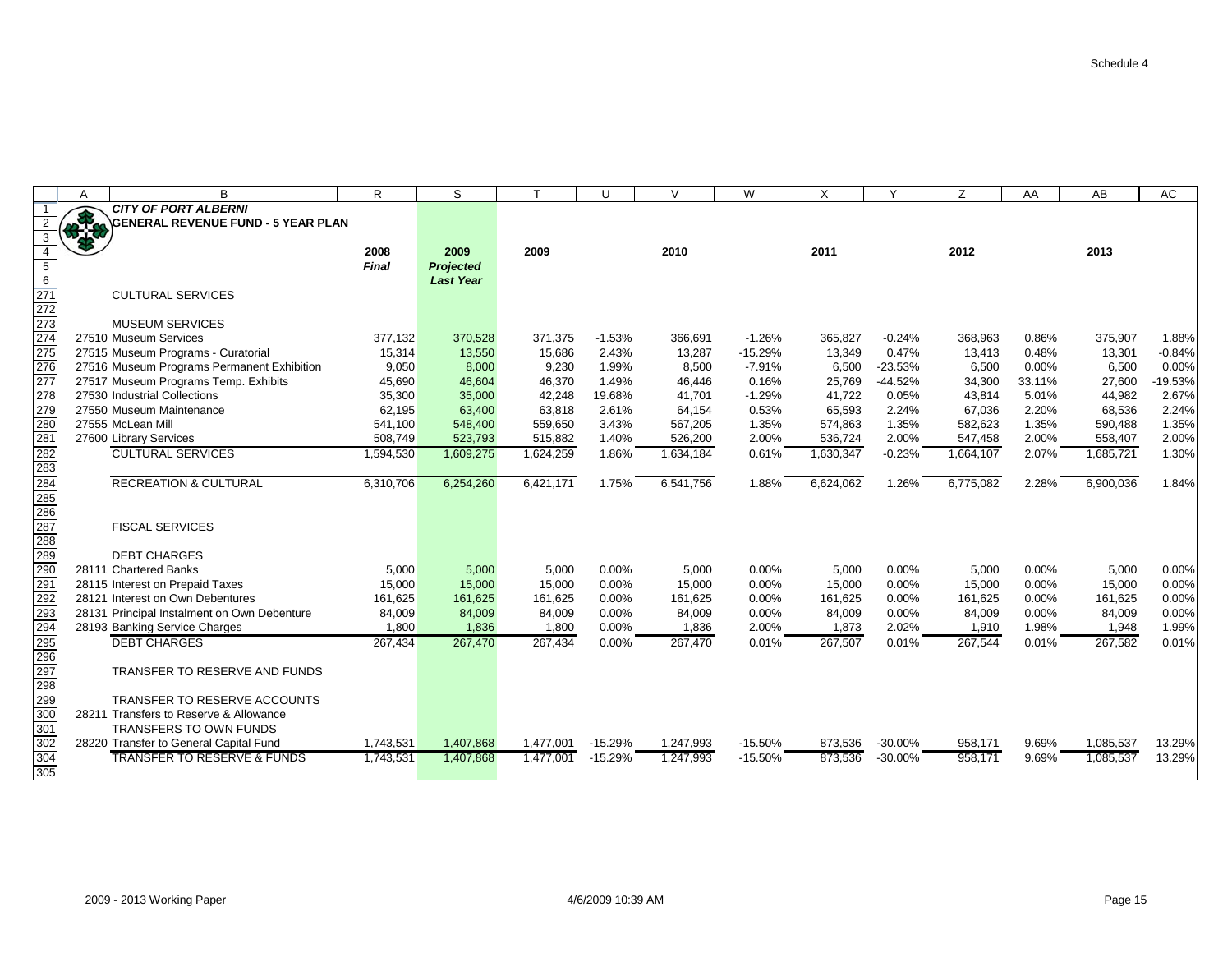Schedule 4

**CITY OF PORT ALBERNI**
**GENERAL REVENUE FUND - 5 YEAR PLAN**

| | 2008 Final | 2009 Projected Last Year | 2009 | | 2010 | | 2011 | | 2012 | | 2013 | |
|---|---|---|---|---|---|---|---|---|---|---|---|---|
| CULTURAL SERVICES | | | | | | | | | | | | |
| | | | | | | | | | | | | |
| MUSEUM SERVICES | | | | | | | | | | | | |
| 27510 Museum Services | 377,132 | 370,528 | 371,375 | -1.53% | 366,691 | -1.26% | 365,827 | -0.24% | 368,963 | 0.86% | 375,907 | 1.88% |
| 27515 Museum Programs - Curatorial | 15,314 | 13,550 | 15,686 | 2.43% | 13,287 | -15.29% | 13,349 | 0.47% | 13,413 | 0.48% | 13,301 | -0.84% |
| 27516 Museum Programs Permanent Exhibition | 9,050 | 8,000 | 9,230 | 1.99% | 8,500 | -7.91% | 6,500 | -23.53% | 6,500 | 0.00% | 6,500 | 0.00% |
| 27517 Museum Programs Temp. Exhibits | 45,690 | 46,604 | 46,370 | 1.49% | 46,446 | 0.16% | 25,769 | -44.52% | 34,300 | 33.11% | 27,600 | -19.53% |
| 27530 Industrial Collections | 35,300 | 35,000 | 42,248 | 19.68% | 41,701 | -1.29% | 41,722 | 0.05% | 43,814 | 5.01% | 44,982 | 2.67% |
| 27550 Museum Maintenance | 62,195 | 63,400 | 63,818 | 2.61% | 64,154 | 0.53% | 65,593 | 2.24% | 67,036 | 2.20% | 68,536 | 2.24% |
| 27555 McLean Mill | 541,100 | 548,400 | 559,650 | 3.43% | 567,205 | 1.35% | 574,863 | 1.35% | 582,623 | 1.35% | 590,488 | 1.35% |
| 27600 Library Services | 508,749 | 523,793 | 515,882 | 1.40% | 526,200 | 2.00% | 536,724 | 2.00% | 547,458 | 2.00% | 558,407 | 2.00% |
| CULTURAL SERVICES | 1,594,530 | 1,609,275 | 1,624,259 | 1.86% | 1,634,184 | 0.61% | 1,630,347 | -0.23% | 1,664,107 | 2.07% | 1,685,721 | 1.30% |
| | | | | | | | | | | | | |
| RECREATION & CULTURAL | 6,310,706 | 6,254,260 | 6,421,171 | 1.75% | 6,541,756 | 1.88% | 6,624,062 | 1.26% | 6,775,082 | 2.28% | 6,900,036 | 1.84% |
| | | | | | | | | | | | | |
| FISCAL SERVICES | | | | | | | | | | | | |
| | | | | | | | | | | | | |
| DEBT CHARGES | | | | | | | | | | | | |
| 28111 Chartered Banks | 5,000 | 5,000 | 5,000 | 0.00% | 5,000 | 0.00% | 5,000 | 0.00% | 5,000 | 0.00% | 5,000 | 0.00% |
| 28115 Interest on Prepaid Taxes | 15,000 | 15,000 | 15,000 | 0.00% | 15,000 | 0.00% | 15,000 | 0.00% | 15,000 | 0.00% | 15,000 | 0.00% |
| 28121 Interest on Own Debentures | 161,625 | 161,625 | 161,625 | 0.00% | 161,625 | 0.00% | 161,625 | 0.00% | 161,625 | 0.00% | 161,625 | 0.00% |
| 28131 Principal Instalment on Own Debenture | 84,009 | 84,009 | 84,009 | 0.00% | 84,009 | 0.00% | 84,009 | 0.00% | 84,009 | 0.00% | 84,009 | 0.00% |
| 28193 Banking Service Charges | 1,800 | 1,836 | 1,800 | 0.00% | 1,836 | 2.00% | 1,873 | 2.02% | 1,910 | 1.98% | 1,948 | 1.99% |
| DEBT CHARGES | 267,434 | 267,470 | 267,434 | 0.00% | 267,470 | 0.01% | 267,507 | 0.01% | 267,544 | 0.01% | 267,582 | 0.01% |
| | | | | | | | | | | | | |
| TRANSFER TO RESERVE AND FUNDS | | | | | | | | | | | | |
| | | | | | | | | | | | | |
| TRANSFER TO RESERVE ACCOUNTS | | | | | | | | | | | | |
| 28211 Transfers to Reserve & Allowance | | | | | | | | | | | | |
| TRANSFERS TO OWN FUNDS | | | | | | | | | | | | |
| 28220 Transfer to General Capital Fund | 1,743,531 | 1,407,868 | 1,477,001 | -15.29% | 1,247,993 | -15.50% | 873,536 | -30.00% | 958,171 | 9.69% | 1,085,537 | 13.29% |
| TRANSFER TO RESERVE & FUNDS | 1,743,531 | 1,407,868 | 1,477,001 | -15.29% | 1,247,993 | -15.50% | 873,536 | -30.00% | 958,171 | 9.69% | 1,085,537 | 13.29% |

2009 - 2013 Working Paper 4/6/2009 10:39 AM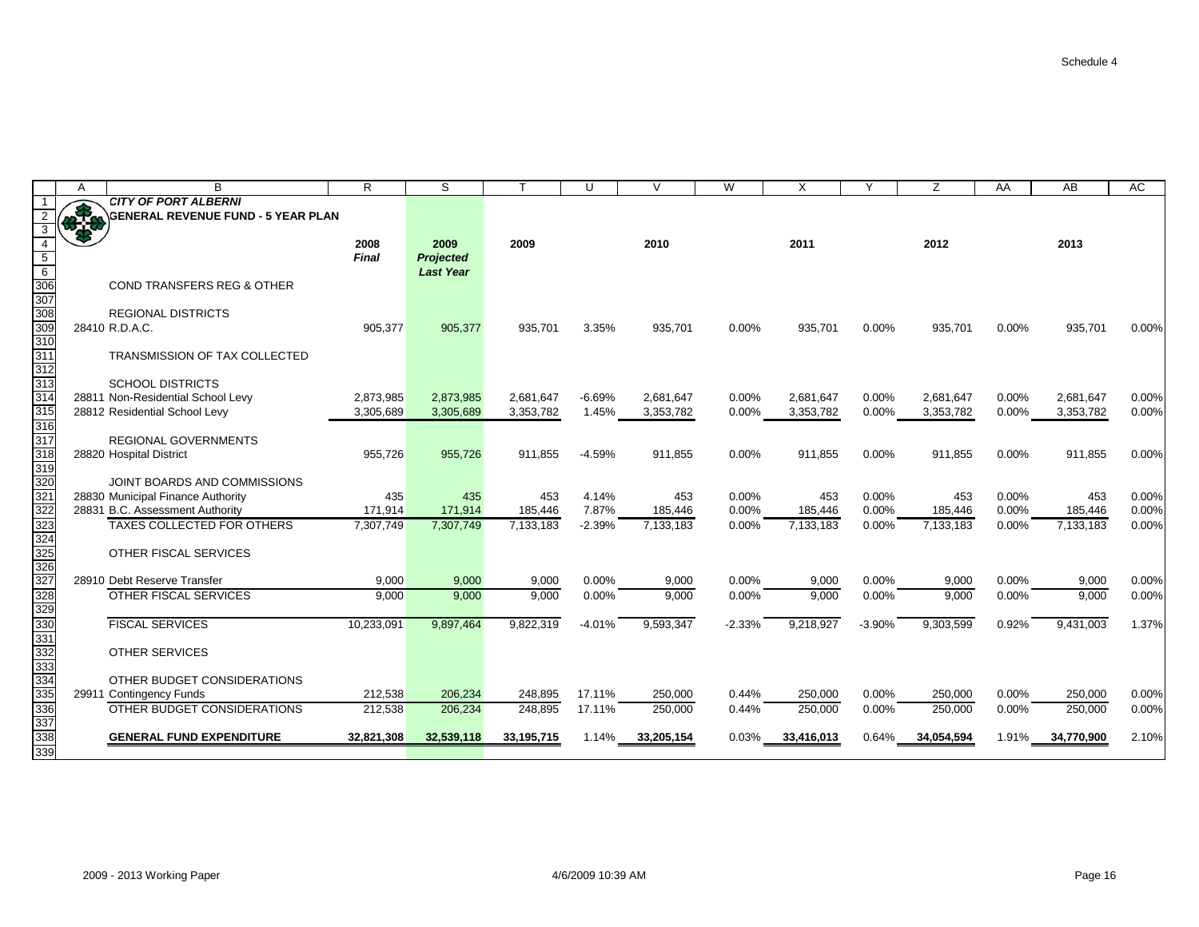Schedule 4

**CITY OF PORT ALBERNI**
**GENERAL REVENUE FUND - 5 YEAR PLAN**

| | 2008 Final | 2009 Projected Last Year | 2009 | | 2010 | | 2011 | | 2012 | | 2013 | |
|---|---|---|---|---|---|---|---|---|---|---|---|---|
| COND TRANSFERS REG & OTHER | | | | | | | | | | | | |
| REGIONAL DISTRICTS | | | | | | | | | | | | |
| 28410 R.D.A.C. | 905,377 | 905,377 | 935,701 | 3.35% | 935,701 | 0.00% | 935,701 | 0.00% | 935,701 | 0.00% | 935,701 | 0.00% |
| TRANSMISSION OF TAX COLLECTED | | | | | | | | | | | | |
| SCHOOL DISTRICTS | | | | | | | | | | | | |
| 28811 Non-Residential School Levy | 2,873,985 | 2,873,985 | 2,681,647 | -6.69% | 2,681,647 | 0.00% | 2,681,647 | 0.00% | 2,681,647 | 0.00% | 2,681,647 | 0.00% |
| 28812 Residential School Levy | 3,305,689 | 3,305,689 | 3,353,782 | 1.45% | 3,353,782 | 0.00% | 3,353,782 | 0.00% | 3,353,782 | 0.00% | 3,353,782 | 0.00% |
| REGIONAL GOVERNMENTS | | | | | | | | | | | | |
| 28820 Hospital District | 955,726 | 955,726 | 911,855 | -4.59% | 911,855 | 0.00% | 911,855 | 0.00% | 911,855 | 0.00% | 911,855 | 0.00% |
| JOINT BOARDS AND COMMISSIONS | | | | | | | | | | | | |
| 28830 Municipal Finance Authority | 435 | 435 | 453 | 4.14% | 453 | 0.00% | 453 | 0.00% | 453 | 0.00% | 453 | 0.00% |
| 28831 B.C. Assessment Authority | 171,914 | 171,914 | 185,446 | 7.87% | 185,446 | 0.00% | 185,446 | 0.00% | 185,446 | 0.00% | 185,446 | 0.00% |
| TAXES COLLECTED FOR OTHERS | 7,307,749 | 7,307,749 | 7,133,183 | -2.39% | 7,133,183 | 0.00% | 7,133,183 | 0.00% | 7,133,183 | 0.00% | 7,133,183 | 0.00% |
| OTHER FISCAL SERVICES | | | | | | | | | | | | |
| 28910 Debt Reserve Transfer | 9,000 | 9,000 | 9,000 | 0.00% | 9,000 | 0.00% | 9,000 | 0.00% | 9,000 | 0.00% | 9,000 | 0.00% |
| OTHER FISCAL SERVICES | 9,000 | 9,000 | 9,000 | 0.00% | 9,000 | 0.00% | 9,000 | 0.00% | 9,000 | 0.00% | 9,000 | 0.00% |
| FISCAL SERVICES | 10,233,091 | 9,897,464 | 9,822,319 | -4.01% | 9,593,347 | -2.33% | 9,218,927 | -3.90% | 9,303,599 | 0.92% | 9,431,003 | 1.37% |
| OTHER SERVICES | | | | | | | | | | | | |
| OTHER BUDGET CONSIDERATIONS | | | | | | | | | | | | |
| 29911 Contingency Funds | 212,538 | 206,234 | 248,895 | 17.11% | 250,000 | 0.44% | 250,000 | 0.00% | 250,000 | 0.00% | 250,000 | 0.00% |
| OTHER BUDGET CONSIDERATIONS | 212,538 | 206,234 | 248,895 | 17.11% | 250,000 | 0.44% | 250,000 | 0.00% | 250,000 | 0.00% | 250,000 | 0.00% |
| **GENERAL FUND EXPENDITURE** | **32,821,308** | **32,539,118** | **33,195,715** | 1.14% | **33,205,154** | 0.03% | **33,416,013** | 0.64% | **34,054,594** | 1.91% | **34,770,900** | 2.10% |

2009 - 2013 Working Paper 4/6/2009 10:39 AM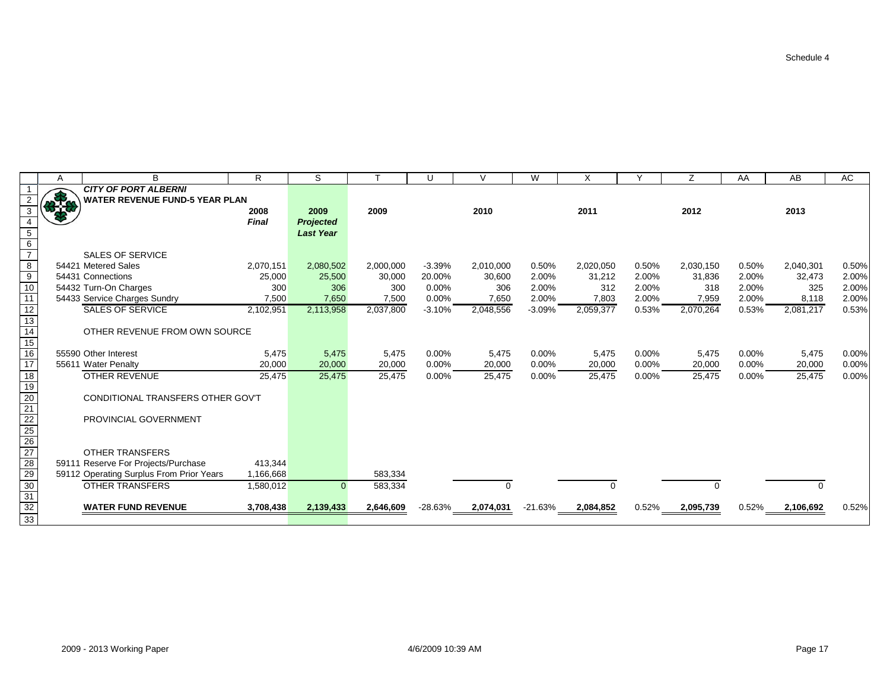Schedule 4

**_CITY OF PORT ALBERNI_**
**WATER REVENUE FUND-5 YEAR PLAN**

| Code | Description | 2008 *Final* | 2009 *Projected Last Year* | 2009 | | 2010 | | 2011 | | 2012 | | 2013 | |
|---|---|---|---|---|---|---|---|---|---|---|---|---|---|
| | SALES OF SERVICE | | | | | | | | | | | | |
| 54421 | Metered Sales | 2,070,151 | 2,080,502 | 2,000,000 | -3.39% | 2,010,000 | 0.50% | 2,020,050 | 0.50% | 2,030,150 | 0.50% | 2,040,301 | 0.50% |
| 54431 | Connections | 25,000 | 25,500 | 30,000 | 20.00% | 30,600 | 2.00% | 31,212 | 2.00% | 31,836 | 2.00% | 32,473 | 2.00% |
| 54432 | Turn-On Charges | 300 | 306 | 300 | 0.00% | 306 | 2.00% | 312 | 2.00% | 318 | 2.00% | 325 | 2.00% |
| 54433 | Service Charges Sundry | 7,500 | 7,650 | 7,500 | 0.00% | 7,650 | 2.00% | 7,803 | 2.00% | 7,959 | 2.00% | 8,118 | 2.00% |
| | SALES OF SERVICE | 2,102,951 | 2,113,958 | 2,037,800 | -3.10% | 2,048,556 | -3.09% | 2,059,377 | 0.53% | 2,070,264 | 0.53% | 2,081,217 | 0.53% |
| | OTHER REVENUE FROM OWN SOURCE | | | | | | | | | | | | |
| 55590 | Other Interest | 5,475 | 5,475 | 5,475 | 0.00% | 5,475 | 0.00% | 5,475 | 0.00% | 5,475 | 0.00% | 5,475 | 0.00% |
| 55611 | Water Penalty | 20,000 | 20,000 | 20,000 | 0.00% | 20,000 | 0.00% | 20,000 | 0.00% | 20,000 | 0.00% | 20,000 | 0.00% |
| | OTHER REVENUE | 25,475 | 25,475 | 25,475 | 0.00% | 25,475 | 0.00% | 25,475 | 0.00% | 25,475 | 0.00% | 25,475 | 0.00% |
| | CONDITIONAL TRANSFERS OTHER GOV'T | | | | | | | | | | | | |
| | PROVINCIAL GOVERNMENT | | | | | | | | | | | | |
| | OTHER TRANSFERS | | | | | | | | | | | | |
| 59111 | Reserve For Projects/Purchase | 413,344 | | | | | | | | | | | |
| 59112 | Operating Surplus From Prior Years | 1,166,668 | | 583,334 | | | | | | | | | |
| | OTHER TRANSFERS | 1,580,012 | 0 | 583,334 | | 0 | | 0 | | 0 | | 0 | |
| | **WATER FUND REVENUE** | **3,708,438** | **2,139,433** | **2,646,609** | -28.63% | **2,074,031** | -21.63% | **2,084,852** | 0.52% | **2,095,739** | 0.52% | **2,106,692** | 0.52% |

2009 - 2013 Working Paper

4/6/2009 10:39 AM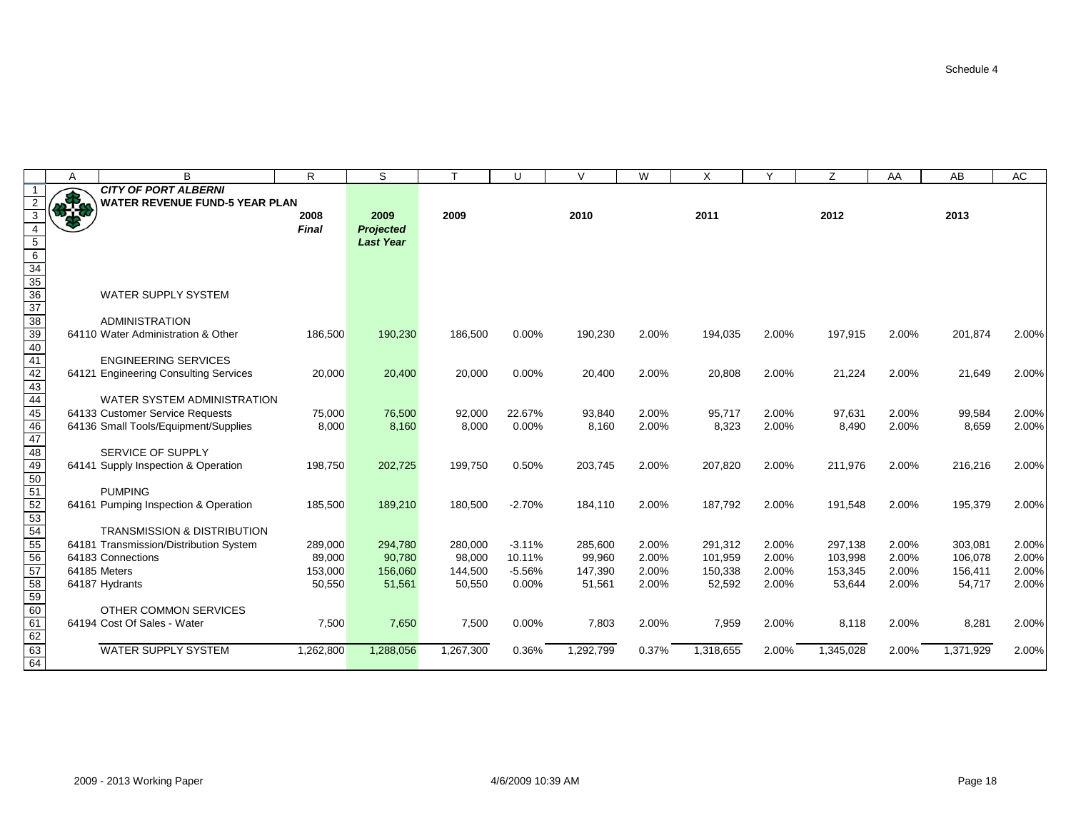Schedule 4

**CITY OF PORT ALBERNI**
**WATER REVENUE FUND-5 YEAR PLAN**

| | 2008 Final | 2009 Projected Last Year | 2009 | | 2010 | | 2011 | | 2012 | | 2013 | |
|---|---|---|---|---|---|---|---|---|---|---|---|---|
| WATER SUPPLY SYSTEM | | | | | | | | | | | | |
| ADMINISTRATION | | | | | | | | | | | | |
| 64110 Water Administration & Other | 186,500 | 190,230 | 186,500 | 0.00% | 190,230 | 2.00% | 194,035 | 2.00% | 197,915 | 2.00% | 201,874 | 2.00% |
| ENGINEERING SERVICES | | | | | | | | | | | | |
| 64121 Engineering Consulting Services | 20,000 | 20,400 | 20,000 | 0.00% | 20,400 | 2.00% | 20,808 | 2.00% | 21,224 | 2.00% | 21,649 | 2.00% |
| WATER SYSTEM ADMINISTRATION | | | | | | | | | | | | |
| 64133 Customer Service Requests | 75,000 | 76,500 | 92,000 | 22.67% | 93,840 | 2.00% | 95,717 | 2.00% | 97,631 | 2.00% | 99,584 | 2.00% |
| 64136 Small Tools/Equipment/Supplies | 8,000 | 8,160 | 8,000 | 0.00% | 8,160 | 2.00% | 8,323 | 2.00% | 8,490 | 2.00% | 8,659 | 2.00% |
| SERVICE OF SUPPLY | | | | | | | | | | | | |
| 64141 Supply Inspection & Operation | 198,750 | 202,725 | 199,750 | 0.50% | 203,745 | 2.00% | 207,820 | 2.00% | 211,976 | 2.00% | 216,216 | 2.00% |
| PUMPING | | | | | | | | | | | | |
| 64161 Pumping Inspection & Operation | 185,500 | 189,210 | 180,500 | -2.70% | 184,110 | 2.00% | 187,792 | 2.00% | 191,548 | 2.00% | 195,379 | 2.00% |
| TRANSMISSION & DISTRIBUTION | | | | | | | | | | | | |
| 64181 Transmission/Distribution System | 289,000 | 294,780 | 280,000 | -3.11% | 285,600 | 2.00% | 291,312 | 2.00% | 297,138 | 2.00% | 303,081 | 2.00% |
| 64183 Connections | 89,000 | 90,780 | 98,000 | 10.11% | 99,960 | 2.00% | 101,959 | 2.00% | 103,998 | 2.00% | 106,078 | 2.00% |
| 64185 Meters | 153,000 | 156,060 | 144,500 | -5.56% | 147,390 | 2.00% | 150,338 | 2.00% | 153,345 | 2.00% | 156,411 | 2.00% |
| 64187 Hydrants | 50,550 | 51,561 | 50,550 | 0.00% | 51,561 | 2.00% | 52,592 | 2.00% | 53,644 | 2.00% | 54,717 | 2.00% |
| OTHER COMMON SERVICES | | | | | | | | | | | | |
| 64194 Cost Of Sales - Water | 7,500 | 7,650 | 7,500 | 0.00% | 7,803 | 2.00% | 7,959 | 2.00% | 8,118 | 2.00% | 8,281 | 2.00% |
| WATER SUPPLY SYSTEM | 1,262,800 | 1,288,056 | 1,267,300 | 0.36% | 1,292,799 | 0.37% | 1,318,655 | 2.00% | 1,345,028 | 2.00% | 1,371,929 | 2.00% |

2009 - 2013 Working Paper    4/6/2009 10:39 AM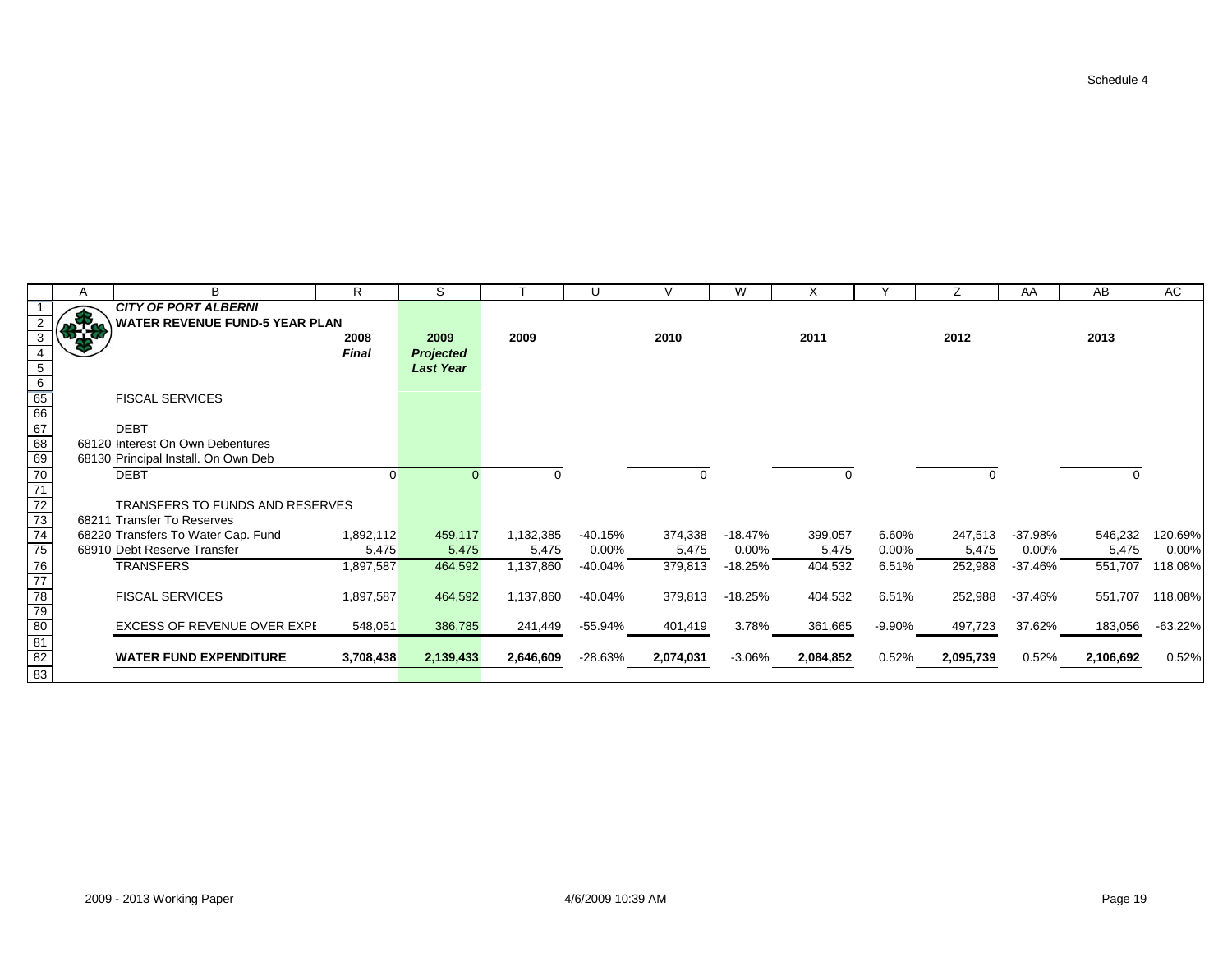Schedule 4

**CITY OF PORT ALBERNI**
**WATER REVENUE FUND-5 YEAR PLAN**

| | 2008 *Final* | 2009 *Projected Last Year* | 2009 | | 2010 | | 2011 | | 2012 | | 2013 | |
|---|---|---|---|---|---|---|---|---|---|---|---|---|
| FISCAL SERVICES | | | | | | | | | | | | |
| DEBT | | | | | | | | | | | | |
| 68120 Interest On Own Debentures | | | | | | | | | | | | |
| 68130 Principal Install. On Own Deb | | | | | | | | | | | | |
| DEBT | 0 | 0 | 0 | | 0 | | 0 | | 0 | | 0 | |
| TRANSFERS TO FUNDS AND RESERVES | | | | | | | | | | | | |
| 68211 Transfer To Reserves | | | | | | | | | | | | |
| 68220 Transfers To Water Cap. Fund | 1,892,112 | 459,117 | 1,132,385 | -40.15% | 374,338 | -18.47% | 399,057 | 6.60% | 247,513 | -37.98% | 546,232 | 120.69% |
| 68910 Debt Reserve Transfer | 5,475 | 5,475 | 5,475 | 0.00% | 5,475 | 0.00% | 5,475 | 0.00% | 5,475 | 0.00% | 5,475 | 0.00% |
| TRANSFERS | 1,897,587 | 464,592 | 1,137,860 | -40.04% | 379,813 | -18.25% | 404,532 | 6.51% | 252,988 | -37.46% | 551,707 | 118.08% |
| FISCAL SERVICES | 1,897,587 | 464,592 | 1,137,860 | -40.04% | 379,813 | -18.25% | 404,532 | 6.51% | 252,988 | -37.46% | 551,707 | 118.08% |
| EXCESS OF REVENUE OVER EXPE | 548,051 | 386,785 | 241,449 | -55.94% | 401,419 | 3.78% | 361,665 | -9.90% | 497,723 | 37.62% | 183,056 | -63.22% |
| **WATER FUND EXPENDITURE** | **3,708,438** | **2,139,433** | **2,646,609** | -28.63% | **2,074,031** | -3.06% | **2,084,852** | 0.52% | **2,095,739** | 0.52% | **2,106,692** | 0.52% |

2009 - 2013 Working Paper 4/6/2009 10:39 AM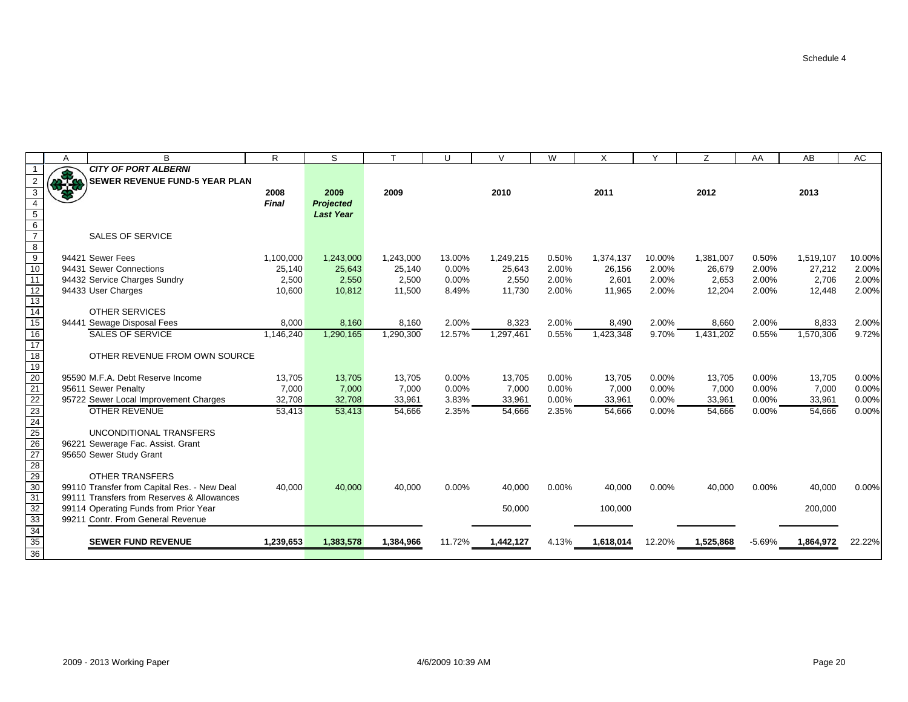Schedule 4

| | A | B | R | S | T | U | V | W | X | Y | Z | AA | AB | AC |
|---|---|---|---|---|---|---|---|---|---|---|---|---|---|---|
| 1 | | ***CITY OF PORT ALBERNI*** | | | | | | | | | | | | |
| 2 | | **SEWER REVENUE FUND-5 YEAR PLAN** | | | | | | | | | | | | |
| 3 | | | **2008** | **2009** | **2009** | | **2010** | | **2011** | | **2012** | | **2013** | |
| 4 | | | ***Final*** | ***Projected*** | | | | | | | | | | |
| 5 | | | | ***Last Year*** | | | | | | | | | | |
| 6 | | | | | | | | | | | | | | |
| 7 | | SALES OF SERVICE | | | | | | | | | | | | |
| 8 | | | | | | | | | | | | | | |
| 9 | | 94421 Sewer Fees | 1,100,000 | 1,243,000 | 1,243,000 | 13.00% | 1,249,215 | 0.50% | 1,374,137 | 10.00% | 1,381,007 | 0.50% | 1,519,107 | 10.00% |
| 10 | | 94431 Sewer Connections | 25,140 | 25,643 | 25,140 | 0.00% | 25,643 | 2.00% | 26,156 | 2.00% | 26,679 | 2.00% | 27,212 | 2.00% |
| 11 | | 94432 Service Charges Sundry | 2,500 | 2,550 | 2,500 | 0.00% | 2,550 | 2.00% | 2,601 | 2.00% | 2,653 | 2.00% | 2,706 | 2.00% |
| 12 | | 94433 User Charges | 10,600 | 10,812 | 11,500 | 8.49% | 11,730 | 2.00% | 11,965 | 2.00% | 12,204 | 2.00% | 12,448 | 2.00% |
| 13 | | | | | | | | | | | | | | |
| 14 | | OTHER SERVICES | | | | | | | | | | | | |
| 15 | | 94441 Sewage Disposal Fees | 8,000 | 8,160 | 8,160 | 2.00% | 8,323 | 2.00% | 8,490 | 2.00% | 8,660 | 2.00% | 8,833 | 2.00% |
| 16 | | SALES OF SERVICE | 1,146,240 | 1,290,165 | 1,290,300 | 12.57% | 1,297,461 | 0.55% | 1,423,348 | 9.70% | 1,431,202 | 0.55% | 1,570,306 | 9.72% |
| 17 | | | | | | | | | | | | | | |
| 18 | | OTHER REVENUE FROM OWN SOURCE | | | | | | | | | | | | |
| 19 | | | | | | | | | | | | | | |
| 20 | | 95590 M.F.A. Debt Reserve Income | 13,705 | 13,705 | 13,705 | 0.00% | 13,705 | 0.00% | 13,705 | 0.00% | 13,705 | 0.00% | 13,705 | 0.00% |
| 21 | | 95611 Sewer Penalty | 7,000 | 7,000 | 7,000 | 0.00% | 7,000 | 0.00% | 7,000 | 0.00% | 7,000 | 0.00% | 7,000 | 0.00% |
| 22 | | 95722 Sewer Local Improvement Charges | 32,708 | 32,708 | 33,961 | 3.83% | 33,961 | 0.00% | 33,961 | 0.00% | 33,961 | 0.00% | 33,961 | 0.00% |
| 23 | | OTHER REVENUE | 53,413 | 53,413 | 54,666 | 2.35% | 54,666 | 2.35% | 54,666 | 0.00% | 54,666 | 0.00% | 54,666 | 0.00% |
| 24 | | | | | | | | | | | | | | |
| 25 | | UNCONDITIONAL TRANSFERS | | | | | | | | | | | | |
| 26 | | 96221 Sewerage Fac. Assist. Grant | | | | | | | | | | | | |
| 27 | | 95650 Sewer Study Grant | | | | | | | | | | | | |
| 28 | | | | | | | | | | | | | | |
| 29 | | OTHER TRANSFERS | | | | | | | | | | | | |
| 30 | | 99110 Transfer from Capital Res. - New Deal | 40,000 | 40,000 | 40,000 | 0.00% | 40,000 | 0.00% | 40,000 | 0.00% | 40,000 | 0.00% | 40,000 | 0.00% |
| 31 | | 99111 Transfers from Reserves & Allowances | | | | | | | | | | | | |
| 32 | | 99114 Operating Funds from Prior Year | | | | | 50,000 | | 100,000 | | | | 200,000 | |
| 33 | | 99211 Contr. From General Revenue | | | | | | | | | | | | |
| 34 | | | | | | | | | | | | | | |
| 35 | | **SEWER FUND REVENUE** | **1,239,653** | **1,383,578** | **1,384,966** | 11.72% | **1,442,127** | 4.13% | **1,618,014** | 12.20% | **1,525,868** | -5.69% | **1,864,972** | 22.22% |
| 36 | | | | | | | | | | | | | | |

2009 - 2013 Working Paper | 4/6/2009 10:39 AM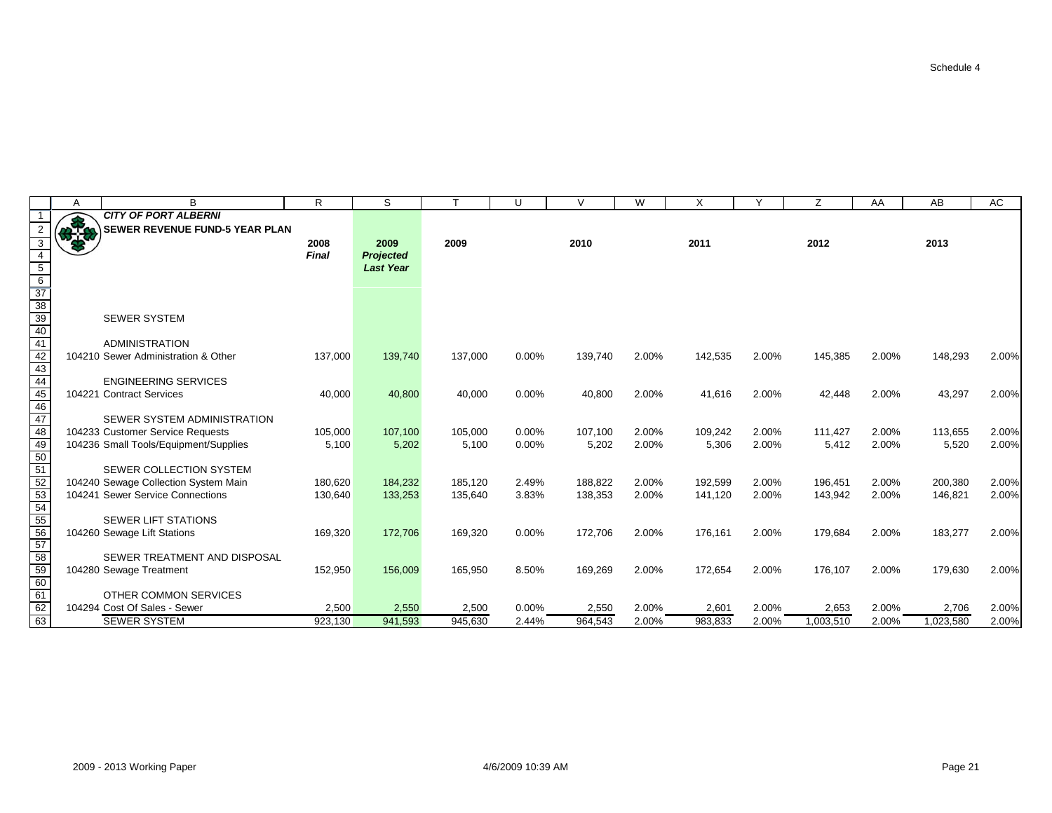Schedule 4

| | A | B | R | S | T | U | V | W | X | Y | Z | AA | AB | AC |
|---|---|---|---|---|---|---|---|---|---|---|---|---|---|---|
| 1 | | ***CITY OF PORT ALBERNI*** | | | | | | | | | | | | |
| 2 | | **SEWER REVENUE FUND-5 YEAR PLAN** | | | | | | | | | | | | |
| 3 | | | **2008** | **2009** | **2009** | | **2010** | | **2011** | | **2012** | | **2013** | |
| 4 | | | ***Final*** | ***Projected*** | | | | | | | | | | |
| 5 | | | | ***Last Year*** | | | | | | | | | | |
| 6 | | | | | | | | | | | | | | |
| 37 | | | | | | | | | | | | | | |
| 38 | | | | | | | | | | | | | | |
| 39 | | SEWER SYSTEM | | | | | | | | | | | | |
| 40 | | | | | | | | | | | | | | |
| 41 | | ADMINISTRATION | | | | | | | | | | | | |
| 42 | | 104210 Sewer Administration & Other | 137,000 | 139,740 | 137,000 | 0.00% | 139,740 | 2.00% | 142,535 | 2.00% | 145,385 | 2.00% | 148,293 | 2.00% |
| 43 | | | | | | | | | | | | | | |
| 44 | | ENGINEERING SERVICES | | | | | | | | | | | | |
| 45 | | 104221 Contract Services | 40,000 | 40,800 | 40,000 | 0.00% | 40,800 | 2.00% | 41,616 | 2.00% | 42,448 | 2.00% | 43,297 | 2.00% |
| 46 | | | | | | | | | | | | | | |
| 47 | | SEWER SYSTEM ADMINISTRATION | | | | | | | | | | | | |
| 48 | | 104233 Customer Service Requests | 105,000 | 107,100 | 105,000 | 0.00% | 107,100 | 2.00% | 109,242 | 2.00% | 111,427 | 2.00% | 113,655 | 2.00% |
| 49 | | 104236 Small Tools/Equipment/Supplies | 5,100 | 5,202 | 5,100 | 0.00% | 5,202 | 2.00% | 5,306 | 2.00% | 5,412 | 2.00% | 5,520 | 2.00% |
| 50 | | | | | | | | | | | | | | |
| 51 | | SEWER COLLECTION SYSTEM | | | | | | | | | | | | |
| 52 | | 104240 Sewage Collection System Main | 180,620 | 184,232 | 185,120 | 2.49% | 188,822 | 2.00% | 192,599 | 2.00% | 196,451 | 2.00% | 200,380 | 2.00% |
| 53 | | 104241 Sewer Service Connections | 130,640 | 133,253 | 135,640 | 3.83% | 138,353 | 2.00% | 141,120 | 2.00% | 143,942 | 2.00% | 146,821 | 2.00% |
| 54 | | | | | | | | | | | | | | |
| 55 | | SEWER LIFT STATIONS | | | | | | | | | | | | |
| 56 | | 104260 Sewage Lift Stations | 169,320 | 172,706 | 169,320 | 0.00% | 172,706 | 2.00% | 176,161 | 2.00% | 179,684 | 2.00% | 183,277 | 2.00% |
| 57 | | | | | | | | | | | | | | |
| 58 | | SEWER TREATMENT AND DISPOSAL | | | | | | | | | | | | |
| 59 | | 104280 Sewage Treatment | 152,950 | 156,009 | 165,950 | 8.50% | 169,269 | 2.00% | 172,654 | 2.00% | 176,107 | 2.00% | 179,630 | 2.00% |
| 60 | | | | | | | | | | | | | | |
| 61 | | OTHER COMMON SERVICES | | | | | | | | | | | | |
| 62 | | 104294 Cost Of Sales - Sewer | 2,500 | 2,550 | 2,500 | 0.00% | 2,550 | 2.00% | 2,601 | 2.00% | 2,653 | 2.00% | 2,706 | 2.00% |
| 63 | | SEWER SYSTEM | 923,130 | 941,593 | 945,630 | 2.44% | 964,543 | 2.00% | 983,833 | 2.00% | 1,003,510 | 2.00% | 1,023,580 | 2.00% |

2009 - 2013 Working Paper 4/6/2009 10:39 AM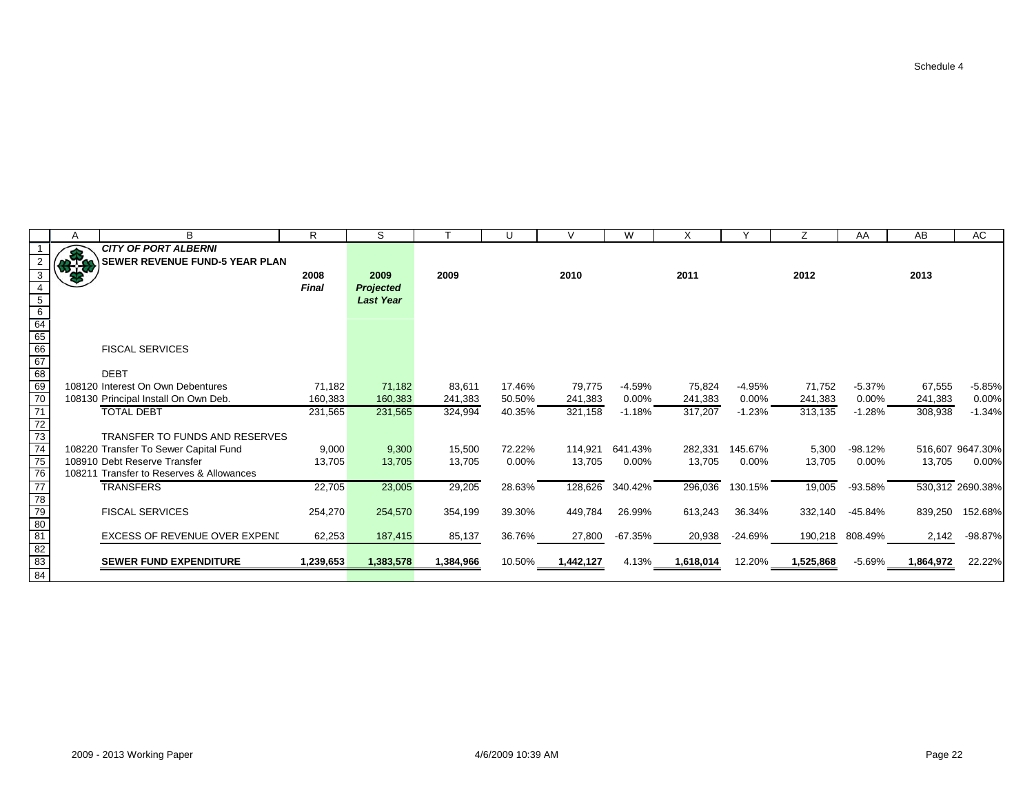Schedule 4

| A | B | R | S | T | U | V | W | X | Y | Z | AA | AB | AC |
|---|---|---|---|---|---|---|---|---|---|---|---|---|---|
| | ***CITY OF PORT ALBERNI*** | | | | | | | | | | | | |
| | **SEWER REVENUE FUND-5 YEAR PLAN** | | | | | | | | | | | | |
| | | **2008** | **2009** | **2009** | | **2010** | | **2011** | | **2012** | | **2013** | |
| | | ***Final*** | ***Projected*** | | | | | | | | | | |
| | | | ***Last Year*** | | | | | | | | | | |
| | FISCAL SERVICES | | | | | | | | | | | | |
| | DEBT | | | | | | | | | | | | |
| 108120 | Interest On Own Debentures | 71,182 | 71,182 | 83,611 | 17.46% | 79,775 | -4.59% | 75,824 | -4.95% | 71,752 | -5.37% | 67,555 | -5.85% |
| 108130 | Principal Install On Own Deb. | 160,383 | 160,383 | 241,383 | 50.50% | 241,383 | 0.00% | 241,383 | 0.00% | 241,383 | 0.00% | 241,383 | 0.00% |
| | TOTAL DEBT | 231,565 | 231,565 | 324,994 | 40.35% | 321,158 | -1.18% | 317,207 | -1.23% | 313,135 | -1.28% | 308,938 | -1.34% |
| | TRANSFER TO FUNDS AND RESERVES | | | | | | | | | | | | |
| 108220 | Transfer To Sewer Capital Fund | 9,000 | 9,300 | 15,500 | 72.22% | 114,921 | 641.43% | 282,331 | 145.67% | 5,300 | -98.12% | 516,607 | 9647.30% |
| 108910 | Debt Reserve Transfer | 13,705 | 13,705 | 13,705 | 0.00% | 13,705 | 0.00% | 13,705 | 0.00% | 13,705 | 0.00% | 13,705 | 0.00% |
| 108211 | Transfer to Reserves & Allowances | | | | | | | | | | | | |
| | TRANSFERS | 22,705 | 23,005 | 29,205 | 28.63% | 128,626 | 340.42% | 296,036 | 130.15% | 19,005 | -93.58% | 530,312 | 2690.38% |
| | FISCAL SERVICES | 254,270 | 254,570 | 354,199 | 39.30% | 449,784 | 26.99% | 613,243 | 36.34% | 332,140 | -45.84% | 839,250 | 152.68% |
| | EXCESS OF REVENUE OVER EXPENDI | 62,253 | 187,415 | 85,137 | 36.76% | 27,800 | -67.35% | 20,938 | -24.69% | 190,218 | 808.49% | 2,142 | -98.87% |
| | **SEWER FUND EXPENDITURE** | **1,239,653** | **1,383,578** | **1,384,966** | 10.50% | **1,442,127** | 4.13% | **1,618,014** | 12.20% | **1,525,868** | -5.69% | **1,864,972** | 22.22% |

2009 - 2013 Working Paper 4/6/2009 10:39 AM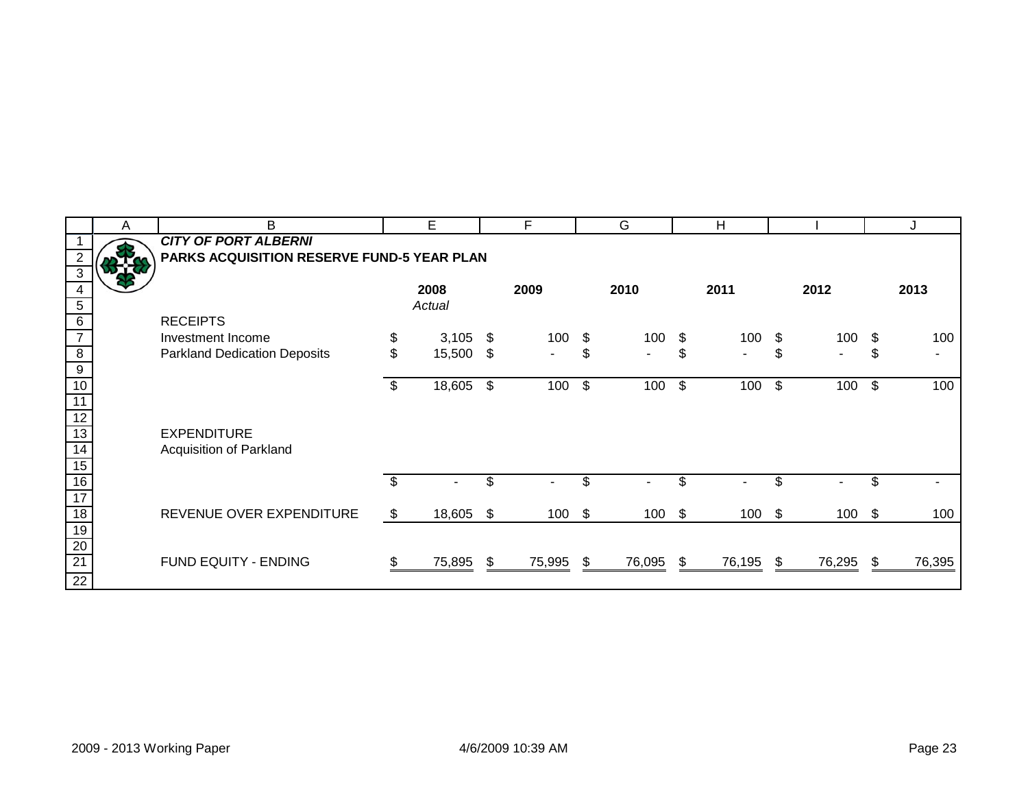# *CITY OF PORT ALBERNI*

## PARKS ACQUISITION RESERVE FUND-5 YEAR PLAN

| | 2008 *Actual* | 2009 | 2010 | 2011 | 2012 | 2013 |
|---|---|---|---|---|---|---|
| RECEIPTS | | | | | | |
| Investment Income | $ 3,105 | $ 100 | $ 100 | $ 100 | $ 100 | $ 100 |
| Parkland Dedication Deposits | $ 15,500 | $ - | $ - | $ - | $ - | $ - |
| | $ 18,605 | $ 100 | $ 100 | $ 100 | $ 100 | $ 100 |
| EXPENDITURE | | | | | | |
| Acquisition of Parkland | | | | | | |
| | $ - | $ - | $ - | $ - | $ - | $ - |
| REVENUE OVER EXPENDITURE | $ 18,605 | $ 100 | $ 100 | $ 100 | $ 100 | $ 100 |
| FUND EQUITY - ENDING | $ 75,895 | $ 75,995 | $ 76,095 | $ 76,195 | $ 76,295 | $ 76,395 |

2009 - 2013 Working Paper 4/6/2009 10:39 AM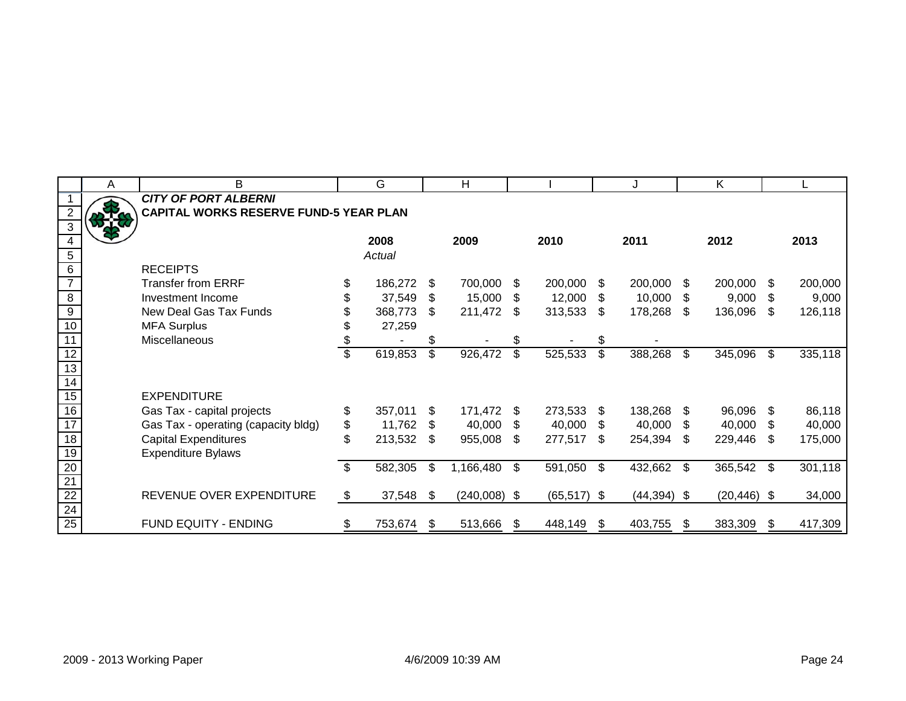# CITY OF PORT ALBERNI

## CAPITAL WORKS RESERVE FUND-5 YEAR PLAN

| | 2008 *Actual* | 2009 | 2010 | 2011 | 2012 | 2013 |
|---|---|---|---|---|---|---|
| RECEIPTS | | | | | | |
| Transfer from ERRF | $ 186,272 | $ 700,000 | $ 200,000 | $ 200,000 | $ 200,000 | $ 200,000 |
| Investment Income | $ 37,549 | $ 15,000 | $ 12,000 | $ 10,000 | $ 9,000 | $ 9,000 |
| New Deal Gas Tax Funds | $ 368,773 | $ 211,472 | $ 313,533 | $ 178,268 | $ 136,096 | $ 126,118 |
| MFA Surplus | $ 27,259 | | | | | |
| Miscellaneous | $ - | $ - | $ - | $ - | | |
| | $ 619,853 | $ 926,472 | $ 525,533 | $ 388,268 | $ 345,096 | $ 335,118 |
| EXPENDITURE | | | | | | |
| Gas Tax - capital projects | $ 357,011 | $ 171,472 | $ 273,533 | $ 138,268 | $ 96,096 | $ 86,118 |
| Gas Tax - operating (capacity bldg) | $ 11,762 | $ 40,000 | $ 40,000 | $ 40,000 | $ 40,000 | $ 40,000 |
| Capital Expenditures | $ 213,532 | $ 955,008 | $ 277,517 | $ 254,394 | $ 229,446 | $ 175,000 |
| Expenditure Bylaws | | | | | | |
| | $ 582,305 | $ 1,166,480 | $ 591,050 | $ 432,662 | $ 365,542 | $ 301,118 |
| REVENUE OVER EXPENDITURE | $ 37,548 | $ (240,008) | $ (65,517) | $ (44,394) | $ (20,446) | $ 34,000 |
| FUND EQUITY - ENDING | $ 753,674 | $ 513,666 | $ 448,149 | $ 403,755 | $ 383,309 | $ 417,309 |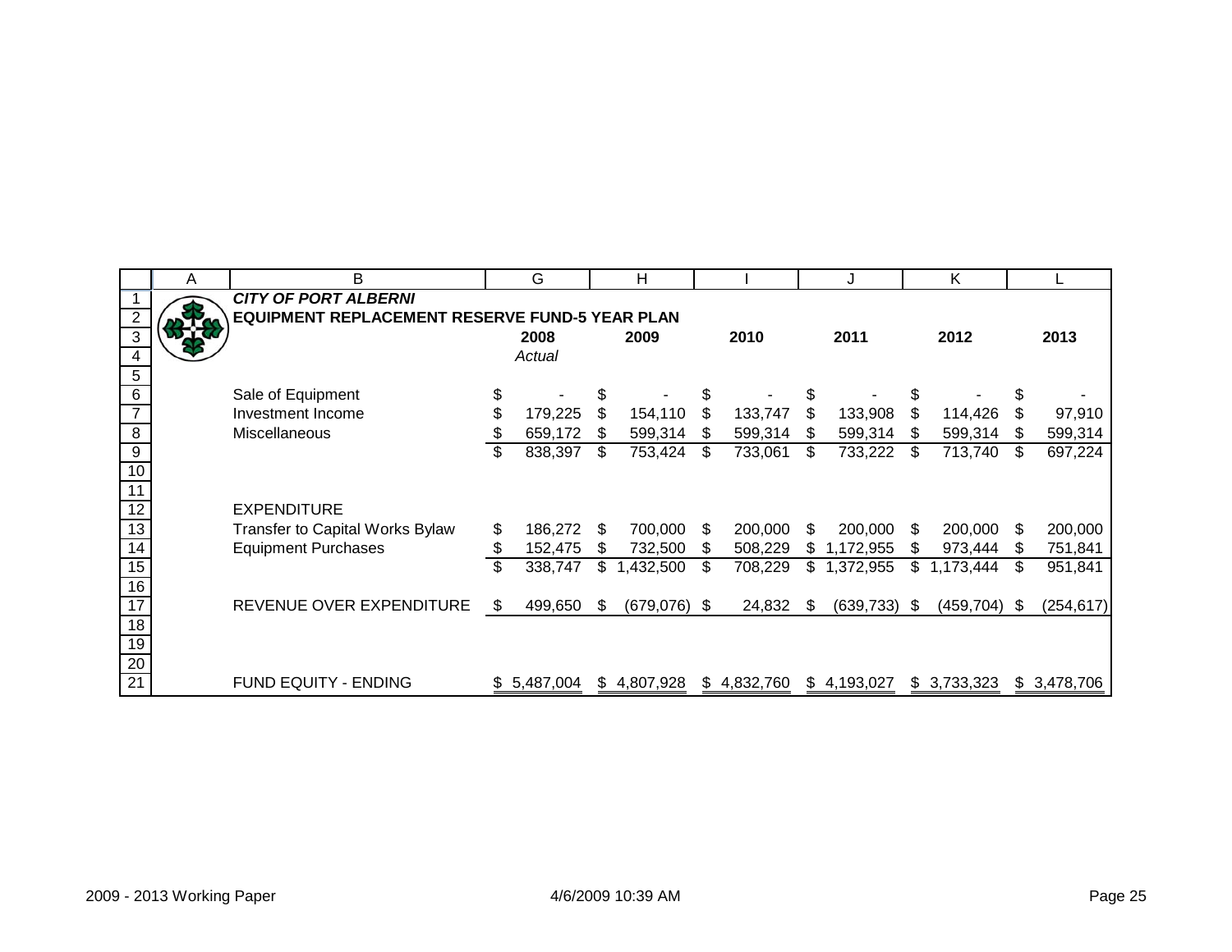***CITY OF PORT ALBERNI***

**EQUIPMENT REPLACEMENT RESERVE FUND-5 YEAR PLAN**

| | 2008 *Actual* | 2009 | 2010 | 2011 | 2012 | 2013 |
|---|---|---|---|---|---|---|
| Sale of Equipment | $ - | $ - | $ - | $ - | $ - | $ - |
| Investment Income | $ 179,225 | $ 154,110 | $ 133,747 | $ 133,908 | $ 114,426 | $ 97,910 |
| Miscellaneous | $ 659,172 | $ 599,314 | $ 599,314 | $ 599,314 | $ 599,314 | $ 599,314 |
| | $ 838,397 | $ 753,424 | $ 733,061 | $ 733,222 | $ 713,740 | $ 697,224 |
| | | | | | | |
| EXPENDITURE | | | | | | |
| Transfer to Capital Works Bylaw | $ 186,272 | $ 700,000 | $ 200,000 | $ 200,000 | $ 200,000 | $ 200,000 |
| Equipment Purchases | $ 152,475 | $ 732,500 | $ 508,229 | $ 1,172,955 | $ 973,444 | $ 751,841 |
| | $ 338,747 | $ 1,432,500 | $ 708,229 | $ 1,372,955 | $ 1,173,444 | $ 951,841 |
| | | | | | | |
| REVENUE OVER EXPENDITURE | $ 499,650 | $ (679,076) | $ 24,832 | $ (639,733) | $ (459,704) | $ (254,617) |
| | | | | | | |
| FUND EQUITY - ENDING | $ 5,487,004 | $ 4,807,928 | $ 4,832,760 | $ 4,193,027 | $ 3,733,323 | $ 3,478,706 |

2009 - 2013 Working Paper 4/6/2009 10:39 AM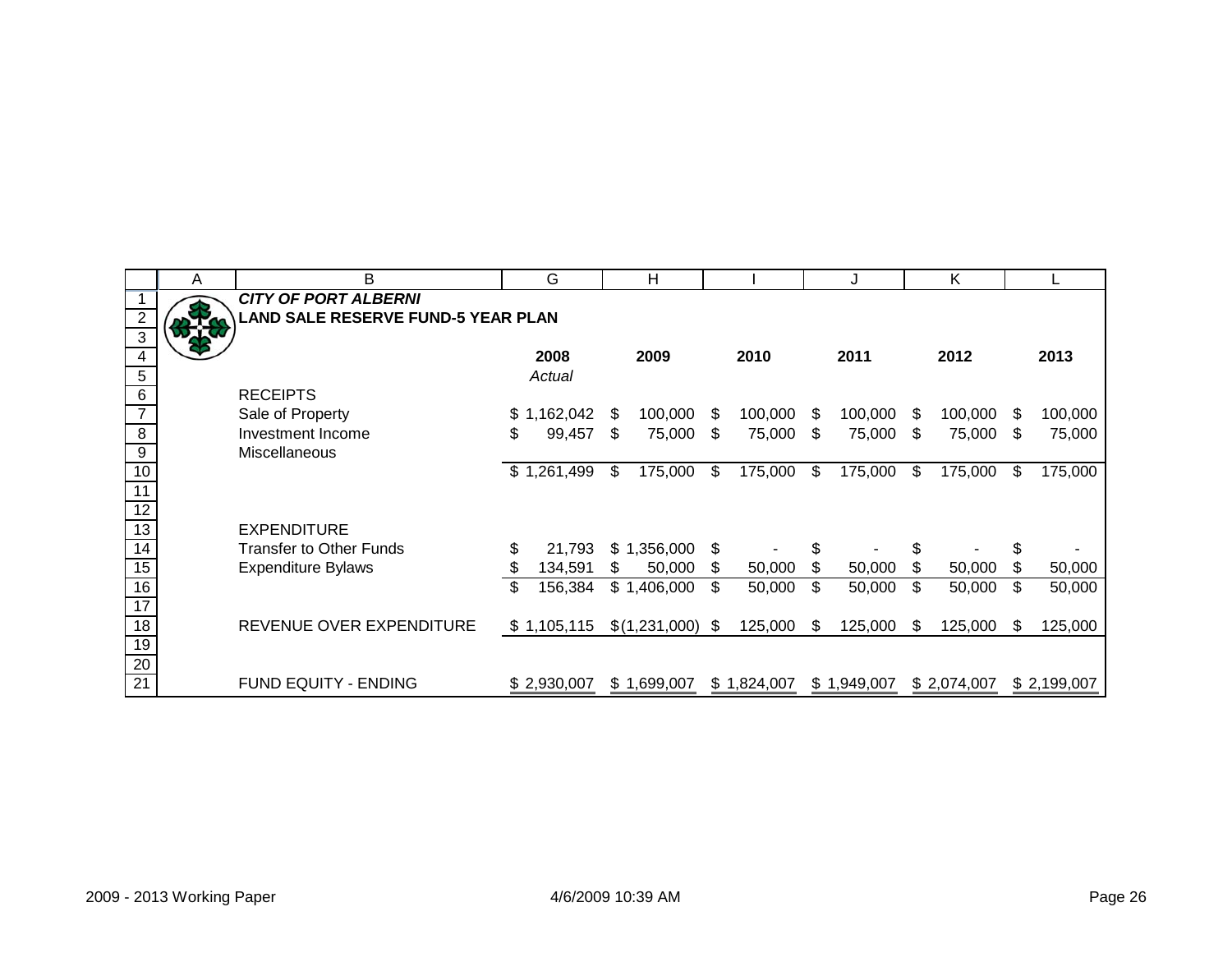***CITY OF PORT ALBERNI***

**LAND SALE RESERVE FUND-5 YEAR PLAN**

| | 2008 *Actual* | 2009 | 2010 | 2011 | 2012 | 2013 |
|---|---|---|---|---|---|---|
| RECEIPTS | | | | | | |
| Sale of Property | $ 1,162,042 | $ 100,000 | $ 100,000 | $ 100,000 | $ 100,000 | $ 100,000 |
| Investment Income | $ 99,457 | $ 75,000 | $ 75,000 | $ 75,000 | $ 75,000 | $ 75,000 |
| Miscellaneous | | | | | | |
| | $ 1,261,499 | $ 175,000 | $ 175,000 | $ 175,000 | $ 175,000 | $ 175,000 |
| | | | | | | |
| EXPENDITURE | | | | | | |
| Transfer to Other Funds | $ 21,793 | $ 1,356,000 | $ - | $ - | $ - | $ - |
| Expenditure Bylaws | $ 134,591 | $ 50,000 | $ 50,000 | $ 50,000 | $ 50,000 | $ 50,000 |
| | $ 156,384 | $ 1,406,000 | $ 50,000 | $ 50,000 | $ 50,000 | $ 50,000 |
| | | | | | | |
| REVENUE OVER EXPENDITURE | $ 1,105,115 | $ (1,231,000) | $ 125,000 | $ 125,000 | $ 125,000 | $ 125,000 |
| | | | | | | |
| FUND EQUITY - ENDING | $ 2,930,007 | $ 1,699,007 | $ 1,824,007 | $ 1,949,007 | $ 2,074,007 | $ 2,199,007 |

2009 - 2013 Working Paper 4/6/2009 10:39 AM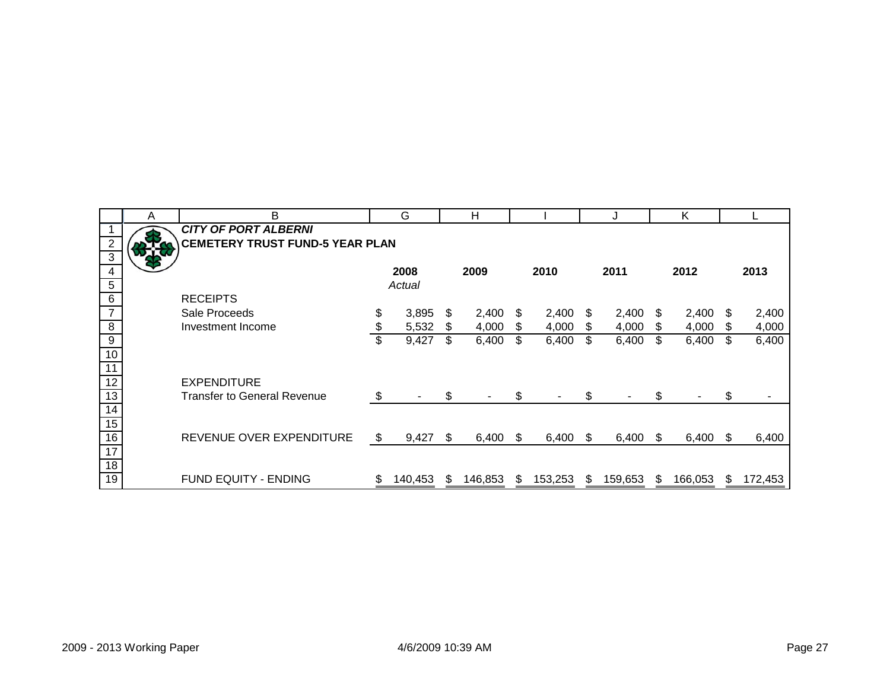***CITY OF PORT ALBERNI***

**CEMETERY TRUST FUND-5 YEAR PLAN**

| | **2008** *Actual* | **2009** | **2010** | **2011** | **2012** | **2013** |
|---|---|---|---|---|---|---|
| RECEIPTS | | | | | | |
| Sale Proceeds | $ 3,895 | $ 2,400 | $ 2,400 | $ 2,400 | $ 2,400 | $ 2,400 |
| Investment Income | $ 5,532 | $ 4,000 | $ 4,000 | $ 4,000 | $ 4,000 | $ 4,000 |
| | $ 9,427 | $ 6,400 | $ 6,400 | $ 6,400 | $ 6,400 | $ 6,400 |
| EXPENDITURE | | | | | | |
| Transfer to General Revenue | $ - | $ - | $ - | $ - | $ - | $ - |
| REVENUE OVER EXPENDITURE | $ 9,427 | $ 6,400 | $ 6,400 | $ 6,400 | $ 6,400 | $ 6,400 |
| FUND EQUITY - ENDING | $ 140,453 | $ 146,853 | $ 153,253 | $ 159,653 | $ 166,053 | $ 172,453 |

2009 - 2013 Working Paper 4/6/2009 10:39 AM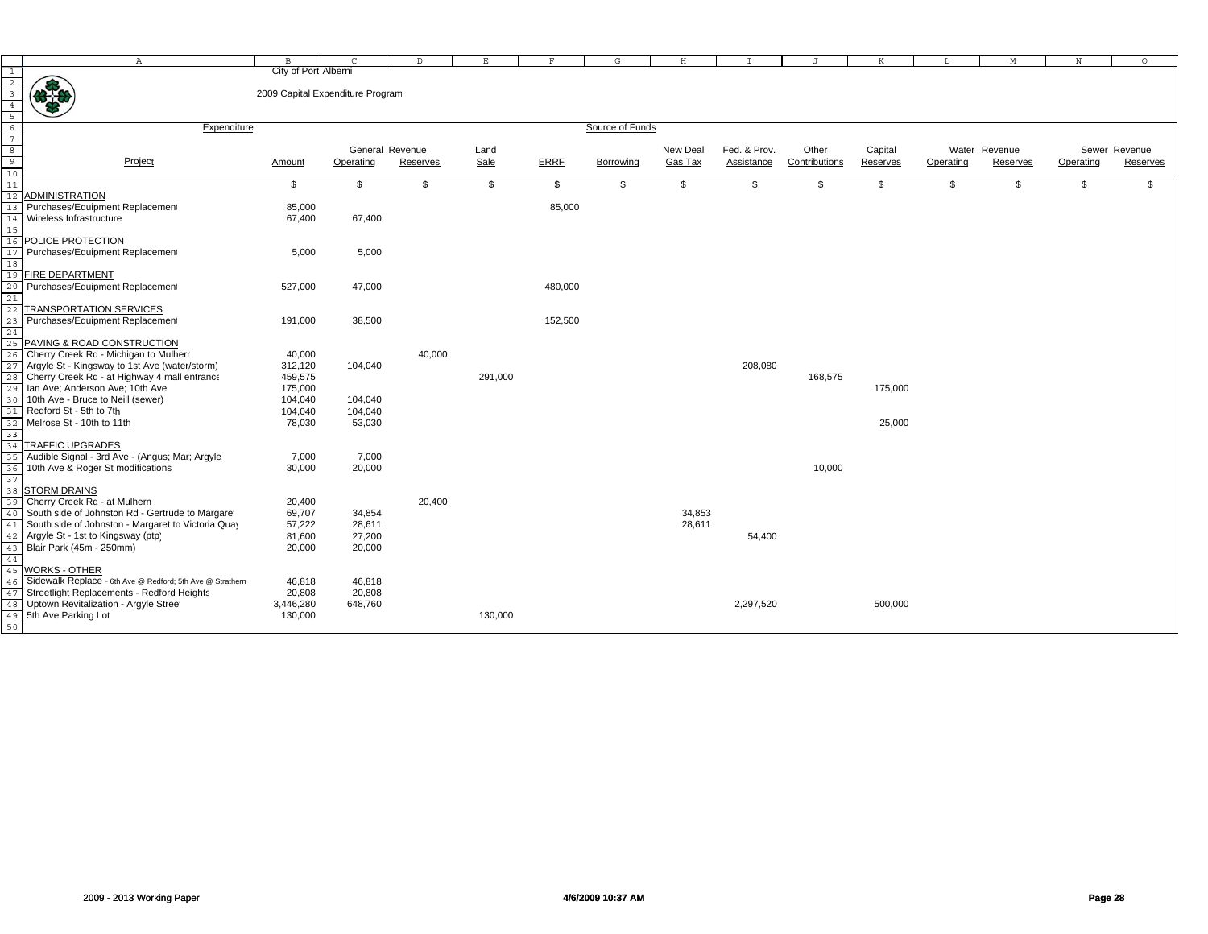City of Port Alberni

2009 Capital Expenditure Program

| Project | Amount | General Revenue Operating | General Revenue Reserves | Land Sale | ERRF | Borrowing | New Deal Gas Tax | Fed. & Prov. Assistance | Other Contributions | Capital Reserves | Water Revenue Operating | Water Revenue Reserves | Sewer Revenue Operating | Sewer Revenue Reserves |
|---|---|---|---|---|---|---|---|---|---|---|---|---|---|---|
| | $ | $ | $ | $ | $ | $ | $ | $ | $ | $ | $ | $ | $ | $ |
| **ADMINISTRATION** | | | | | | | | | | | | | | |
| Purchases/Equipment Replacement | 85,000 | | | | 85,000 | | | | | | | | | |
| Wireless Infrastructure | 67,400 | 67,400 | | | | | | | | | | | | |
| **POLICE PROTECTION** | | | | | | | | | | | | | | |
| Purchases/Equipment Replacement | 5,000 | 5,000 | | | | | | | | | | | | |
| **FIRE DEPARTMENT** | | | | | | | | | | | | | | |
| Purchases/Equipment Replacement | 527,000 | 47,000 | | | 480,000 | | | | | | | | | |
| **TRANSPORTATION SERVICES** | | | | | | | | | | | | | | |
| Purchases/Equipment Replacement | 191,000 | 38,500 | | | 152,500 | | | | | | | | | |
| **PAVING & ROAD CONSTRUCTION** | | | | | | | | | | | | | | |
| Cherry Creek Rd - Michigan to Mulhern | 40,000 | | 40,000 | | | | | | | | | | | |
| Argyle St - Kingsway to 1st Ave (water/storm) | 312,120 | 104,040 | | | | | | 208,080 | | | | | | |
| Cherry Creek Rd - at Highway 4 mall entrance | 459,575 | | | 291,000 | | | | | 168,575 | | | | | |
| Ian Ave; Anderson Ave; 10th Ave | 175,000 | | | | | | | | | 175,000 | | | | |
| 10th Ave - Bruce to Neill (sewer) | 104,040 | 104,040 | | | | | | | | | | | | |
| Redford St - 5th to 7th | 104,040 | 104,040 | | | | | | | | | | | | |
| Melrose St - 10th to 11th | 78,030 | 53,030 | | | | | | | | 25,000 | | | | |
| **TRAFFIC UPGRADES** | | | | | | | | | | | | | | |
| Audible Signal - 3rd Ave - (Angus; Mar; Argyle | 7,000 | 7,000 | | | | | | | | | | | | |
| 10th Ave & Roger St modifications | 30,000 | 20,000 | | | | | | | 10,000 | | | | | |
| **STORM DRAINS** | | | | | | | | | | | | | | |
| Cherry Creek Rd - at Mulhern | 20,400 | | 20,400 | | | | | | | | | | | |
| South side of Johnston Rd - Gertrude to Margaret | 69,707 | 34,854 | | | | | 34,853 | | | | | | | |
| South side of Johnston - Margaret to Victoria Quay | 57,222 | 28,611 | | | | | 28,611 | | | | | | | |
| Argyle St - 1st to Kingsway (ptp) | 81,600 | 27,200 | | | | | | 54,400 | | | | | | |
| Blair Park (45m - 250mm) | 20,000 | 20,000 | | | | | | | | | | | | |
| **WORKS - OTHER** | | | | | | | | | | | | | | |
| Sidewalk Replace - 6th Ave @ Redford; 5th Ave @ Strathern | 46,818 | 46,818 | | | | | | | | | | | | |
| Streetlight Replacements - Redford Heights | 20,808 | 20,808 | | | | | | | | | | | | |
| Uptown Revitalization - Argyle Street | 3,446,280 | 648,760 | | | | | | 2,297,520 | | 500,000 | | | | |
| 5th Ave Parking Lot | 130,000 | | | 130,000 | | | | | | | | | | |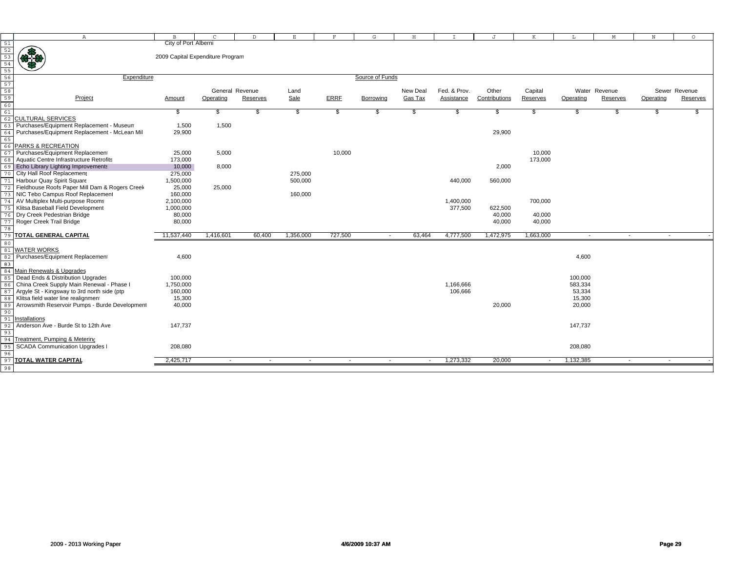City of Port Alberni

2009 Capital Expenditure Program

| Expenditure | | Source of Funds | | | | | | | | | | | | |
|---|---|---|---|---|---|---|---|---|---|---|---|---|---|---|
| | | General Revenue | | Land | | | New Deal | Fed. & Prov. | Other | Capital | Water Revenue | | Sewer Revenue | |
| Project | Amount | Operating | Reserves | Sale | ERRF | Borrowing | Gas Tax | Assistance | Contributions | Reserves | Operating | Reserves | Operating | Reserves |
| | $ | $ | $ | $ | $ | $ | $ | $ | $ | $ | $ | $ | $ | $ |
| **CULTURAL SERVICES** | | | | | | | | | | | | | | |
| Purchases/Equipment Replacement - Museum | 1,500 | 1,500 | | | | | | | | | | | | |
| Purchases/Equipment Replacement - McLean Mill | 29,900 | | | | | | | | 29,900 | | | | | |
| **PARKS & RECREATION** | | | | | | | | | | | | | | |
| Purchases/Equipment Replacement | 25,000 | 5,000 | | | 10,000 | | | | | 10,000 | | | | |
| Aquatic Centre Infrastructure Retrofits | 173,000 | | | | | | | | | 173,000 | | | | |
| Echo Library Lighting Improvements | 10,000 | 8,000 | | | | | | | 2,000 | | | | | |
| City Hall Roof Replacement | 275,000 | | | 275,000 | | | | | | | | | | |
| Harbour Quay Spirit Square | 1,500,000 | | | 500,000 | | | | 440,000 | 560,000 | | | | | |
| Fieldhouse Roofs Paper Mill Dam & Rogers Creek | 25,000 | 25,000 | | | | | | | | | | | | |
| NIC Tebo Campus Roof Replacement | 160,000 | | | 160,000 | | | | | | | | | | |
| AV Multiplex Multi-purpose Rooms | 2,100,000 | | | | | | | 1,400,000 | | 700,000 | | | | |
| Klitsa Baseball Field Development | 1,000,000 | | | | | | | 377,500 | 622,500 | | | | | |
| Dry Creek Pedestrian Bridge | 80,000 | | | | | | | | 40,000 | 40,000 | | | | |
| Roger Creek Trail Bridge | 80,000 | | | | | | | | 40,000 | 40,000 | | | | |
| **TOTAL GENERAL CAPITAL** | 11,537,440 | 1,416,601 | 60,400 | 1,356,000 | 727,500 | - | 63,464 | 4,777,500 | 1,472,975 | 1,663,000 | - | - | - | - |
| **WATER WORKS** | | | | | | | | | | | | | | |
| Purchases/Equipment Replacement | 4,600 | | | | | | | | | | 4,600 | | | |
| Main Renewals & Upgrades | | | | | | | | | | | | | | |
| Dead Ends & Distribution Upgrades | 100,000 | | | | | | | | | | 100,000 | | | |
| China Creek Supply Main Renewal - Phase I | 1,750,000 | | | | | | | 1,166,666 | | | 583,334 | | | |
| Argyle St - Kingsway to 3rd north side (ptp | 160,000 | | | | | | | 106,666 | | | 53,334 | | | |
| Klitsa field water line realignment | 15,300 | | | | | | | | | | 15,300 | | | |
| Arrowsmith Reservoir Pumps - Burde Development | 40,000 | | | | | | | | 20,000 | | 20,000 | | | |
| Installations | | | | | | | | | | | | | | |
| Anderson Ave - Burde St to 12th Ave | 147,737 | | | | | | | | | | 147,737 | | | |
| Treatment, Pumping & Metering | | | | | | | | | | | | | | |
| SCADA Communication Upgrades I | 208,080 | | | | | | | | | | 208,080 | | | |
| **TOTAL WATER CAPITAL** | 2,425,717 | - | - | - | - | - | - | 1,273,332 | 20,000 | - | 1,132,385 | - | - | - |

2009 - 2013 Working Paper 4/6/2009 10:37 AM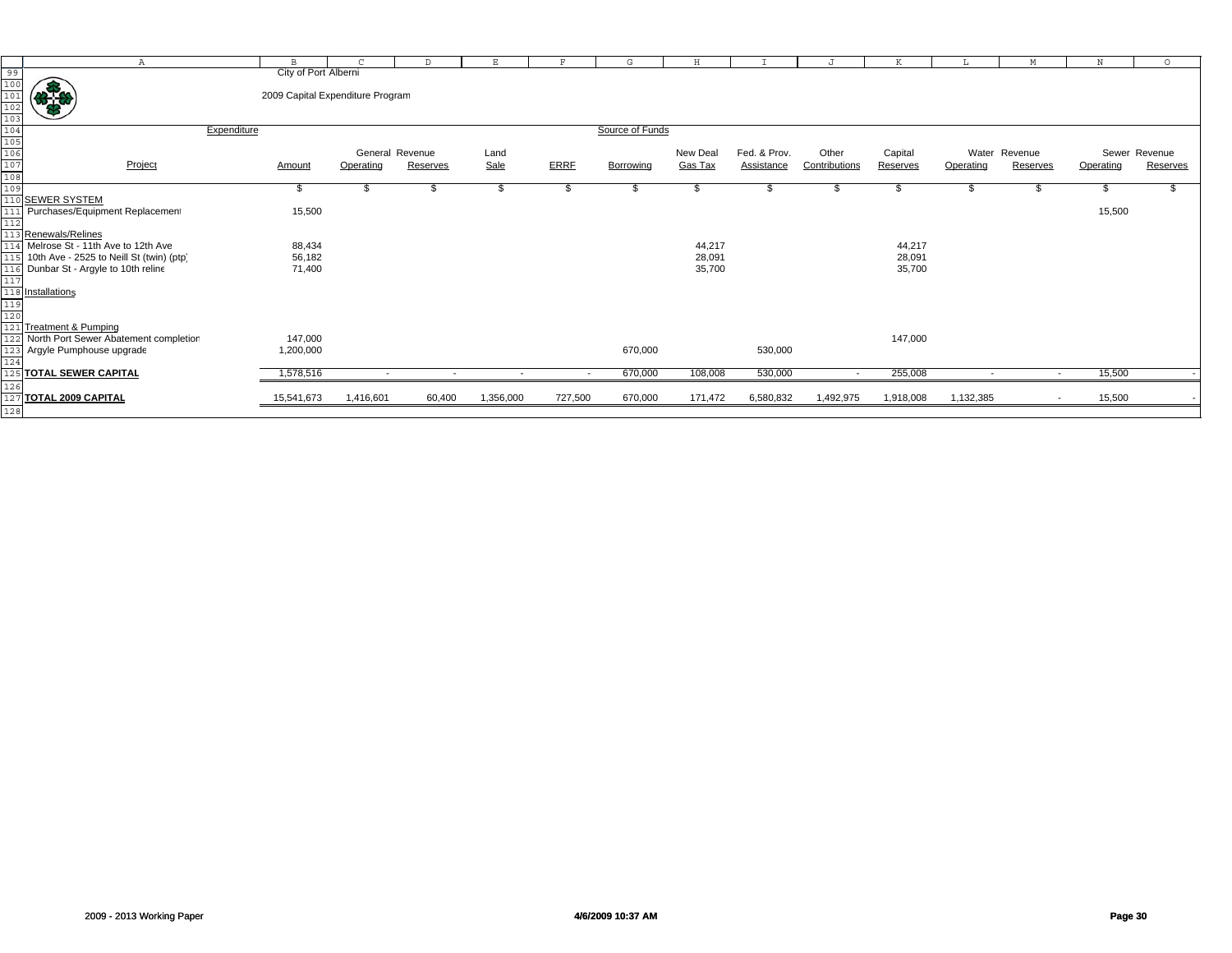City of Port Alberni

2009 Capital Expenditure Program

| Expenditure | | Source of Funds | | | | | | | | | | | | |
|---|---|---|---|---|---|---|---|---|---|---|---|---|---|---|
| | | General Revenue | | Land | | | New Deal | Fed. & Prov. | Other | Capital | Water Revenue | | Sewer Revenue | |
| Project | Amount | Operating | Reserves | Sale | ERRF | Borrowing | Gas Tax | Assistance | Contributions | Reserves | Operating | Reserves | Operating | Reserves |
| | $ | $ | $ | $ | $ | $ | $ | $ | $ | $ | $ | $ | $ | $ |
| **SEWER SYSTEM** | | | | | | | | | | | | | | |
| Purchases/Equipment Replacement | 15,500 | | | | | | | | | | | | 15,500 | |
| Renewals/Relines | | | | | | | | | | | | | | |
| Melrose St - 11th Ave to 12th Ave | 88,434 | | | | | | 44,217 | | | 44,217 | | | | |
| 10th Ave - 2525 to Neill St (twin) (ptp) | 56,182 | | | | | | 28,091 | | | 28,091 | | | | |
| Dunbar St - Argyle to 10th reline | 71,400 | | | | | | 35,700 | | | 35,700 | | | | |
| Installations | | | | | | | | | | | | | | |
| Treatment & Pumping | | | | | | | | | | | | | | |
| North Port Sewer Abatement completion | 147,000 | | | | | | | | | 147,000 | | | | |
| Argyle Pumphouse upgrade | 1,200,000 | | | | | 670,000 | | 530,000 | | | | | | |
| **TOTAL SEWER CAPITAL** | 1,578,516 | - | - | - | - | 670,000 | 108,008 | 530,000 | - | 255,008 | - | - | 15,500 | - |
| **TOTAL 2009 CAPITAL** | 15,541,673 | 1,416,601 | 60,400 | 1,356,000 | 727,500 | 670,000 | 171,472 | 6,580,832 | 1,492,975 | 1,918,008 | 1,132,385 | - | 15,500 | - |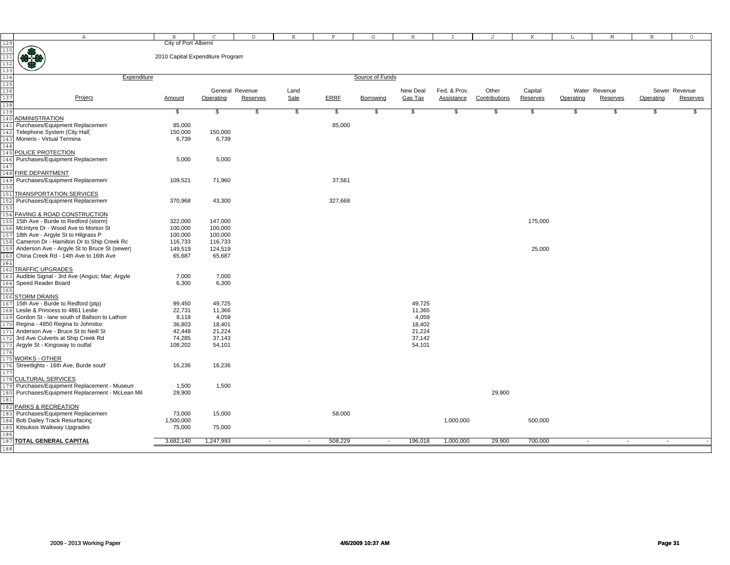City of Port Alberni

2010 Capital Expenditure Program

| Project | Expenditure Amount | General Revenue Operating | General Revenue Reserves | Land Sale | ERRF | Borrowing | New Deal Gas Tax | Fed. & Prov. Assistance | Other Contributions | Capital Reserves | Water Revenue Operating | Water Revenue Reserves | Sewer Revenue Operating | Sewer Revenue Reserves |
|---|---|---|---|---|---|---|---|---|---|---|---|---|---|---|
| | $ | $ | $ | $ | $ | $ | $ | $ | $ | $ | $ | $ | $ | $ |
| **ADMINISTRATION** | | | | | | | | | | | | | | |
| Purchases/Equipment Replacement | 85,000 | | | | 85,000 | | | | | | | | | |
| Telephone System (City Hall) | 150,000 | 150,000 | | | | | | | | | | | | |
| Moneris - Virtual Terminal | 6,739 | 6,739 | | | | | | | | | | | | |
| **POLICE PROTECTION** | | | | | | | | | | | | | | |
| Purchases/Equipment Replacement | 5,000 | 5,000 | | | | | | | | | | | | |
| **FIRE DEPARTMENT** | | | | | | | | | | | | | | |
| Purchases/Equipment Replacement | 109,521 | 71,960 | | | 37,561 | | | | | | | | | |
| **TRANSPORTATION SERVICES** | | | | | | | | | | | | | | |
| Purchases/Equipment Replacement | 370,968 | 43,300 | | | 327,668 | | | | | | | | | |
| **PAVING & ROAD CONSTRUCTION** | | | | | | | | | | | | | | |
| 15th Ave - Burde to Redford (storm) | 322,000 | 147,000 | | | | | | | | 175,000 | | | | |
| McIntyre Dr - Wood Ave to Morton St | 100,000 | 100,000 | | | | | | | | | | | | |
| 18th Ave - Argyle St to Hilgrass P | 100,000 | 100,000 | | | | | | | | | | | | |
| Cameron Dr - Hamilton Dr to Ship Creek Rd | 116,733 | 116,733 | | | | | | | | | | | | |
| Anderson Ave - Argyle St to Bruce St (sewer) | 149,519 | 124,519 | | | | | | | | 25,000 | | | | |
| China Creek Rd - 14th Ave to 16th Ave | 65,687 | 65,687 | | | | | | | | | | | | |
| **TRAFFIC UPGRADES** | | | | | | | | | | | | | | |
| Audible Signal - 3rd Ave (Angus; Mar; Argyle | 7,000 | 7,000 | | | | | | | | | | | | |
| Speed Reader Board | 6,300 | 6,300 | | | | | | | | | | | | |
| **STORM DRAINS** | | | | | | | | | | | | | | |
| 15th Ave - Burde to Redford (ptp) | 99,450 | 49,725 | | | | | 49,725 | | | | | | | |
| Leslie & Princess to 4861 Leslie | 22,731 | 11,366 | | | | | 11,365 | | | | | | | |
| Gordon St - lane south of Ballson to Lathom | 8,118 | 4,059 | | | | | 4,059 | | | | | | | |
| Regina - 4850 Regina to Johnston | 36,803 | 18,401 | | | | | 18,402 | | | | | | | |
| Anderson Ave - Bruce St to Neill St | 42,448 | 21,224 | | | | | 21,224 | | | | | | | |
| 3rd Ave Culverts at Ship Creek Rd | 74,285 | 37,143 | | | | | 37,142 | | | | | | | |
| Argyle St - Kingsway to outfal | 108,202 | 54,101 | | | | | 54,101 | | | | | | | |
| **WORKS - OTHER** | | | | | | | | | | | | | | |
| Streetlights - 16th Ave, Burde south | 16,236 | 16,236 | | | | | | | | | | | | |
| **CULTURAL SERVICES** | | | | | | | | | | | | | | |
| Purchases/Equipment Replacement - Museum | 1,500 | 1,500 | | | | | | | | | | | | |
| Purchases/Equipment Replacement - McLean Mil | 29,900 | | | | | | | | 29,900 | | | | | |
| **PARKS & RECREATION** | | | | | | | | | | | | | | |
| Purchases/Equipment Replacement | 73,000 | 15,000 | | | 58,000 | | | | | | | | | |
| Bob Dailey Track Resurfacing | 1,500,000 | | | | | | | 1,000,000 | | 500,000 | | | | |
| Kitsuksis Walkway Upgrades | 75,000 | 75,000 | | | | | | | | | | | | |
| **TOTAL GENERAL CAPITAL** | 3,682,140 | 1,247,993 | - | - | 508,229 | - | 196,018 | 1,000,000 | 29,900 | 700,000 | - | - | - | - |

2009 - 2013 Working Paper

4/6/2009 10:37 AM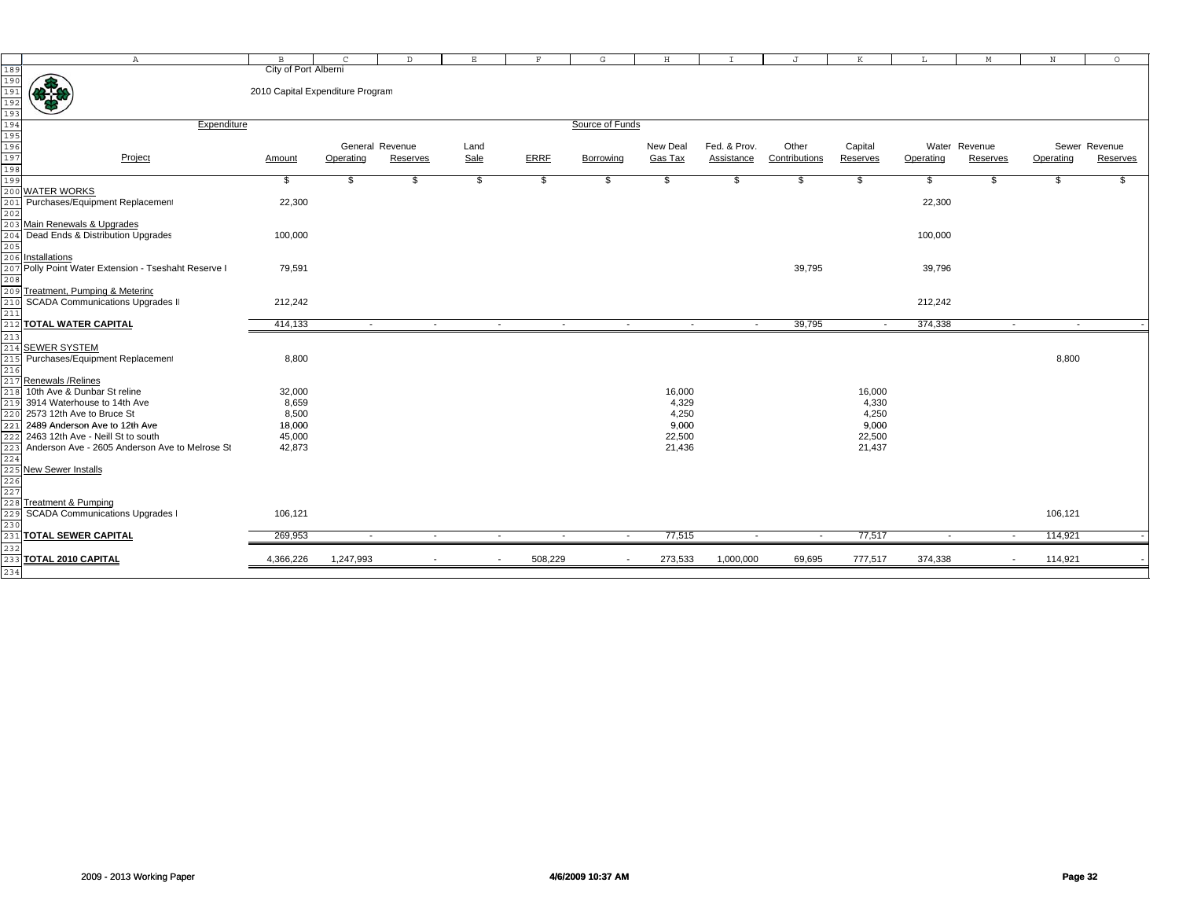City of Port Alberni

2010 Capital Expenditure Program

| Project | Amount | General Revenue Operating | General Revenue Reserves | Land Sale | ERRF | Borrowing | New Deal Gas Tax | Fed. & Prov. Assistance | Other Contributions | Capital Reserves | Water Revenue Operating | Water Revenue Reserves | Sewer Revenue Operating | Sewer Revenue Reserves |
|---|---|---|---|---|---|---|---|---|---|---|---|---|---|---|
| | $ | $ | $ | $ | $ | $ | $ | $ | $ | $ | $ | $ | $ | $ |
| **WATER WORKS** | | | | | | | | | | | | | | |
| Purchases/Equipment Replacement | 22,300 | | | | | | | | | | 22,300 | | | |
| Main Renewals & Upgrades | | | | | | | | | | | | | | |
| Dead Ends & Distribution Upgrades | 100,000 | | | | | | | | | | 100,000 | | | |
| Installations | | | | | | | | | | | | | | |
| Polly Point Water Extension - Tseshaht Reserve I | 79,591 | | | | | | | | 39,795 | | 39,796 | | | |
| Treatment, Pumping & Metering | | | | | | | | | | | | | | |
| SCADA Communications Upgrades II | 212,242 | | | | | | | | | | 212,242 | | | |
| **TOTAL WATER CAPITAL** | 414,133 | - | - | - | - | - | - | - | 39,795 | - | 374,338 | - | - | - |
| **SEWER SYSTEM** | | | | | | | | | | | | | | |
| Purchases/Equipment Replacement | 8,800 | | | | | | | | | | | | 8,800 | |
| Renewals /Relines | | | | | | | | | | | | | | |
| 10th Ave & Dunbar St reline | 32,000 | | | | | | 16,000 | | | 16,000 | | | | |
| 3914 Waterhouse to 14th Ave | 8,659 | | | | | | 4,329 | | | 4,330 | | | | |
| 2573 12th Ave to Bruce St | 8,500 | | | | | | 4,250 | | | 4,250 | | | | |
| 2489 Anderson Ave to 12th Ave | 18,000 | | | | | | 9,000 | | | 9,000 | | | | |
| 2463 12th Ave - Neill St to south | 45,000 | | | | | | 22,500 | | | 22,500 | | | | |
| Anderson Ave - 2605 Anderson Ave to Melrose St | 42,873 | | | | | | 21,436 | | | 21,437 | | | | |
| New Sewer Installs | | | | | | | | | | | | | | |
| Treatment & Pumping | | | | | | | | | | | | | | |
| SCADA Communications Upgrades I | 106,121 | | | | | | | | | | | | 106,121 | |
| **TOTAL SEWER CAPITAL** | 269,953 | - | - | - | - | - | 77,515 | - | - | 77,517 | - | - | 114,921 | - |
| **TOTAL 2010 CAPITAL** | 4,366,226 | 1,247,993 | - | - | 508,229 | - | 273,533 | 1,000,000 | 69,695 | 777,517 | 374,338 | - | 114,921 | - |

2009 - 2013 Working Paper 4/6/2009 10:37 AM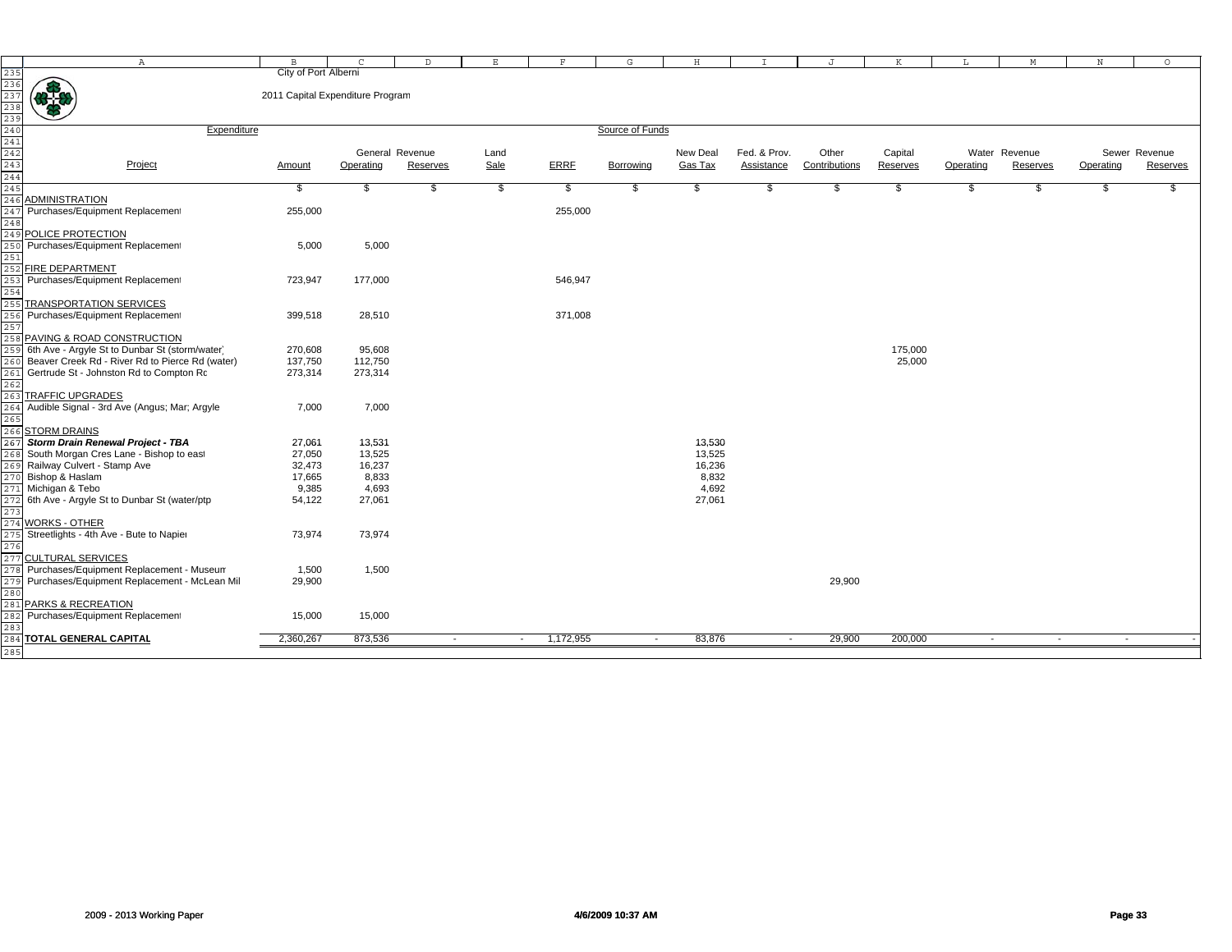City of Port Alberni

2011 Capital Expenditure Program

| Project | Amount | General Revenue Operating | General Revenue Reserves | Land Sale | ERRF | Borrowing | New Deal Gas Tax | Fed. & Prov. Assistance | Other Contributions | Capital Reserves | Water Revenue Operating | Water Revenue Reserves | Sewer Revenue Operating | Sewer Revenue Reserves |
|---|---|---|---|---|---|---|---|---|---|---|---|---|---|---|
| | $ | $ | $ | $ | $ | $ | $ | $ | $ | $ | $ | $ | $ | $ |
| ADMINISTRATION | | | | | | | | | | | | | | |
| Purchases/Equipment Replacement | 255,000 | | | | 255,000 | | | | | | | | | |
| POLICE PROTECTION | | | | | | | | | | | | | | |
| Purchases/Equipment Replacement | 5,000 | 5,000 | | | | | | | | | | | | |
| FIRE DEPARTMENT | | | | | | | | | | | | | | |
| Purchases/Equipment Replacement | 723,947 | 177,000 | | | 546,947 | | | | | | | | | |
| TRANSPORTATION SERVICES | | | | | | | | | | | | | | |
| Purchases/Equipment Replacement | 399,518 | 28,510 | | | 371,008 | | | | | | | | | |
| PAVING & ROAD CONSTRUCTION | | | | | | | | | | | | | | |
| 6th Ave - Argyle St to Dunbar St (storm/water) | 270,608 | 95,608 | | | | | | | | 175,000 | | | | |
| Beaver Creek Rd - River Rd to Pierce Rd (water) | 137,750 | 112,750 | | | | | | | | 25,000 | | | | |
| Gertrude St - Johnston Rd to Compton Rd | 273,314 | 273,314 | | | | | | | | | | | | |
| TRAFFIC UPGRADES | | | | | | | | | | | | | | |
| Audible Signal - 3rd Ave (Angus; Mar; Argyle | 7,000 | 7,000 | | | | | | | | | | | | |
| STORM DRAINS | | | | | | | | | | | | | | |
| ***Storm Drain Renewal Project - TBA*** | 27,061 | 13,531 | | | | | 13,530 | | | | | | | |
| South Morgan Cres Lane - Bishop to east | 27,050 | 13,525 | | | | | 13,525 | | | | | | | |
| Railway Culvert - Stamp Ave | 32,473 | 16,237 | | | | | 16,236 | | | | | | | |
| Bishop & Haslam | 17,665 | 8,833 | | | | | 8,832 | | | | | | | |
| Michigan & Tebo | 9,385 | 4,693 | | | | | 4,692 | | | | | | | |
| 6th Ave - Argyle St to Dunbar St (water/ptp | 54,122 | 27,061 | | | | | 27,061 | | | | | | | |
| WORKS - OTHER | | | | | | | | | | | | | | |
| Streetlights - 4th Ave - Bute to Napier | 73,974 | 73,974 | | | | | | | | | | | | |
| CULTURAL SERVICES | | | | | | | | | | | | | | |
| Purchases/Equipment Replacement - Museum | 1,500 | 1,500 | | | | | | | | | | | | |
| Purchases/Equipment Replacement - McLean Mill | 29,900 | | | | | | | | 29,900 | | | | | |
| PARKS & RECREATION | | | | | | | | | | | | | | |
| Purchases/Equipment Replacement | 15,000 | 15,000 | | | | | | | | | | | | |
| **TOTAL GENERAL CAPITAL** | 2,360,267 | 873,536 | - | - | 1,172,955 | - | 83,876 | - | 29,900 | 200,000 | - | - | - | - |

2009 - 2013 Working Paper 4/6/2009 10:37 AM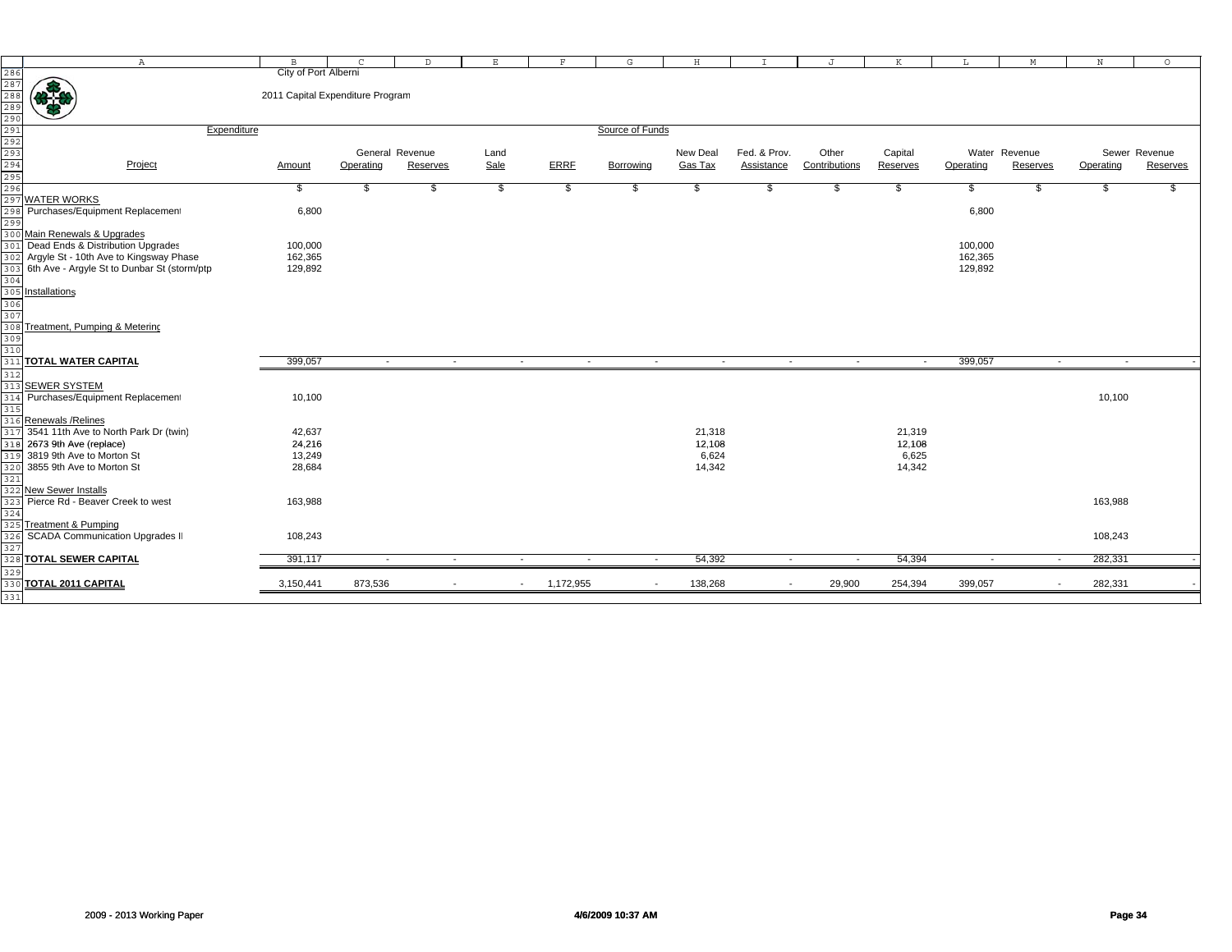City of Port Alberni

2011 Capital Expenditure Program

| Project | Expenditure Amount | General Revenue Operating | General Revenue Reserves | Land Sale | ERRF | Borrowing | New Deal Gas Tax | Fed. & Prov. Assistance | Other Contributions | Capital Reserves | Water Revenue Operating | Water Revenue Reserves | Sewer Revenue Operating | Sewer Revenue Reserves |
|---|---|---|---|---|---|---|---|---|---|---|---|---|---|---|
| | $ | $ | $ | $ | $ | $ | $ | $ | $ | $ | $ | $ | $ | $ |
| **WATER WORKS** | | | | | | | | | | | | | | |
| Purchases/Equipment Replacement | 6,800 | | | | | | | | | | 6,800 | | | |
| Main Renewals & Upgrades | | | | | | | | | | | | | | |
| Dead Ends & Distribution Upgrades | 100,000 | | | | | | | | | | 100,000 | | | |
| Argyle St - 10th Ave to Kingsway Phase | 162,365 | | | | | | | | | | 162,365 | | | |
| 6th Ave - Argyle St to Dunbar St (storm/ptp | 129,892 | | | | | | | | | | 129,892 | | | |
| Installations | | | | | | | | | | | | | | |
| Treatment, Pumping & Metering | | | | | | | | | | | | | | |
| **TOTAL WATER CAPITAL** | 399,057 | - | - | - | - | - | - | - | - | - | 399,057 | - | - | - |
| **SEWER SYSTEM** | | | | | | | | | | | | | | |
| Purchases/Equipment Replacement | 10,100 | | | | | | | | | | | | 10,100 | |
| Renewals /Relines | | | | | | | | | | | | | | |
| 3541 11th Ave to North Park Dr (twin) | 42,637 | | | | | | 21,318 | | | 21,319 | | | | |
| 2673 9th Ave (replace) | 24,216 | | | | | | 12,108 | | | 12,108 | | | | |
| 3819 9th Ave to Morton St | 13,249 | | | | | | 6,624 | | | 6,625 | | | | |
| 3855 9th Ave to Morton St | 28,684 | | | | | | 14,342 | | | 14,342 | | | | |
| New Sewer Installs | | | | | | | | | | | | | | |
| Pierce Rd - Beaver Creek to west | 163,988 | | | | | | | | | | | | 163,988 | |
| Treatment & Pumping | | | | | | | | | | | | | | |
| SCADA Communication Upgrades II | 108,243 | | | | | | | | | | | | 108,243 | |
| **TOTAL SEWER CAPITAL** | 391,117 | - | - | - | - | - | 54,392 | - | - | 54,394 | - | - | 282,331 | - |
| **TOTAL 2011 CAPITAL** | 3,150,441 | 873,536 | - | - | 1,172,955 | - | 138,268 | - | 29,900 | 254,394 | 399,057 | - | 282,331 | - |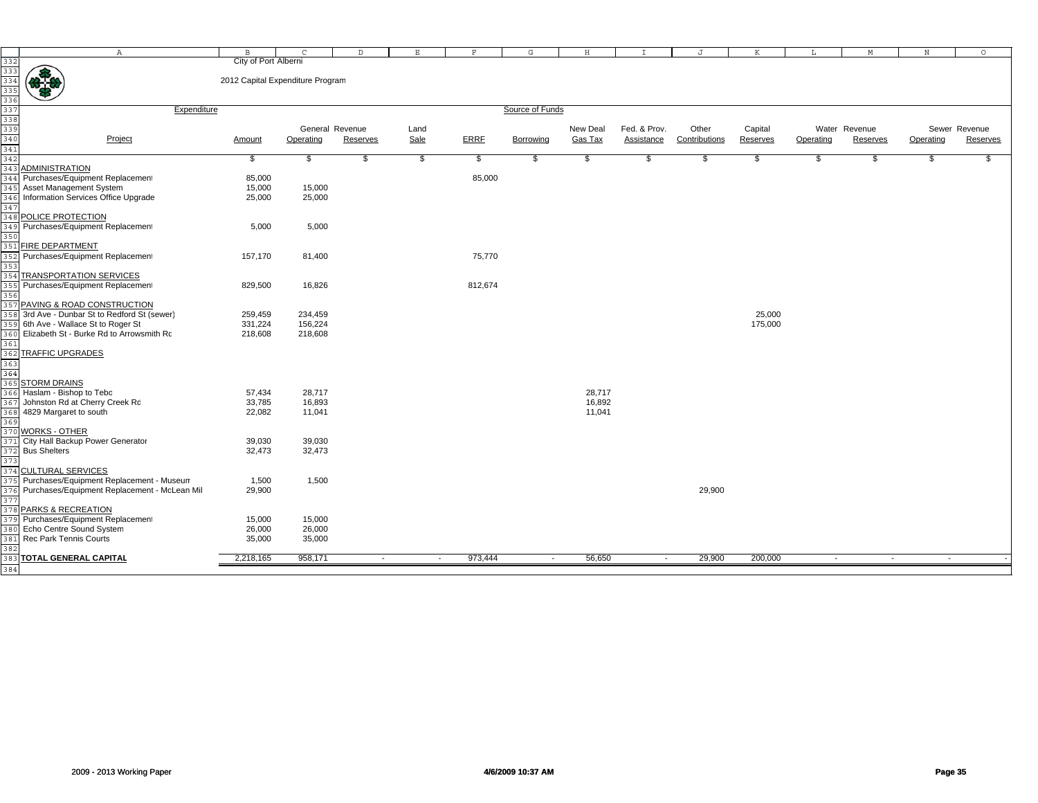City of Port Alberni

2012 Capital Expenditure Program

| Project | Expenditure Amount | General Revenue Operating | General Revenue Reserves | Land Sale | ERRF | Borrowing | New Deal Gas Tax | Fed. & Prov. Assistance | Other Contributions | Capital Reserves | Water Revenue Operating | Water Revenue Reserves | Sewer Revenue Operating | Sewer Revenue Reserves |
|---|---|---|---|---|---|---|---|---|---|---|---|---|---|---|
| | $ | $ | $ | $ | $ | $ | $ | $ | $ | $ | $ | $ | $ | $ |
| **ADMINISTRATION** | | | | | | | | | | | | | | |
| Purchases/Equipment Replacement | 85,000 | | | | 85,000 | | | | | | | | | |
| Asset Management System | 15,000 | 15,000 | | | | | | | | | | | | |
| Information Services Office Upgrade | 25,000 | 25,000 | | | | | | | | | | | | |
| **POLICE PROTECTION** | | | | | | | | | | | | | | |
| Purchases/Equipment Replacement | 5,000 | 5,000 | | | | | | | | | | | | |
| **FIRE DEPARTMENT** | | | | | | | | | | | | | | |
| Purchases/Equipment Replacement | 157,170 | 81,400 | | | 75,770 | | | | | | | | | |
| **TRANSPORTATION SERVICES** | | | | | | | | | | | | | | |
| Purchases/Equipment Replacement | 829,500 | 16,826 | | | 812,674 | | | | | | | | | |
| **PAVING & ROAD CONSTRUCTION** | | | | | | | | | | | | | | |
| 3rd Ave - Dunbar St to Redford St (sewer) | 259,459 | 234,459 | | | | | | | | 25,000 | | | | |
| 6th Ave - Wallace St to Roger St | 331,224 | 156,224 | | | | | | | | 175,000 | | | | |
| Elizabeth St - Burke Rd to Arrowsmith Rd | 218,608 | 218,608 | | | | | | | | | | | | |
| **TRAFFIC UPGRADES** | | | | | | | | | | | | | | |
| **STORM DRAINS** | | | | | | | | | | | | | | |
| Haslam - Bishop to Tebo | 57,434 | 28,717 | | | | | 28,717 | | | | | | | |
| Johnston Rd at Cherry Creek Rd | 33,785 | 16,893 | | | | | 16,892 | | | | | | | |
| 4829 Margaret to south | 22,082 | 11,041 | | | | | 11,041 | | | | | | | |
| **WORKS - OTHER** | | | | | | | | | | | | | | |
| City Hall Backup Power Generator | 39,030 | 39,030 | | | | | | | | | | | | |
| Bus Shelters | 32,473 | 32,473 | | | | | | | | | | | | |
| **CULTURAL SERVICES** | | | | | | | | | | | | | | |
| Purchases/Equipment Replacement - Museum | 1,500 | 1,500 | | | | | | | | | | | | |
| Purchases/Equipment Replacement - McLean Mill | 29,900 | | | | | | | | 29,900 | | | | | |
| **PARKS & RECREATION** | | | | | | | | | | | | | | |
| Purchases/Equipment Replacement | 15,000 | 15,000 | | | | | | | | | | | | |
| Echo Centre Sound System | 26,000 | 26,000 | | | | | | | | | | | | |
| Rec Park Tennis Courts | 35,000 | 35,000 | | | | | | | | | | | | |
| **TOTAL GENERAL CAPITAL** | 2,218,165 | 958,171 | - | - | 973,444 | - | 56,650 | - | 29,900 | 200,000 | - | - | - | - |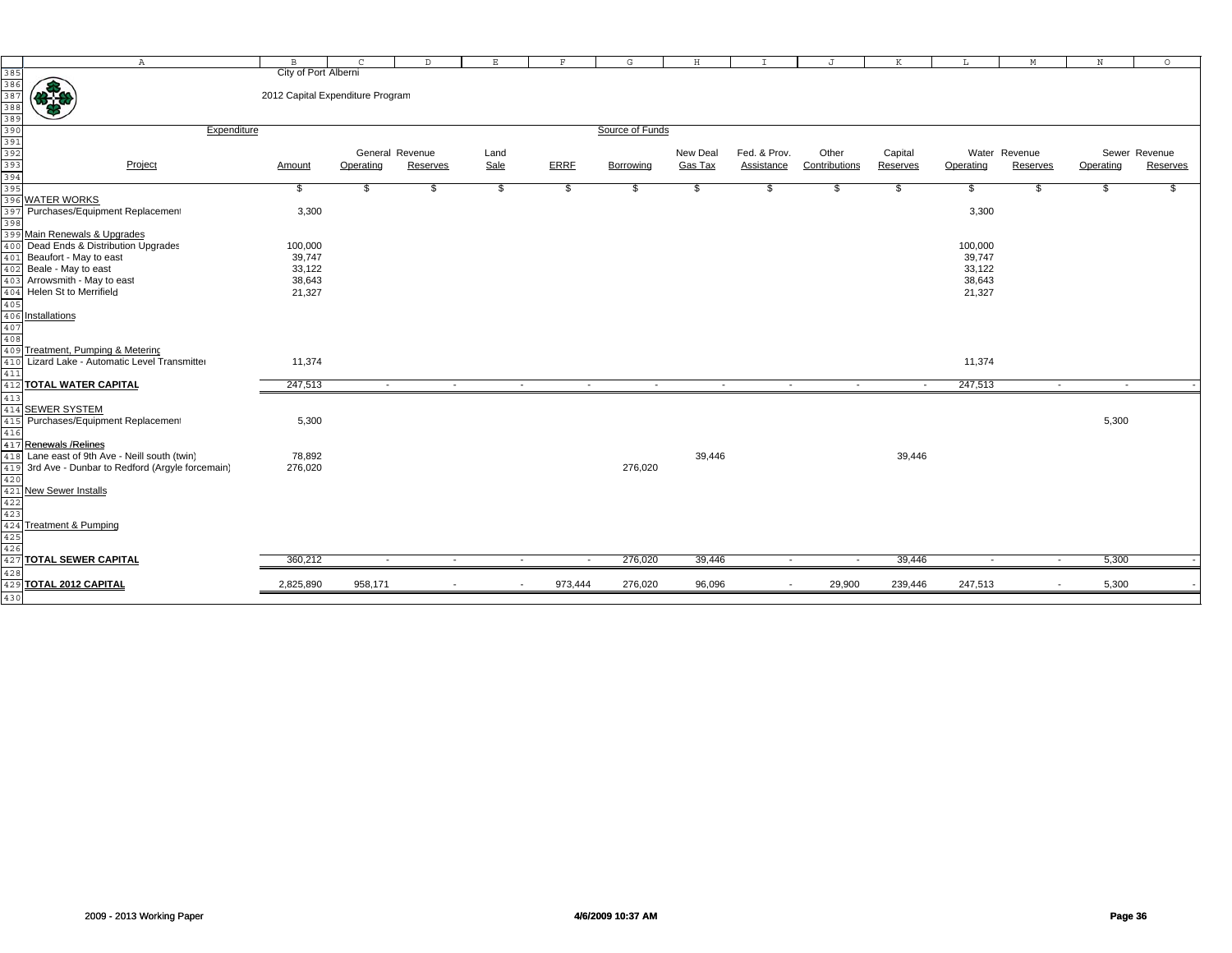City of Port Alberni

2012 Capital Expenditure Program

| Project | Expenditure Amount | General Revenue Operating | General Revenue Reserves | Land Sale | ERRF | Borrowing | New Deal Gas Tax | Fed. & Prov. Assistance | Other Contributions | Capital Reserves | Water Revenue Operating | Water Revenue Reserves | Sewer Revenue Operating | Sewer Revenue Reserves |
|---|---|---|---|---|---|---|---|---|---|---|---|---|---|---|
| | $ | $ | $ | $ | $ | $ | $ | $ | $ | $ | $ | $ | $ | $ |
| **WATER WORKS** | | | | | | | | | | | | | | |
| Purchases/Equipment Replacement | 3,300 | | | | | | | | | | 3,300 | | | |
| Main Renewals & Upgrades | | | | | | | | | | | | | | |
| Dead Ends & Distribution Upgrades | 100,000 | | | | | | | | | | 100,000 | | | |
| Beaufort - May to east | 39,747 | | | | | | | | | | 39,747 | | | |
| Beale - May to east | 33,122 | | | | | | | | | | 33,122 | | | |
| Arrowsmith - May to east | 38,643 | | | | | | | | | | 38,643 | | | |
| Helen St to Merrifield | 21,327 | | | | | | | | | | 21,327 | | | |
| Installations | | | | | | | | | | | | | | |
| Treatment, Pumping & Metering | | | | | | | | | | | | | | |
| Lizard Lake - Automatic Level Transmitter | 11,374 | | | | | | | | | | 11,374 | | | |
| **TOTAL WATER CAPITAL** | 247,513 | - | - | - | - | - | - | - | - | - | 247,513 | - | - | - |
| **SEWER SYSTEM** | | | | | | | | | | | | | | |
| Purchases/Equipment Replacement | 5,300 | | | | | | | | | | | | 5,300 | |
| Renewals /Relines | | | | | | | | | | | | | | |
| Lane east of 9th Ave - Neill south (twin) | 78,892 | | | | | | 39,446 | | | 39,446 | | | | |
| 3rd Ave - Dunbar to Redford (Argyle forcemain) | 276,020 | | | | | 276,020 | | | | | | | | |
| New Sewer Installs | | | | | | | | | | | | | | |
| Treatment & Pumping | | | | | | | | | | | | | | |
| **TOTAL SEWER CAPITAL** | 360,212 | - | - | - | - | 276,020 | 39,446 | - | - | 39,446 | - | - | 5,300 | - |
| **TOTAL 2012 CAPITAL** | 2,825,890 | 958,171 | - | - | 973,444 | 276,020 | 96,096 | - | 29,900 | 239,446 | 247,513 | - | 5,300 | - |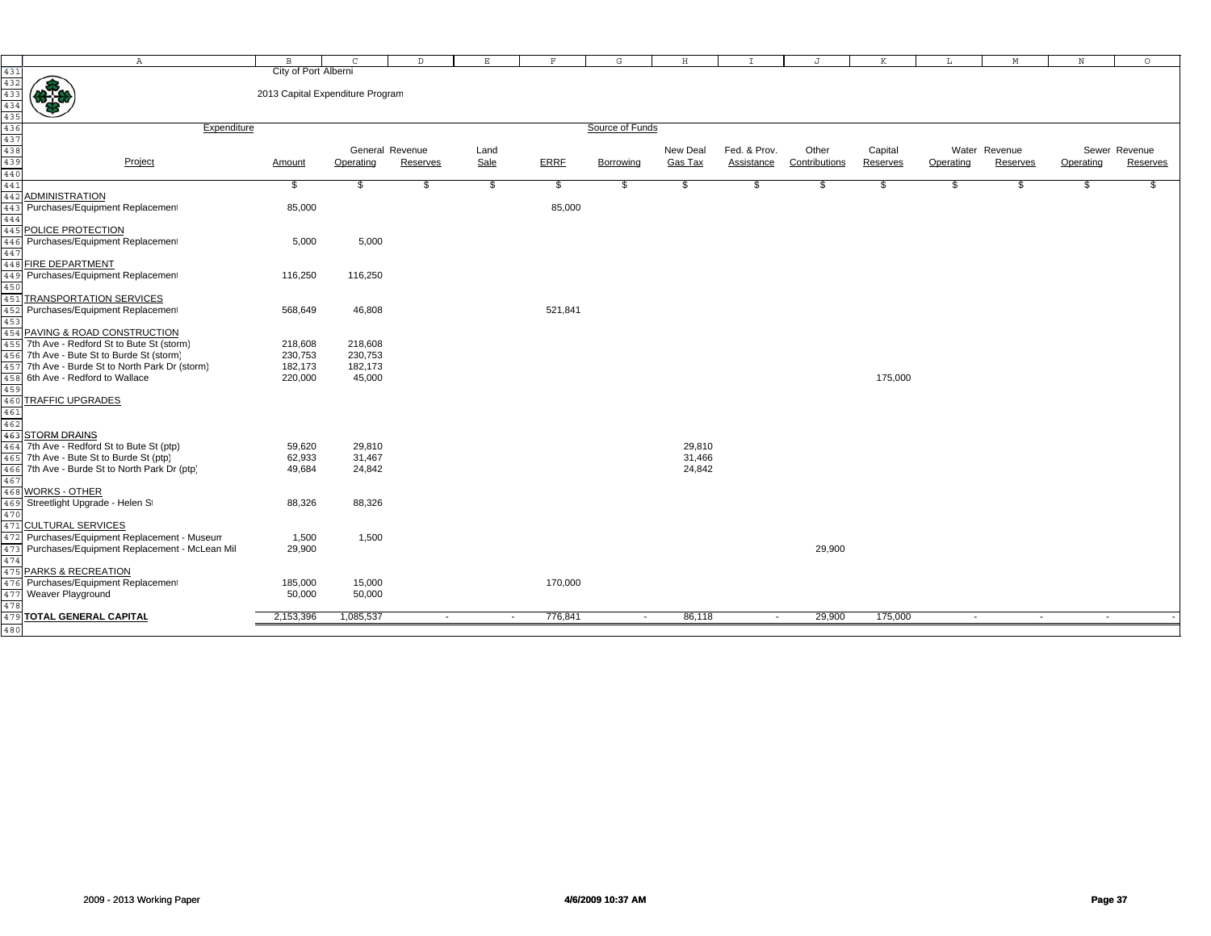City of Port Alberni

2013 Capital Expenditure Program

| Project | Amount | General Revenue Operating | General Revenue Reserves | Land Sale | ERRF | Borrowing | New Deal Gas Tax | Fed. & Prov. Assistance | Other Contributions | Capital Reserves | Water Revenue Operating | Water Revenue Reserves | Sewer Revenue Operating | Sewer Revenue Reserves |
|---|---|---|---|---|---|---|---|---|---|---|---|---|---|---|
| | $ | $ | $ | $ | $ | $ | $ | $ | $ | $ | $ | $ | $ | $ |
| **ADMINISTRATION** | | | | | | | | | | | | | | |
| Purchases/Equipment Replacement | 85,000 | | | | 85,000 | | | | | | | | | |
| **POLICE PROTECTION** | | | | | | | | | | | | | | |
| Purchases/Equipment Replacement | 5,000 | 5,000 | | | | | | | | | | | | |
| **FIRE DEPARTMENT** | | | | | | | | | | | | | | |
| Purchases/Equipment Replacement | 116,250 | 116,250 | | | | | | | | | | | | |
| **TRANSPORTATION SERVICES** | | | | | | | | | | | | | | |
| Purchases/Equipment Replacement | 568,649 | 46,808 | | | 521,841 | | | | | | | | | |
| **PAVING & ROAD CONSTRUCTION** | | | | | | | | | | | | | | |
| 7th Ave - Redford St to Bute St (storm) | 218,608 | 218,608 | | | | | | | | | | | | |
| 7th Ave - Bute St to Burde St (storm) | 230,753 | 230,753 | | | | | | | | | | | | |
| 7th Ave - Burde St to North Park Dr (storm) | 182,173 | 182,173 | | | | | | | | | | | | |
| 6th Ave - Redford to Wallace | 220,000 | 45,000 | | | | | | | | 175,000 | | | | |
| **TRAFFIC UPGRADES** | | | | | | | | | | | | | | |
| **STORM DRAINS** | | | | | | | | | | | | | | |
| 7th Ave - Redford St to Bute St (ptp) | 59,620 | 29,810 | | | | | 29,810 | | | | | | | |
| 7th Ave - Bute St to Burde St (ptp) | 62,933 | 31,467 | | | | | 31,466 | | | | | | | |
| 7th Ave - Burde St to North Park Dr (ptp) | 49,684 | 24,842 | | | | | 24,842 | | | | | | | |
| **WORKS - OTHER** | | | | | | | | | | | | | | |
| Streetlight Upgrade - Helen St | 88,326 | 88,326 | | | | | | | | | | | | |
| **CULTURAL SERVICES** | | | | | | | | | | | | | | |
| Purchases/Equipment Replacement - Museum | 1,500 | 1,500 | | | | | | | | | | | | |
| Purchases/Equipment Replacement - McLean Mill | 29,900 | | | | | | | | 29,900 | | | | | |
| **PARKS & RECREATION** | | | | | | | | | | | | | | |
| Purchases/Equipment Replacement | 185,000 | 15,000 | | | 170,000 | | | | | | | | | |
| Weaver Playground | 50,000 | 50,000 | | | | | | | | | | | | |
| **TOTAL GENERAL CAPITAL** | 2,153,396 | 1,085,537 | - | - | 776,841 | - | 86,118 | - | 29,900 | 175,000 | - | - | - | - |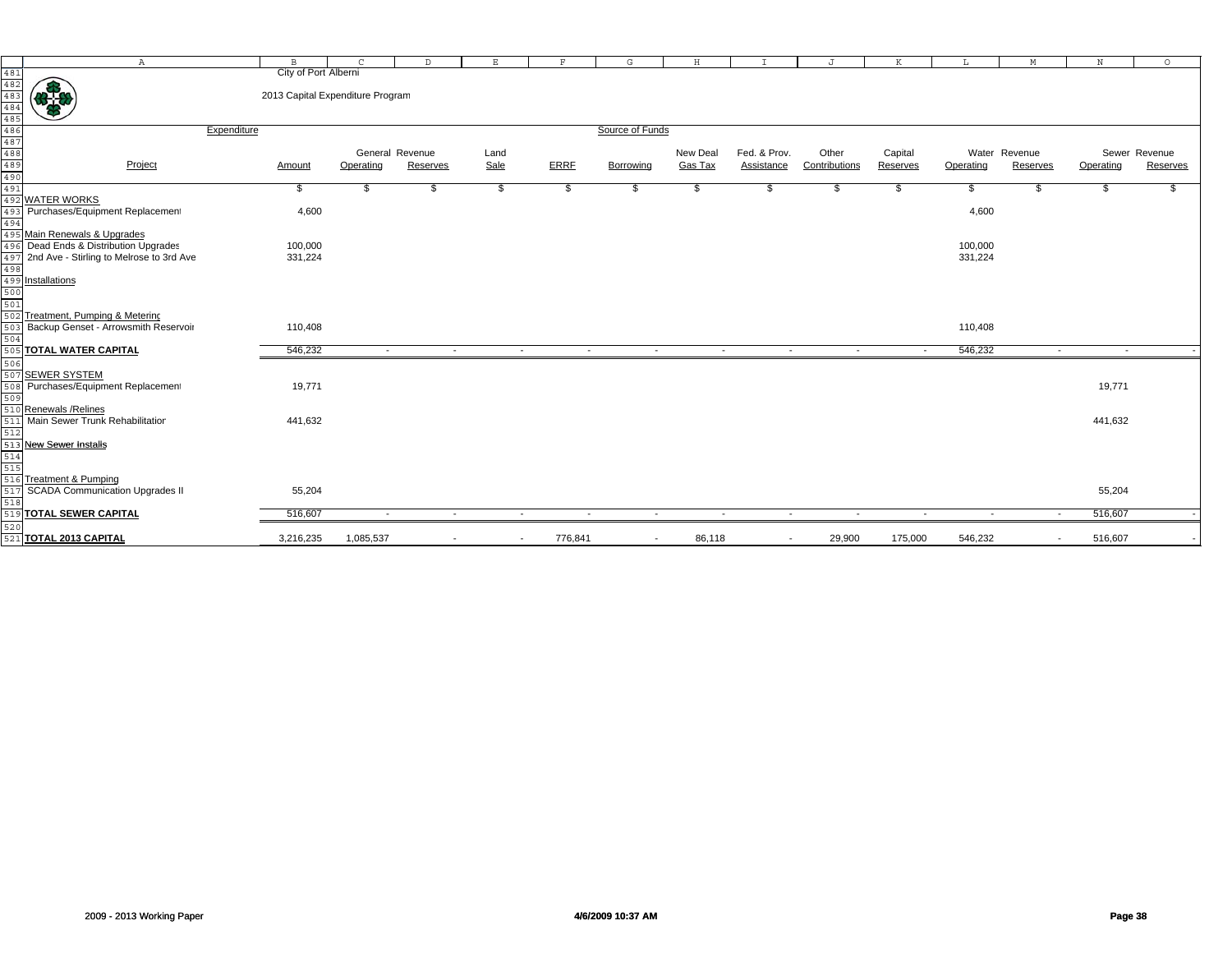City of Port Alberni

2013 Capital Expenditure Program

| Project | Expenditure Amount | General Revenue Operating | General Revenue Reserves | Land Sale | ERRF | Borrowing | New Deal Gas Tax | Fed. & Prov. Assistance | Other Contributions | Capital Reserves | Water Revenue Operating | Water Revenue Reserves | Sewer Revenue Operating | Sewer Revenue Reserves |
|---|---|---|---|---|---|---|---|---|---|---|---|---|---|---|
| | $ | $ | $ | $ | $ | $ | $ | $ | $ | $ | $ | $ | $ | $ |
| **WATER WORKS** | | | | | | | | | | | | | | |
| Purchases/Equipment Replacement | 4,600 | | | | | | | | | | 4,600 | | | |
| Main Renewals & Upgrades | | | | | | | | | | | | | | |
| Dead Ends & Distribution Upgrades | 100,000 | | | | | | | | | | 100,000 | | | |
| 2nd Ave - Stirling to Melrose to 3rd Ave | 331,224 | | | | | | | | | | 331,224 | | | |
| Installations | | | | | | | | | | | | | | |
| Treatment, Pumping & Metering | | | | | | | | | | | | | | |
| Backup Genset - Arrowsmith Reservoir | 110,408 | | | | | | | | | | 110,408 | | | |
| **TOTAL WATER CAPITAL** | 546,232 | - | - | - | - | - | - | - | - | - | 546,232 | - | - | - |
| **SEWER SYSTEM** | | | | | | | | | | | | | | |
| Purchases/Equipment Replacement | 19,771 | | | | | | | | | | | | 19,771 | |
| Renewals /Relines | | | | | | | | | | | | | | |
| Main Sewer Trunk Rehabilitation | 441,632 | | | | | | | | | | | | 441,632 | |
| New Sewer Installs | | | | | | | | | | | | | | |
| Treatment & Pumping | | | | | | | | | | | | | | |
| SCADA Communication Upgrades II | 55,204 | | | | | | | | | | | | 55,204 | |
| **TOTAL SEWER CAPITAL** | 516,607 | - | - | - | - | - | - | - | - | - | - | - | 516,607 | - |
| **TOTAL 2013 CAPITAL** | 3,216,235 | 1,085,537 | - | - | 776,841 | - | 86,118 | - | 29,900 | 175,000 | 546,232 | - | 516,607 | - |

2009 - 2013 Working Paper | 4/6/2009 10:37 AM